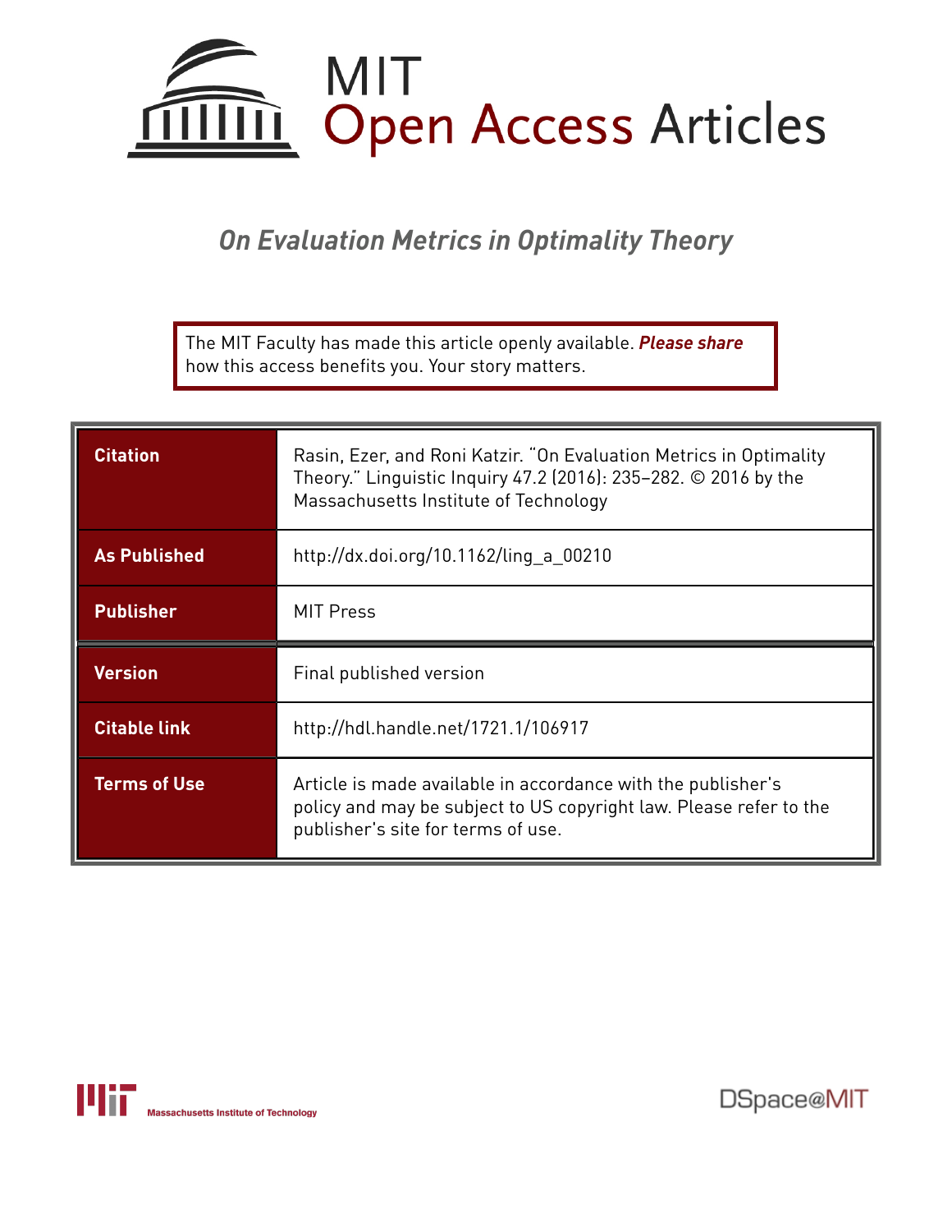# MIT Open Access Articles

## *On Evaluation Metrics in Optimality Theory*

The MIT Faculty has made this article openly available. ***Please share*** how this access benefits you. Your story matters.

| | |
|---|---|
| **Citation** | Rasin, Ezer, and Roni Katzir. "On Evaluation Metrics in Optimality Theory." Linguistic Inquiry 47.2 (2016): 235–282. © 2016 by the Massachusetts Institute of Technology |
| **As Published** | http://dx.doi.org/10.1162/ling_a_00210 |
| **Publisher** | MIT Press |
| **Version** | Final published version |
| **Citable link** | http://hdl.handle.net/1721.1/106917 |
| **Terms of Use** | Article is made available in accordance with the publisher's policy and may be subject to US copyright law. Please refer to the publisher's site for terms of use. |

Massachusetts Institute of Technology

DSpace@MIT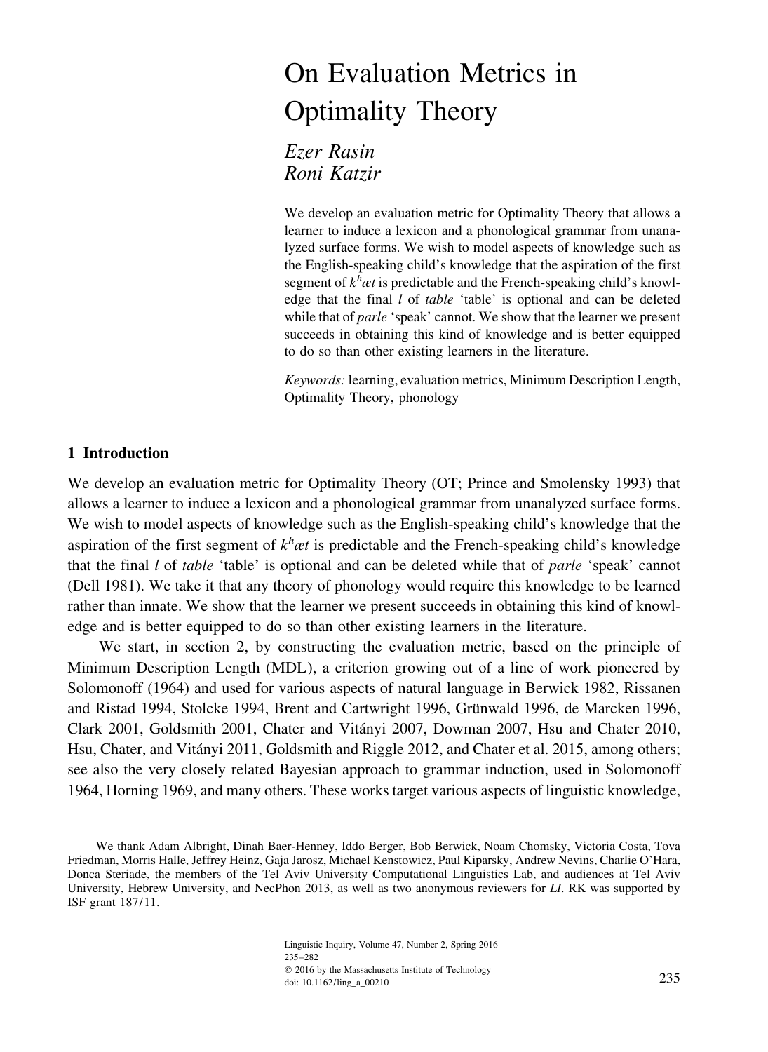# On Evaluation Metrics in Optimality Theory

*Ezer Rasin*
*Roni Katzir*

We develop an evaluation metric for Optimality Theory that allows a learner to induce a lexicon and a phonological grammar from unanalyzed surface forms. We wish to model aspects of knowledge such as the English-speaking child's knowledge that the aspiration of the first segment of *k*[h]*æt* is predictable and the French-speaking child's knowledge that the final *l* of *table* 'table' is optional and can be deleted while that of *parle* 'speak' cannot. We show that the learner we present succeeds in obtaining this kind of knowledge and is better equipped to do so than other existing learners in the literature.

*Keywords:* learning, evaluation metrics, Minimum Description Length, Optimality Theory, phonology

## 1 Introduction

We develop an evaluation metric for Optimality Theory (OT; Prince and Smolensky 1993) that allows a learner to induce a lexicon and a phonological grammar from unanalyzed surface forms. We wish to model aspects of knowledge such as the English-speaking child's knowledge that the aspiration of the first segment of *k*[h]*æt* is predictable and the French-speaking child's knowledge that the final *l* of *table* 'table' is optional and can be deleted while that of *parle* 'speak' cannot (Dell 1981). We take it that any theory of phonology would require this knowledge to be learned rather than innate. We show that the learner we present succeeds in obtaining this kind of knowledge and is better equipped to do so than other existing learners in the literature.

We start, in section 2, by constructing the evaluation metric, based on the principle of Minimum Description Length (MDL), a criterion growing out of a line of work pioneered by Solomonoff (1964) and used for various aspects of natural language in Berwick 1982, Rissanen and Ristad 1994, Stolcke 1994, Brent and Cartwright 1996, Grünwald 1996, de Marcken 1996, Clark 2001, Goldsmith 2001, Chater and Vitányi 2007, Dowman 2007, Hsu and Chater 2010, Hsu, Chater, and Vitányi 2011, Goldsmith and Riggle 2012, and Chater et al. 2015, among others; see also the very closely related Bayesian approach to grammar induction, used in Solomonoff 1964, Horning 1969, and many others. These works target various aspects of linguistic knowledge,

We thank Adam Albright, Dinah Baer-Henney, Iddo Berger, Bob Berwick, Noam Chomsky, Victoria Costa, Tova Friedman, Morris Halle, Jeffrey Heinz, Gaja Jarosz, Michael Kenstowicz, Paul Kiparsky, Andrew Nevins, Charlie O'Hara, Donca Steriade, the members of the Tel Aviv University Computational Linguistics Lab, and audiences at Tel Aviv University, Hebrew University, and NecPhon 2013, as well as two anonymous reviewers for *LI*. RK was supported by ISF grant 187/11.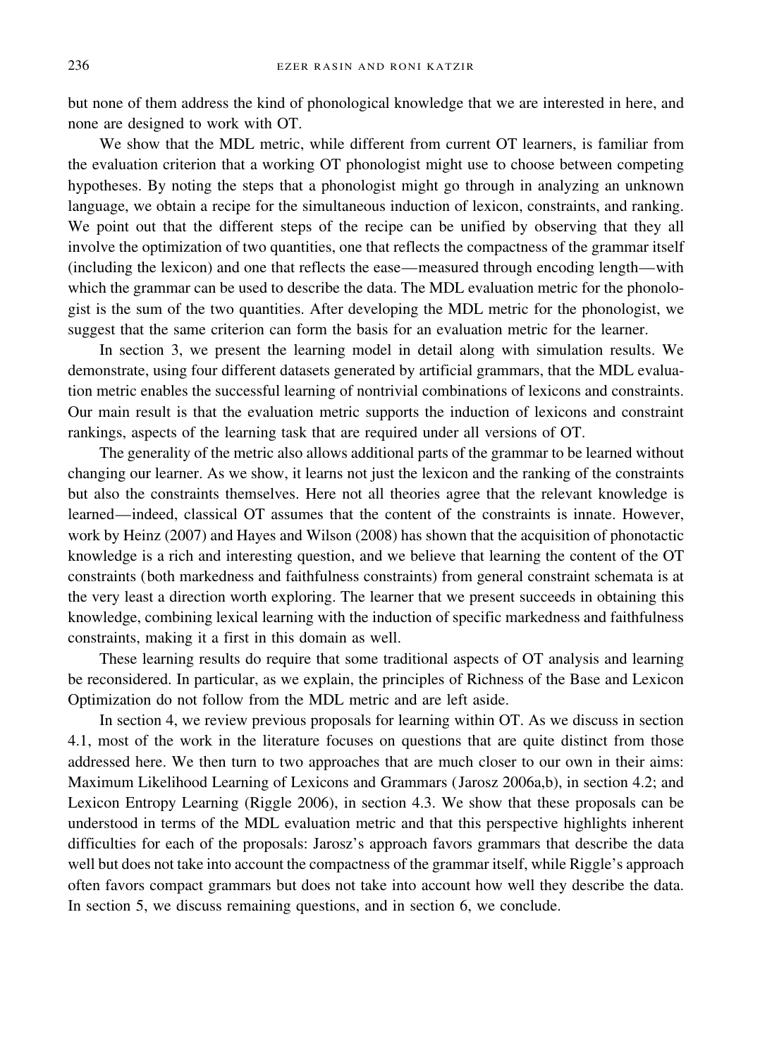but none of them address the kind of phonological knowledge that we are interested in here, and none are designed to work with OT.

We show that the MDL metric, while different from current OT learners, is familiar from the evaluation criterion that a working OT phonologist might use to choose between competing hypotheses. By noting the steps that a phonologist might go through in analyzing an unknown language, we obtain a recipe for the simultaneous induction of lexicon, constraints, and ranking. We point out that the different steps of the recipe can be unified by observing that they all involve the optimization of two quantities, one that reflects the compactness of the grammar itself (including the lexicon) and one that reflects the ease—measured through encoding length—with which the grammar can be used to describe the data. The MDL evaluation metric for the phonologist is the sum of the two quantities. After developing the MDL metric for the phonologist, we suggest that the same criterion can form the basis for an evaluation metric for the learner.

In section 3, we present the learning model in detail along with simulation results. We demonstrate, using four different datasets generated by artificial grammars, that the MDL evaluation metric enables the successful learning of nontrivial combinations of lexicons and constraints. Our main result is that the evaluation metric supports the induction of lexicons and constraint rankings, aspects of the learning task that are required under all versions of OT.

The generality of the metric also allows additional parts of the grammar to be learned without changing our learner. As we show, it learns not just the lexicon and the ranking of the constraints but also the constraints themselves. Here not all theories agree that the relevant knowledge is learned—indeed, classical OT assumes that the content of the constraints is innate. However, work by Heinz (2007) and Hayes and Wilson (2008) has shown that the acquisition of phonotactic knowledge is a rich and interesting question, and we believe that learning the content of the OT constraints (both markedness and faithfulness constraints) from general constraint schemata is at the very least a direction worth exploring. The learner that we present succeeds in obtaining this knowledge, combining lexical learning with the induction of specific markedness and faithfulness constraints, making it a first in this domain as well.

These learning results do require that some traditional aspects of OT analysis and learning be reconsidered. In particular, as we explain, the principles of Richness of the Base and Lexicon Optimization do not follow from the MDL metric and are left aside.

In section 4, we review previous proposals for learning within OT. As we discuss in section 4.1, most of the work in the literature focuses on questions that are quite distinct from those addressed here. We then turn to two approaches that are much closer to our own in their aims: Maximum Likelihood Learning of Lexicons and Grammars (Jarosz 2006a,b), in section 4.2; and Lexicon Entropy Learning (Riggle 2006), in section 4.3. We show that these proposals can be understood in terms of the MDL evaluation metric and that this perspective highlights inherent difficulties for each of the proposals: Jarosz's approach favors grammars that describe the data well but does not take into account the compactness of the grammar itself, while Riggle's approach often favors compact grammars but does not take into account how well they describe the data. In section 5, we discuss remaining questions, and in section 6, we conclude.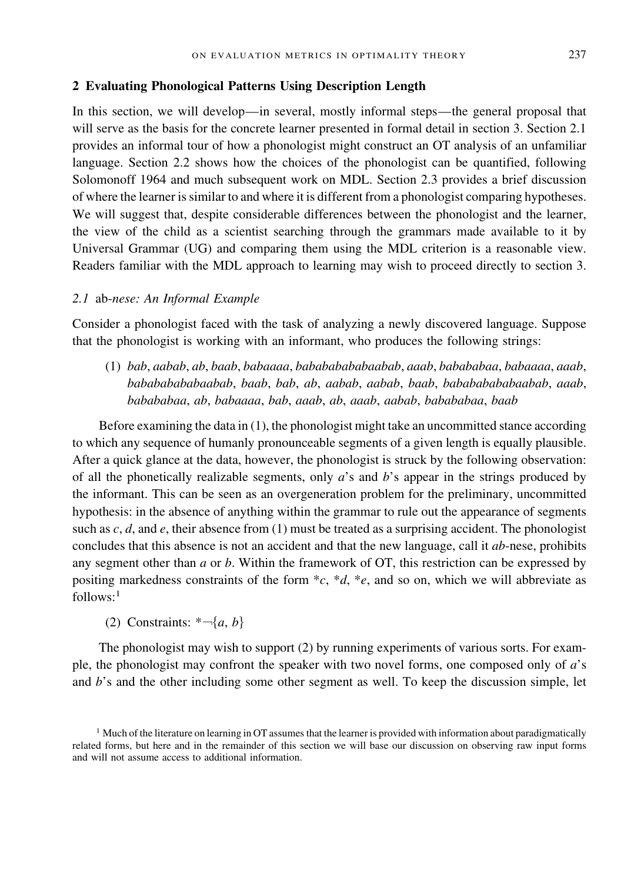## 2 Evaluating Phonological Patterns Using Description Length

In this section, we will develop—in several, mostly informal steps—the general proposal that will serve as the basis for the concrete learner presented in formal detail in section 3. Section 2.1 provides an informal tour of how a phonologist might construct an OT analysis of an unfamiliar language. Section 2.2 shows how the choices of the phonologist can be quantified, following Solomonoff 1964 and much subsequent work on MDL. Section 2.3 provides a brief discussion of where the learner is similar to and where it is different from a phonologist comparing hypotheses. We will suggest that, despite considerable differences between the phonologist and the learner, the view of the child as a scientist searching through the grammars made available to it by Universal Grammar (UG) and comparing them using the MDL criterion is a reasonable view. Readers familiar with the MDL approach to learning may wish to proceed directly to section 3.

### *2.1* ab*-nese: An Informal Example*

Consider a phonologist faced with the task of analyzing a newly discovered language. Suppose that the phonologist is working with an informant, who produces the following strings:

(1) *bab*, *aabab*, *ab*, *baab*, *babaaaa*, *bababababaabab*, *aaab*, *bababa baa*, *babaaaa*, *aaab*, *babababababaabab*, *baab*, *bab*, *ab*, *aabab*, *aabab*, *baab*, *babababababaabab*, *aaab*, *babababaa*, *ab*, *babaaaa*, *bab*, *aaab*, *ab*, *aaab*, *aabab*, *babababaa*, *baab*

Before examining the data in (1), the phonologist might take an uncommitted stance according to which any sequence of humanly pronounceable segments of a given length is equally plausible. After a quick glance at the data, however, the phonologist is struck by the following observation: of all the phonetically realizable segments, only *a*'s and *b*'s appear in the strings produced by the informant. This can be seen as an overgeneration problem for the preliminary, uncommitted hypothesis: in the absence of anything within the grammar to rule out the appearance of segments such as *c*, *d*, and *e*, their absence from (1) must be treated as a surprising accident. The phonologist concludes that this absence is not an accident and that the new language, call it *ab*-nese, prohibits any segment other than *a* or *b*. Within the framework of OT, this restriction can be expressed by positing markedness constraints of the form **c*, **d*, **e*, and so on, which we will abbreviate as follows:[1]

(2) Constraints: $*\neg\{a, b\}$

The phonologist may wish to support (2) by running experiments of various sorts. For example, the phonologist may confront the speaker with two novel forms, one composed only of *a*'s and *b*'s and the other including some other segment as well. To keep the discussion simple, let

[1] Much of the literature on learning in OT assumes that the learner is provided with information about paradigmatically related forms, but here and in the remainder of this section we will base our discussion on observing raw input forms and will not assume access to additional information.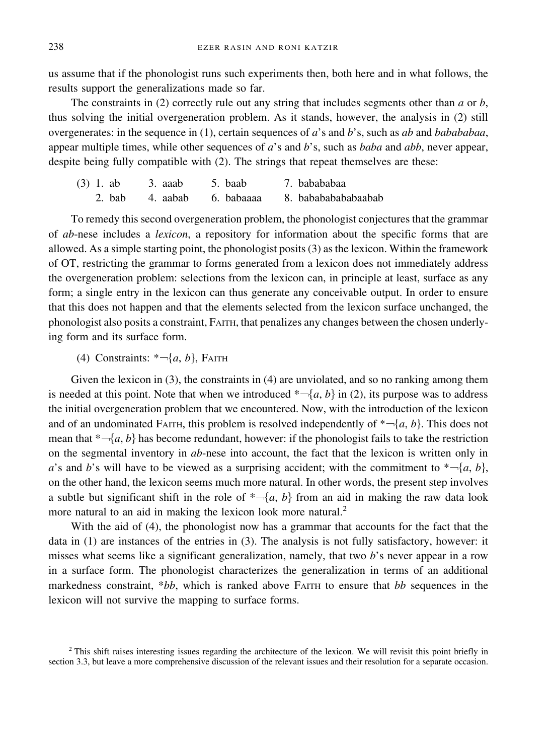us assume that if the phonologist runs such experiments then, both here and in what follows, the results support the generalizations made so far.

The constraints in (2) correctly rule out any string that includes segments other than *a* or *b*, thus solving the initial overgeneration problem. As it stands, however, the analysis in (2) still overgenerates: in the sequence in (1), certain sequences of *a*'s and *b*'s, such as *ab* and *babababaa*, appear multiple times, while other sequences of *a*'s and *b*'s, such as *baba* and *abb*, never appear, despite being fully compatible with (2). The strings that repeat themselves are these:

(3) 1. ab  3. aaab  5. baab  7. babababaa
  2. bab  4. aabab  6. babaaaa  8. bababababaabab

To remedy this second overgeneration problem, the phonologist conjectures that the grammar of *ab*-nese includes a *lexicon*, a repository for information about the specific forms that are allowed. As a simple starting point, the phonologist posits (3) as the lexicon. Within the framework of OT, restricting the grammar to forms generated from a lexicon does not immediately address the overgeneration problem: selections from the lexicon can, in principle at least, surface as any form; a single entry in the lexicon can thus generate any conceivable output. In order to ensure that this does not happen and that the elements selected from the lexicon surface unchanged, the phonologist also posits a constraint, FAITH, that penalizes any changes between the chosen underlying form and its surface form.

(4) Constraints: *¬{*a*, *b*}, FAITH

Given the lexicon in (3), the constraints in (4) are unviolated, and so no ranking among them is needed at this point. Note that when we introduced *¬{*a*, *b*} in (2), its purpose was to address the initial overgeneration problem that we encountered. Now, with the introduction of the lexicon and of an undominated FAITH, this problem is resolved independently of *¬{*a*, *b*}. This does not mean that *¬{*a*, *b*} has become redundant, however: if the phonologist fails to take the restriction on the segmental inventory in *ab*-nese into account, the fact that the lexicon is written only in *a*'s and *b*'s will have to be viewed as a surprising accident; with the commitment to *¬{*a*, *b*}, on the other hand, the lexicon seems much more natural. In other words, the present step involves a subtle but significant shift in the role of *¬{*a*, *b*} from an aid in making the raw data look more natural to an aid in making the lexicon look more natural.[2]

With the aid of (4), the phonologist now has a grammar that accounts for the fact that the data in (1) are instances of the entries in (3). The analysis is not fully satisfactory, however: it misses what seems like a significant generalization, namely, that two *b*'s never appear in a row in a surface form. The phonologist characterizes the generalization in terms of an additional markedness constraint, **bb*, which is ranked above FAITH to ensure that *bb* sequences in the lexicon will not survive the mapping to surface forms.

[2] This shift raises interesting issues regarding the architecture of the lexicon. We will revisit this point briefly in section 3.3, but leave a more comprehensive discussion of the relevant issues and their resolution for a separate occasion.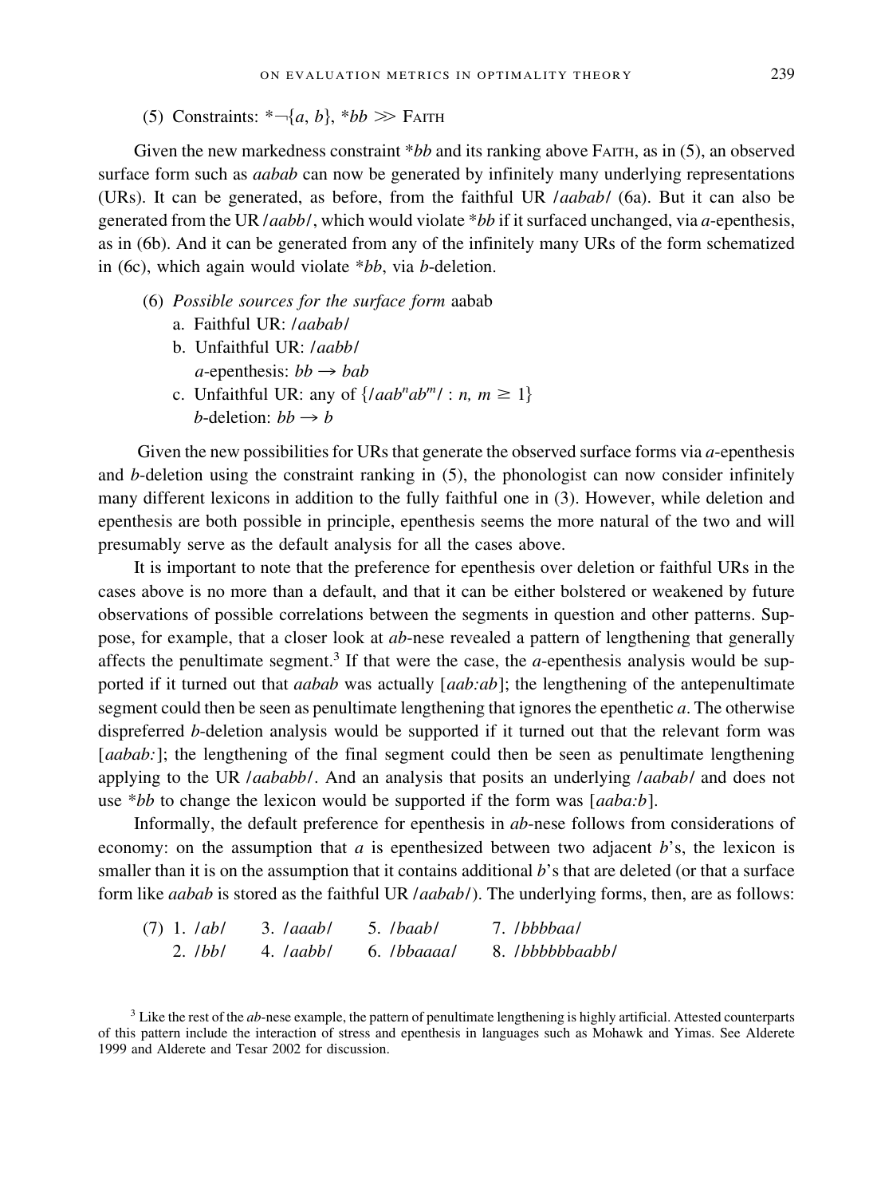(5) Constraints: $*\neg\{a, b\}$, $*bb \gg$ FAITH

Given the new markedness constraint *\*bb* and its ranking above FAITH, as in (5), an observed surface form such as *aabab* can now be generated by infinitely many underlying representations (URs). It can be generated, as before, from the faithful UR /*aabab*/ (6a). But it can also be generated from the UR /*aabb*/, which would violate *\*bb* if it surfaced unchanged, via *a*-epenthesis, as in (6b). And it can be generated from any of the infinitely many URs of the form schematized in (6c), which again would violate *\*bb*, via *b*-deletion.

(6) *Possible sources for the surface form* aabab
   a. Faithful UR: /*aabab*/
   b. Unfaithful UR: /*aabb*/
      *a*-epenthesis: $bb \rightarrow bab$
   c. Unfaithful UR: any of $\{/aab^n ab^m/ : n, m \geq 1\}$
      *b*-deletion: $bb \rightarrow b$

Given the new possibilities for URs that generate the observed surface forms via *a*-epenthesis and *b*-deletion using the constraint ranking in (5), the phonologist can now consider infinitely many different lexicons in addition to the fully faithful one in (3). However, while deletion and epenthesis are both possible in principle, epenthesis seems the more natural of the two and will presumably serve as the default analysis for all the cases above.

It is important to note that the preference for epenthesis over deletion or faithful URs in the cases above is no more than a default, and that it can be either bolstered or weakened by future observations of possible correlations between the segments in question and other patterns. Suppose, for example, that a closer look at *ab*-nese revealed a pattern of lengthening that generally affects the penultimate segment.[3] If that were the case, the *a*-epenthesis analysis would be supported if it turned out that *aabab* was actually [*aab:ab*]; the lengthening of the antepenultimate segment could then be seen as penultimate lengthening that ignores the epenthetic *a*. The otherwise dispreferred *b*-deletion analysis would be supported if it turned out that the relevant form was [*aabab:*]; the lengthening of the final segment could then be seen as penultimate lengthening applying to the UR /*aababb*/. And an analysis that posits an underlying /*aabab*/ and does not use *\*bb* to change the lexicon would be supported if the form was [*aaba:b*].

Informally, the default preference for epenthesis in *ab*-nese follows from considerations of economy: on the assumption that *a* is epenthesized between two adjacent *b*'s, the lexicon is smaller than it is on the assumption that it contains additional *b*'s that are deleted (or that a surface form like *aabab* is stored as the faithful UR /*aabab*/). The underlying forms, then, are as follows:

(7)

| | | | |
|---|---|---|---|
| 1. /*ab*/ | 3. /*aaab*/ | 5. /*baab*/ | 7. /*bbbbaa*/ |
| 2. /*bb*/ | 4. /*aabb*/ | 6. /*bbaaaa*/ | 8. /*bbbbbbaabb*/ |

[3] Like the rest of the *ab*-nese example, the pattern of penultimate lengthening is highly artificial. Attested counterparts of this pattern include the interaction of stress and epenthesis in languages such as Mohawk and Yimas. See Alderete 1999 and Alderete and Tesar 2002 for discussion.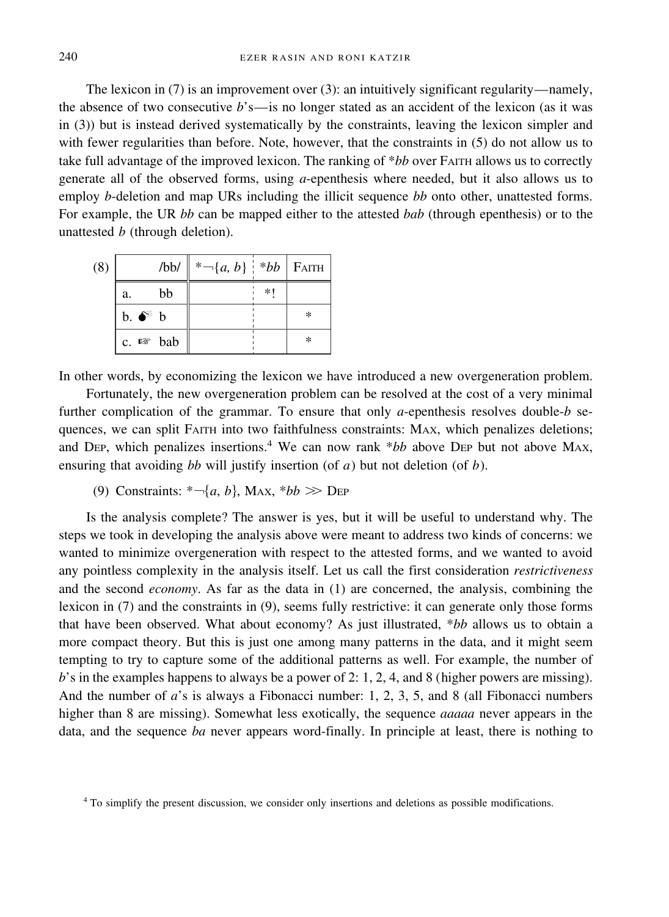The lexicon in (7) is an improvement over (3): an intuitively significant regularity—namely, the absence of two consecutive *b*'s—is no longer stated as an accident of the lexicon (as it was in (3)) but is instead derived systematically by the constraints, leaving the lexicon simpler and with fewer regularities than before. Note, however, that the constraints in (5) do not allow us to take full advantage of the improved lexicon. The ranking of *\*bb* over FAITH allows us to correctly generate all of the observed forms, using *a*-epenthesis where needed, but it also allows us to employ *b*-deletion and map URs including the illicit sequence *bb* onto other, unattested forms. For example, the UR *bb* can be mapped either to the attested *bab* (through epenthesis) or to the unattested *b* (through deletion).

(8)

| /bb/ | *¬{*a*, *b*} | \**bb* | FAITH |
|---|---|---|---|
| a. bb | | *! | |
| b. 💣 b | | | * |
| c. ☞ bab | | | * |

In other words, by economizing the lexicon we have introduced a new overgeneration problem.

Fortunately, the new overgeneration problem can be resolved at the cost of a very minimal further complication of the grammar. To ensure that only *a*-epenthesis resolves double-*b* sequences, we can split FAITH into two faithfulness constraints: MAX, which penalizes deletions; and DEP, which penalizes insertions.[4] We can now rank \**bb* above DEP but not above MAX, ensuring that avoiding *bb* will justify insertion (of *a*) but not deletion (of *b*).

(9) Constraints: *¬{*a*, *b*}, MAX, \**bb* ≫ DEP

Is the analysis complete? The answer is yes, but it will be useful to understand why. The steps we took in developing the analysis above were meant to address two kinds of concerns: we wanted to minimize overgeneration with respect to the attested forms, and we wanted to avoid any pointless complexity in the analysis itself. Let us call the first consideration *restrictiveness* and the second *economy*. As far as the data in (1) are concerned, the analysis, combining the lexicon in (7) and the constraints in (9), seems fully restrictive: it can generate only those forms that have been observed. What about economy? As just illustrated, \**bb* allows us to obtain a more compact theory. But this is just one among many patterns in the data, and it might seem tempting to try to capture some of the additional patterns as well. For example, the number of *b*'s in the examples happens to always be a power of 2: 1, 2, 4, and 8 (higher powers are missing). And the number of *a*'s is always a Fibonacci number: 1, 2, 3, 5, and 8 (all Fibonacci numbers higher than 8 are missing). Somewhat less exotically, the sequence *aaaaa* never appears in the data, and the sequence *ba* never appears word-finally. In principle at least, there is nothing to

[4] To simplify the present discussion, we consider only insertions and deletions as possible modifications.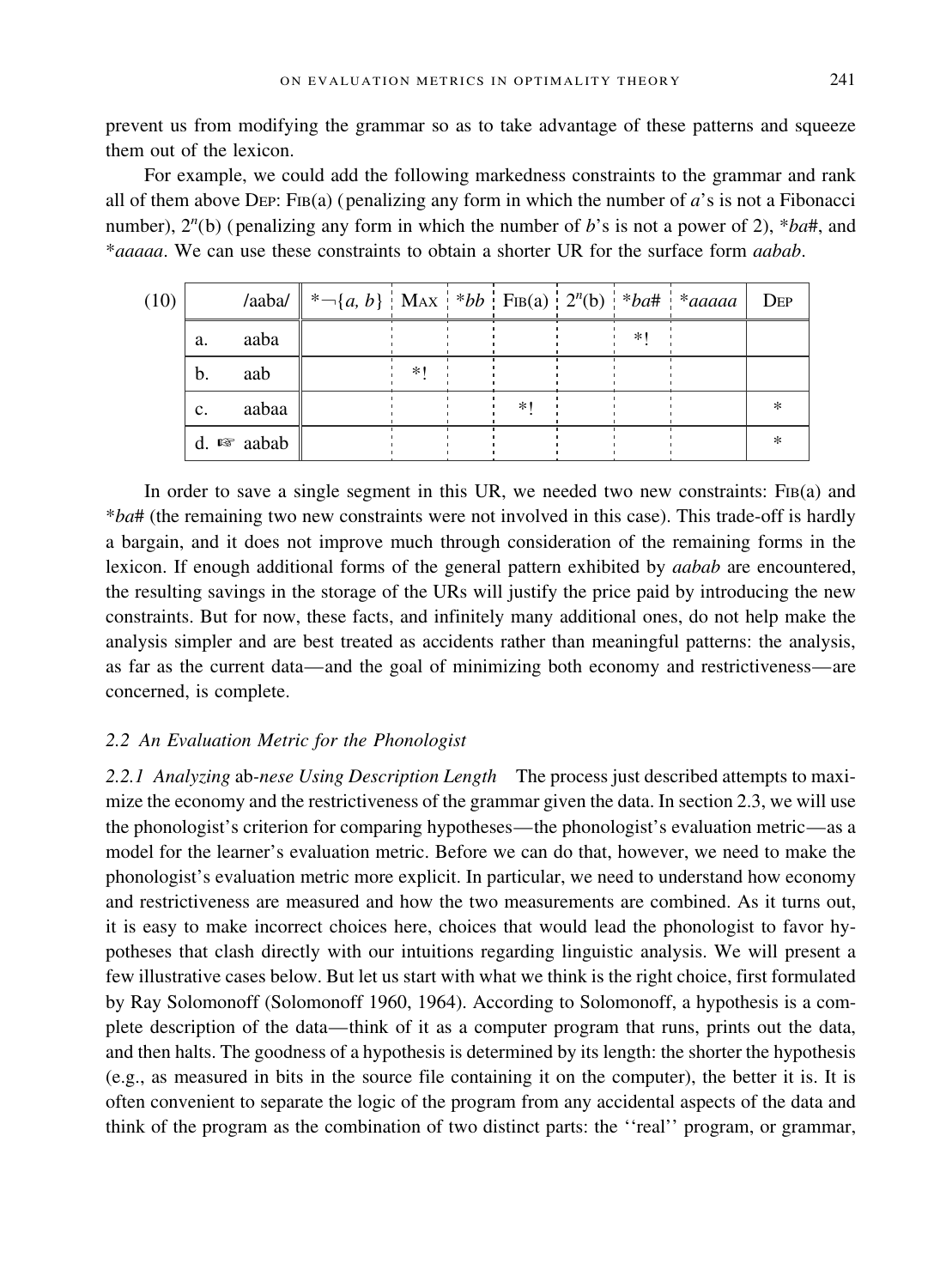prevent us from modifying the grammar so as to take advantage of these patterns and squeeze them out of the lexicon.

For example, we could add the following markedness constraints to the grammar and rank all of them above Dep: Fib(a) (penalizing any form in which the number of *a*'s is not a Fibonacci number), $2^n$(b) (penalizing any form in which the number of *b*'s is not a power of 2), \**ba*#, and \**aaaaa*. We can use these constraints to obtain a shorter UR for the surface form *aabab*.

(10)

| /aaba/ | \*¬{*a, b*} | Max | \**bb* | Fib(a) | $2^n$(b) | \**ba*# | \**aaaaa* | Dep |
|---|---|---|---|---|---|---|---|---|
| a. aaba | | | | | | \*! | | |
| b. aab | | \*! | | | | | | |
| c. aabaa | | | | \*! | | | | \* |
| d. ☞ aabab | | | | | | | | \* |

In order to save a single segment in this UR, we needed two new constraints: Fib(a) and \**ba*# (the remaining two new constraints were not involved in this case). This trade-off is hardly a bargain, and it does not improve much through consideration of the remaining forms in the lexicon. If enough additional forms of the general pattern exhibited by *aabab* are encountered, the resulting savings in the storage of the URs will justify the price paid by introducing the new constraints. But for now, these facts, and infinitely many additional ones, do not help make the analysis simpler and are best treated as accidents rather than meaningful patterns: the analysis, as far as the current data—and the goal of minimizing both economy and restrictiveness—are concerned, is complete.

### 2.2 An Evaluation Metric for the Phonologist

*2.2.1 Analyzing* ab*-nese Using Description Length* The process just described attempts to maximize the economy and the restrictiveness of the grammar given the data. In section 2.3, we will use the phonologist's criterion for comparing hypotheses—the phonologist's evaluation metric—as a model for the learner's evaluation metric. Before we can do that, however, we need to make the phonologist's evaluation metric more explicit. In particular, we need to understand how economy and restrictiveness are measured and how the two measurements are combined. As it turns out, it is easy to make incorrect choices here, choices that would lead the phonologist to favor hypotheses that clash directly with our intuitions regarding linguistic analysis. We will present a few illustrative cases below. But let us start with what we think is the right choice, first formulated by Ray Solomonoff (Solomonoff 1960, 1964). According to Solomonoff, a hypothesis is a complete description of the data—think of it as a computer program that runs, prints out the data, and then halts. The goodness of a hypothesis is determined by its length: the shorter the hypothesis (e.g., as measured in bits in the source file containing it on the computer), the better it is. It is often convenient to separate the logic of the program from any accidental aspects of the data and think of the program as the combination of two distinct parts: the ''real'' program, or grammar,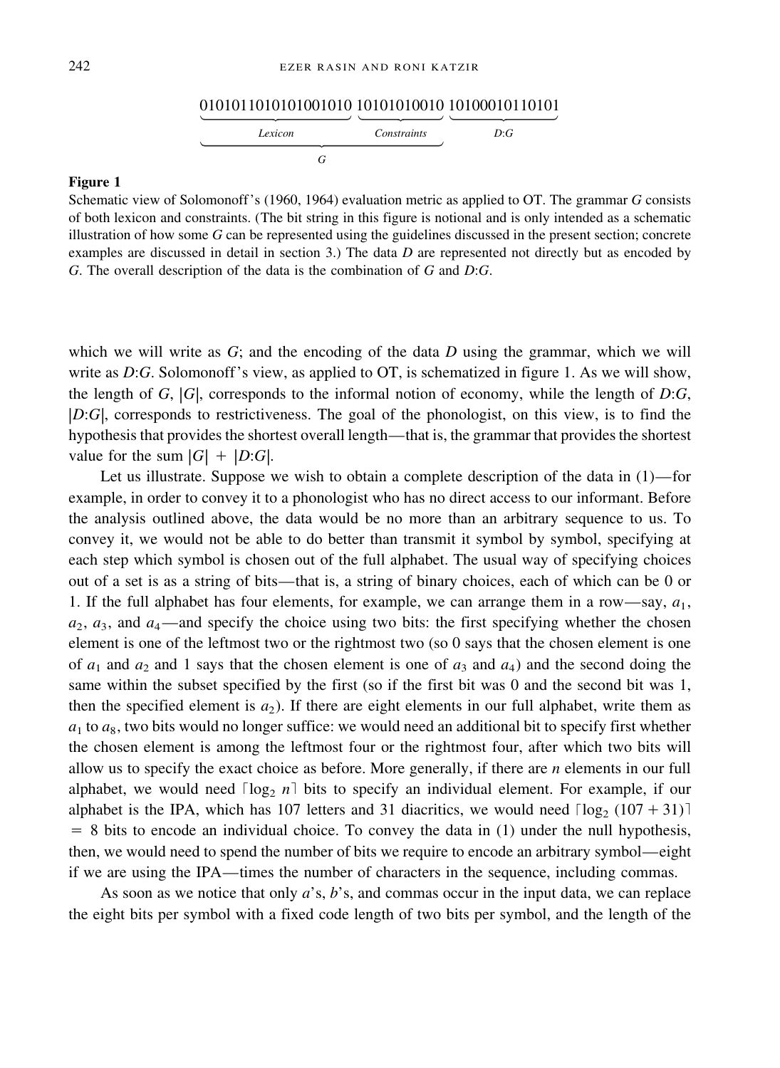```
0101011010101001010 10101010010 10100010110101
\_____Lexicon_____/ \Constraints/ \____D:G____/
\_____________G_______________/
```

**Figure 1**

Schematic view of Solomonoff's (1960, 1964) evaluation metric as applied to OT. The grammar *G* consists of both lexicon and constraints. (The bit string in this figure is notional and is only intended as a schematic illustration of how some *G* can be represented using the guidelines discussed in the present section; concrete examples are discussed in detail in section 3.) The data *D* are represented not directly but as encoded by *G*. The overall description of the data is the combination of *G* and *D*:*G*.

which we will write as *G*; and the encoding of the data *D* using the grammar, which we will write as *D*:*G*. Solomonoff's view, as applied to OT, is schematized in figure 1. As we will show, the length of *G*, $|G|$, corresponds to the informal notion of economy, while the length of *D*:*G*, $|D{:}G|$, corresponds to restrictiveness. The goal of the phonologist, on this view, is to find the hypothesis that provides the shortest overall length—that is, the grammar that provides the shortest value for the sum $|G| + |D{:}G|$.

Let us illustrate. Suppose we wish to obtain a complete description of the data in (1)—for example, in order to convey it to a phonologist who has no direct access to our informant. Before the analysis outlined above, the data would be no more than an arbitrary sequence to us. To convey it, we would not be able to do better than transmit it symbol by symbol, specifying at each step which symbol is chosen out of the full alphabet. The usual way of specifying choices out of a set is as a string of bits—that is, a string of binary choices, each of which can be 0 or 1. If the full alphabet has four elements, for example, we can arrange them in a row—say, $a_1$, $a_2$, $a_3$, and $a_4$—and specify the choice using two bits: the first specifying whether the chosen element is one of the leftmost two or the rightmost two (so 0 says that the chosen element is one of $a_1$ and $a_2$ and 1 says that the chosen element is one of $a_3$ and $a_4$) and the second doing the same within the subset specified by the first (so if the first bit was 0 and the second bit was 1, then the specified element is $a_2$). If there are eight elements in our full alphabet, write them as $a_1$ to $a_8$, two bits would no longer suffice: we would need an additional bit to specify first whether the chosen element is among the leftmost four or the rightmost four, after which two bits will allow us to specify the exact choice as before. More generally, if there are *n* elements in our full alphabet, we would need $\lceil \log_2 n \rceil$ bits to specify an individual element. For example, if our alphabet is the IPA, which has 107 letters and 31 diacritics, we would need $\lceil \log_2 (107 + 31) \rceil = 8$ bits to encode an individual choice. To convey the data in (1) under the null hypothesis, then, we would need to spend the number of bits we require to encode an arbitrary symbol—eight if we are using the IPA—times the number of characters in the sequence, including commas.

As soon as we notice that only *a*'s, *b*'s, and commas occur in the input data, we can replace the eight bits per symbol with a fixed code length of two bits per symbol, and the length of the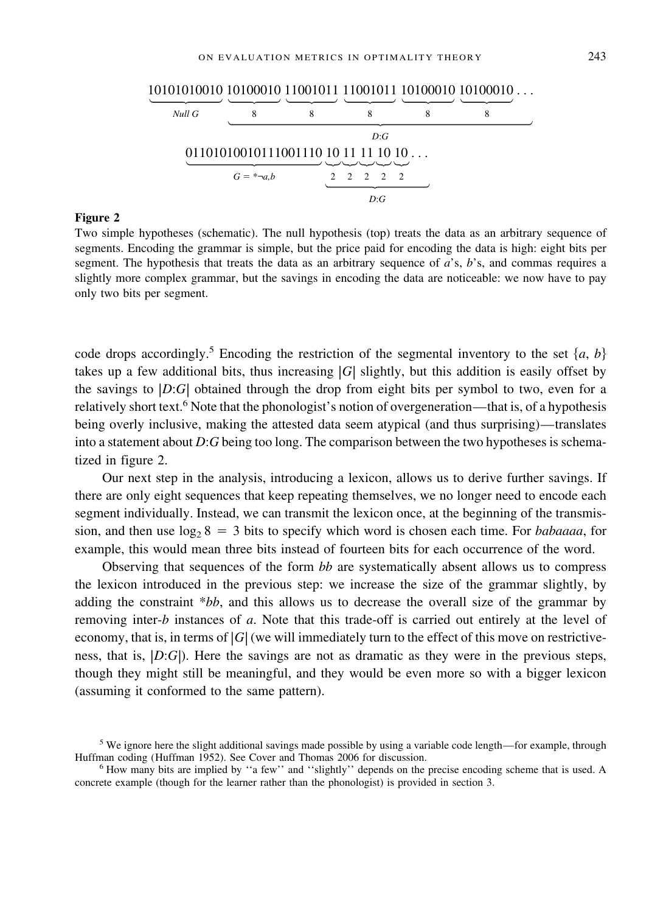10101010010 10100010 11001011 11001011 10100010 10100010 . . .

*Null G* — 8 8 8 8 8 — *D*:*G*

0110101001011100111 0 10 11 11 10 10 . . .

*G* = *¬*a*,*b* — 2 2 2 2 2 — *D*:*G*

**Figure 2**

Two simple hypotheses (schematic). The null hypothesis (top) treats the data as an arbitrary sequence of segments. Encoding the grammar is simple, but the price paid for encoding the data is high: eight bits per segment. The hypothesis that treats the data as an arbitrary sequence of *a*'s, *b*'s, and commas requires a slightly more complex grammar, but the savings in encoding the data are noticeable: we now have to pay only two bits per segment.

code drops accordingly.[5] Encoding the restriction of the segmental inventory to the set {*a*, *b*} takes up a few additional bits, thus increasing $|G|$ slightly, but this addition is easily offset by the savings to $|D{:}G|$ obtained through the drop from eight bits per symbol to two, even for a relatively short text.[6] Note that the phonologist's notion of overgeneration—that is, of a hypothesis being overly inclusive, making the attested data seem atypical (and thus surprising)—translates into a statement about *D*:*G* being too long. The comparison between the two hypotheses is schematized in figure 2.

Our next step in the analysis, introducing a lexicon, allows us to derive further savings. If there are only eight sequences that keep repeating themselves, we no longer need to encode each segment individually. Instead, we can transmit the lexicon once, at the beginning of the transmission, and then use $\log_2 8 = 3$ bits to specify which word is chosen each time. For *babaaaa*, for example, this would mean three bits instead of fourteen bits for each occurrence of the word.

Observing that sequences of the form *bb* are systematically absent allows us to compress the lexicon introduced in the previous step: we increase the size of the grammar slightly, by adding the constraint \**bb*, and this allows us to decrease the overall size of the grammar by removing inter-*b* instances of *a*. Note that this trade-off is carried out entirely at the level of economy, that is, in terms of $|G|$ (we will immediately turn to the effect of this move on restrictiveness, that is, $|D{:}G|$). Here the savings are not as dramatic as they were in the previous steps, though they might still be meaningful, and they would be even more so with a bigger lexicon (assuming it conformed to the same pattern).

[5] We ignore here the slight additional savings made possible by using a variable code length—for example, through Huffman coding (Huffman 1952). See Cover and Thomas 2006 for discussion.

[6] How many bits are implied by ''a few'' and ''slightly'' depends on the precise encoding scheme that is used. A concrete example (though for the learner rather than the phonologist) is provided in section 3.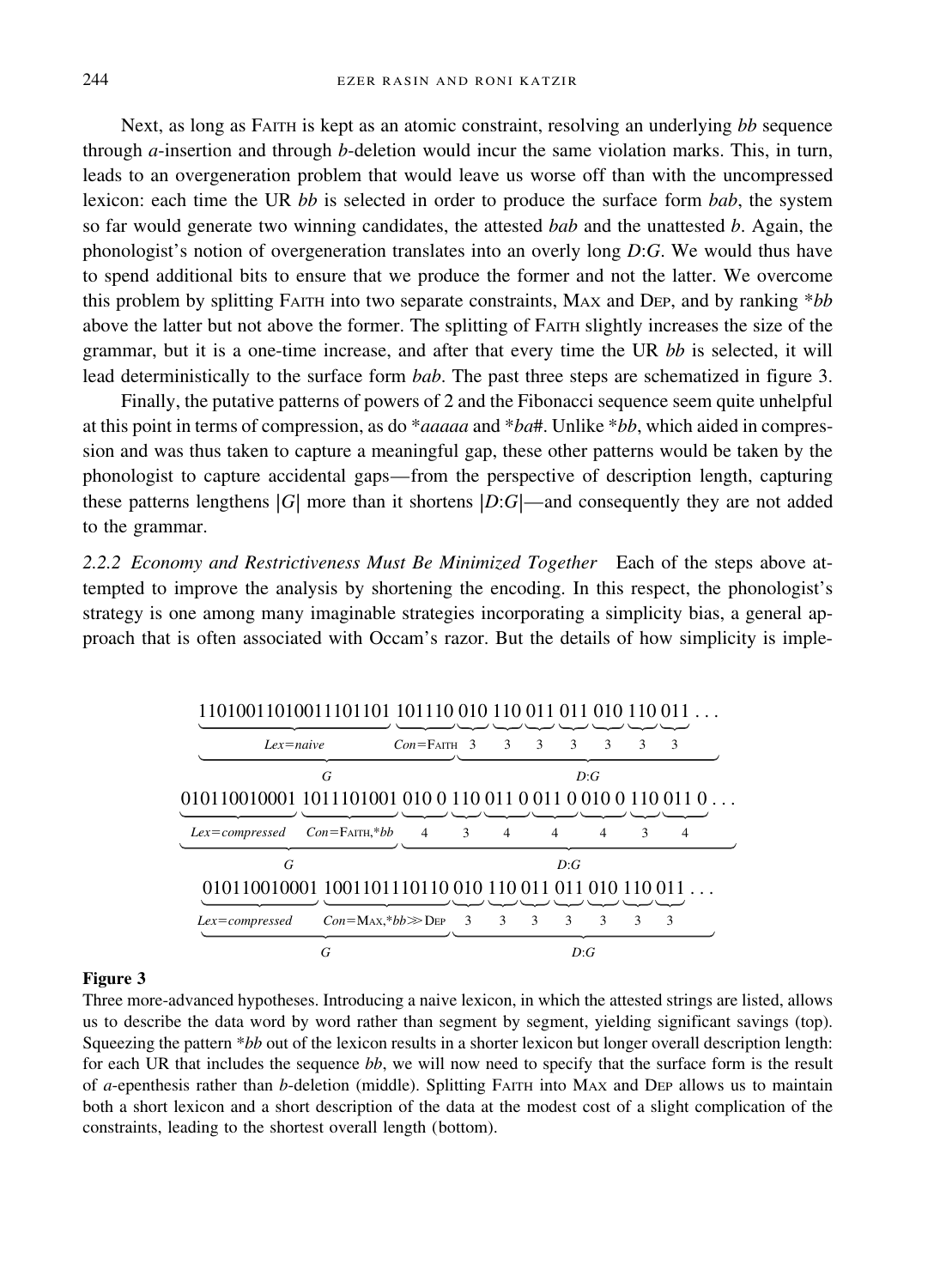Next, as long as FAITH is kept as an atomic constraint, resolving an underlying *bb* sequence through *a*-insertion and through *b*-deletion would incur the same violation marks. This, in turn, leads to an overgeneration problem that would leave us worse off than with the uncompressed lexicon: each time the UR *bb* is selected in order to produce the surface form *bab*, the system so far would generate two winning candidates, the attested *bab* and the unattested *b*. Again, the phonologist's notion of overgeneration translates into an overly long *D*:*G*. We would thus have to spend additional bits to ensure that we produce the former and not the latter. We overcome this problem by splitting FAITH into two separate constraints, MAX and DEP, and by ranking *\*bb* above the latter but not above the former. The splitting of FAITH slightly increases the size of the grammar, but it is a one-time increase, and after that every time the UR *bb* is selected, it will lead deterministically to the surface form *bab*. The past three steps are schematized in figure 3.

Finally, the putative patterns of powers of 2 and the Fibonacci sequence seem quite unhelpful at this point in terms of compression, as do *\*aaaaa* and *\*ba#*. Unlike *\*bb*, which aided in compression and was thus taken to capture a meaningful gap, these other patterns would be taken by the phonologist to capture accidental gaps—from the perspective of description length, capturing these patterns lengthens $|G|$ more than it shortens $|D{:}G|$—and consequently they are not added to the grammar.

*2.2.2 Economy and Restrictiveness Must Be Minimized Together* Each of the steps above attempted to improve the analysis by shortening the encoding. In this respect, the phonologist's strategy is one among many imaginable strategies incorporating a simplicity bias, a general approach that is often associated with Occam's razor. But the details of how simplicity is imple-

```
11010011010011101101 101110 010 110 011 011 010 110 011 ...
Lex=naive            Con=FAITH 3   3   3   3   3   3   3
G                              D:G

010110010001 1011101001 010 0 110 011 0 011 0 010 0 110 011 0 ...
Lex=compressed Con=FAITH,*bb 4   3     4       4     4   3     4
G                            D:G

010110010001 1001101110110 010 110 011 011 010 110 011 ...
Lex=compressed Con=MAX,*bb≫DEP 3   3   3   3   3   3   3
G                              D:G
```

**Figure 3**

Three more-advanced hypotheses. Introducing a naive lexicon, in which the attested strings are listed, allows us to describe the data word by word rather than segment by segment, yielding significant savings (top). Squeezing the pattern *\*bb* out of the lexicon results in a shorter lexicon but longer overall description length: for each UR that includes the sequence *bb*, we will now need to specify that the surface form is the result of *a*-epenthesis rather than *b*-deletion (middle). Splitting FAITH into MAX and DEP allows us to maintain both a short lexicon and a short description of the data at the modest cost of a slight complication of the constraints, leading to the shortest overall length (bottom).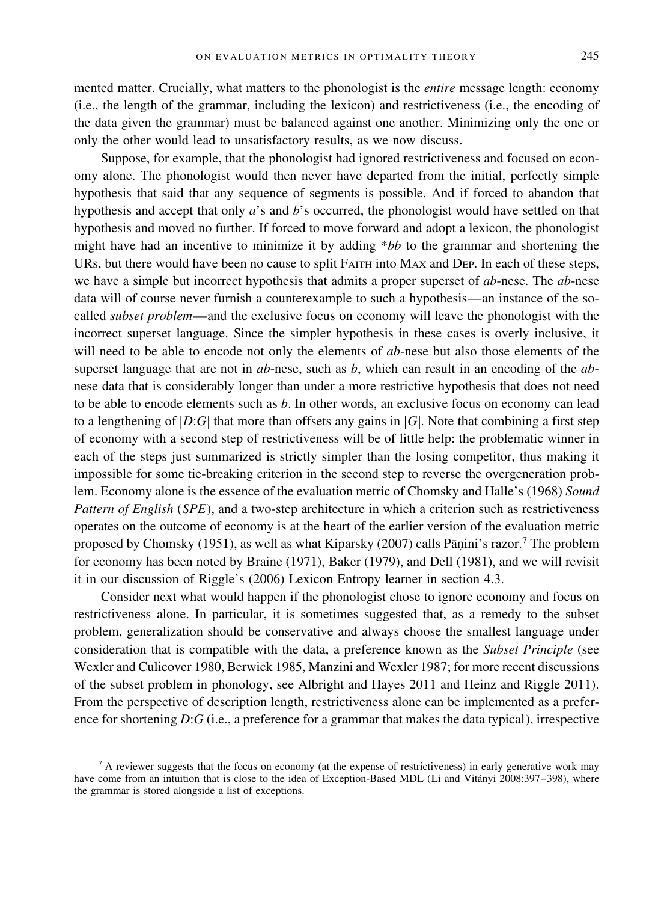mented matter. Crucially, what matters to the phonologist is the *entire* message length: economy (i.e., the length of the grammar, including the lexicon) and restrictiveness (i.e., the encoding of the data given the grammar) must be balanced against one another. Minimizing only the one or only the other would lead to unsatisfactory results, as we now discuss.

Suppose, for example, that the phonologist had ignored restrictiveness and focused on economy alone. The phonologist would then never have departed from the initial, perfectly simple hypothesis that said that any sequence of segments is possible. And if forced to abandon that hypothesis and accept that only *a*'s and *b*'s occurred, the phonologist would have settled on that hypothesis and moved no further. If forced to move forward and adopt a lexicon, the phonologist might have had an incentive to minimize it by adding \**bb* to the grammar and shortening the URs, but there would have been no cause to split FAITH into MAX and DEP. In each of these steps, we have a simple but incorrect hypothesis that admits a proper superset of *ab*-nese. The *ab*-nese data will of course never furnish a counterexample to such a hypothesis—an instance of the so-called *subset problem*—and the exclusive focus on economy will leave the phonologist with the incorrect superset language. Since the simpler hypothesis in these cases is overly inclusive, it will need to be able to encode not only the elements of *ab*-nese but also those elements of the superset language that are not in *ab*-nese, such as *b*, which can result in an encoding of the *ab*-nese data that is considerably longer than under a more restrictive hypothesis that does not need to be able to encode elements such as *b*. In other words, an exclusive focus on economy can lead to a lengthening of $|D{:}G|$ that more than offsets any gains in $|G|$. Note that combining a first step of economy with a second step of restrictiveness will be of little help: the problematic winner in each of the steps just summarized is strictly simpler than the losing competitor, thus making it impossible for some tie-breaking criterion in the second step to reverse the overgeneration problem. Economy alone is the essence of the evaluation metric of Chomsky and Halle's (1968) *Sound Pattern of English* (*SPE*), and a two-step architecture in which a criterion such as restrictiveness operates on the outcome of economy is at the heart of the earlier version of the evaluation metric proposed by Chomsky (1951), as well as what Kiparsky (2007) calls Pāṇini's razor.[7] The problem for economy has been noted by Braine (1971), Baker (1979), and Dell (1981), and we will revisit it in our discussion of Riggle's (2006) Lexicon Entropy learner in section 4.3.

Consider next what would happen if the phonologist chose to ignore economy and focus on restrictiveness alone. In particular, it is sometimes suggested that, as a remedy to the subset problem, generalization should be conservative and always choose the smallest language under consideration that is compatible with the data, a preference known as the *Subset Principle* (see Wexler and Culicover 1980, Berwick 1985, Manzini and Wexler 1987; for more recent discussions of the subset problem in phonology, see Albright and Hayes 2011 and Heinz and Riggle 2011). From the perspective of description length, restrictiveness alone can be implemented as a preference for shortening $D{:}G$ (i.e., a preference for a grammar that makes the data typical), irrespective

[7] A reviewer suggests that the focus on economy (at the expense of restrictiveness) in early generative work may have come from an intuition that is close to the idea of Exception-Based MDL (Li and Vitányi 2008:397–398), where the grammar is stored alongside a list of exceptions.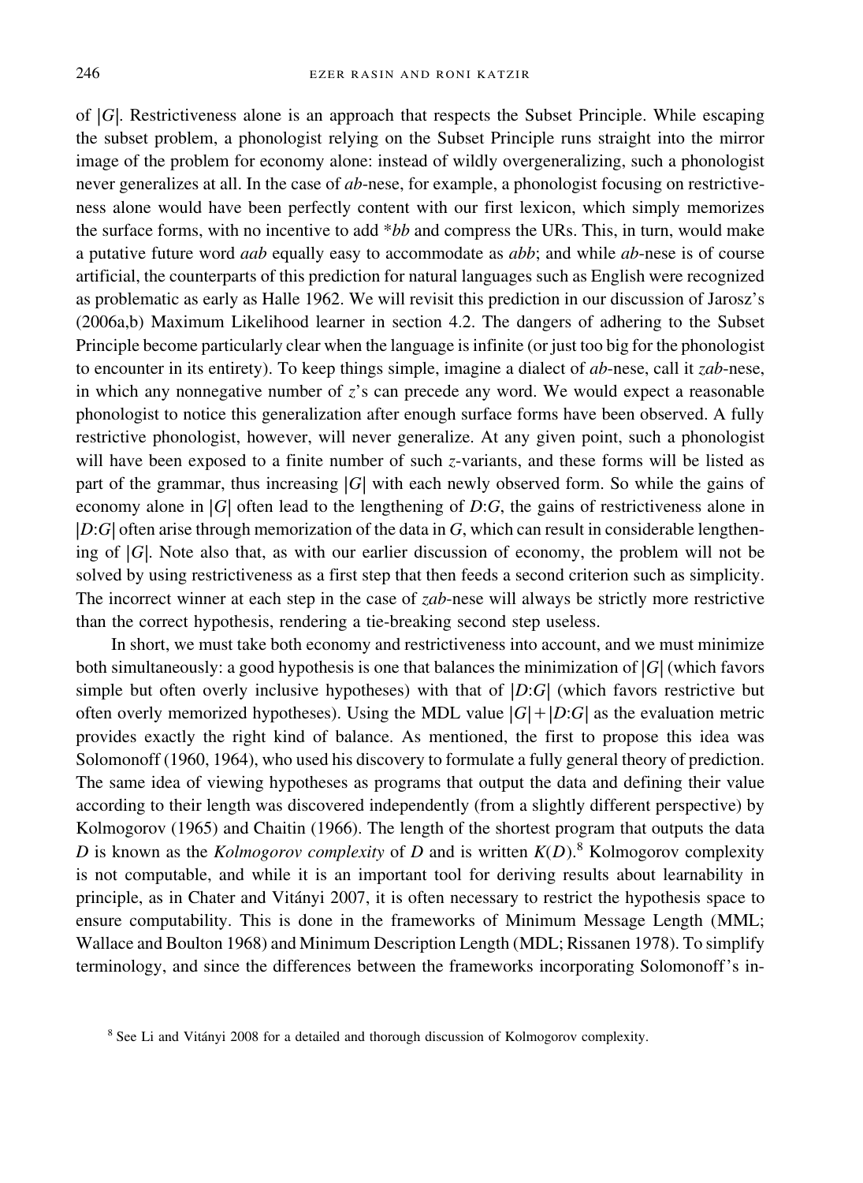of $|G|$. Restrictiveness alone is an approach that respects the Subset Principle. While escaping the subset problem, a phonologist relying on the Subset Principle runs straight into the mirror image of the problem for economy alone: instead of wildly overgeneralizing, such a phonologist never generalizes at all. In the case of *ab*-nese, for example, a phonologist focusing on restrictiveness alone would have been perfectly content with our first lexicon, which simply memorizes the surface forms, with no incentive to add \**bb* and compress the URs. This, in turn, would make a putative future word *aab* equally easy to accommodate as *abb*; and while *ab*-nese is of course artificial, the counterparts of this prediction for natural languages such as English were recognized as problematic as early as Halle 1962. We will revisit this prediction in our discussion of Jarosz's (2006a,b) Maximum Likelihood learner in section 4.2. The dangers of adhering to the Subset Principle become particularly clear when the language is infinite (or just too big for the phonologist to encounter in its entirety). To keep things simple, imagine a dialect of *ab*-nese, call it *zab*-nese, in which any nonnegative number of *z*'s can precede any word. We would expect a reasonable phonologist to notice this generalization after enough surface forms have been observed. A fully restrictive phonologist, however, will never generalize. At any given point, such a phonologist will have been exposed to a finite number of such *z*-variants, and these forms will be listed as part of the grammar, thus increasing $|G|$ with each newly observed form. So while the gains of economy alone in $|G|$ often lead to the lengthening of $D{:}G$, the gains of restrictiveness alone in $|D{:}G|$ often arise through memorization of the data in $G$, which can result in considerable lengthening of $|G|$. Note also that, as with our earlier discussion of economy, the problem will not be solved by using restrictiveness as a first step that then feeds a second criterion such as simplicity. The incorrect winner at each step in the case of *zab*-nese will always be strictly more restrictive than the correct hypothesis, rendering a tie-breaking second step useless.

In short, we must take both economy and restrictiveness into account, and we must minimize both simultaneously: a good hypothesis is one that balances the minimization of $|G|$ (which favors simple but often overly inclusive hypotheses) with that of $|D{:}G|$ (which favors restrictive but often overly memorized hypotheses). Using the MDL value $|G|+|D{:}G|$ as the evaluation metric provides exactly the right kind of balance. As mentioned, the first to propose this idea was Solomonoff (1960, 1964), who used his discovery to formulate a fully general theory of prediction. The same idea of viewing hypotheses as programs that output the data and defining their value according to their length was discovered independently (from a slightly different perspective) by Kolmogorov (1965) and Chaitin (1966). The length of the shortest program that outputs the data $D$ is known as the *Kolmogorov complexity* of $D$ and is written $K(D)$.[8] Kolmogorov complexity is not computable, and while it is an important tool for deriving results about learnability in principle, as in Chater and Vitányi 2007, it is often necessary to restrict the hypothesis space to ensure computability. This is done in the frameworks of Minimum Message Length (MML; Wallace and Boulton 1968) and Minimum Description Length (MDL; Rissanen 1978). To simplify terminology, and since the differences between the frameworks incorporating Solomonoff's in-

[8] See Li and Vitányi 2008 for a detailed and thorough discussion of Kolmogorov complexity.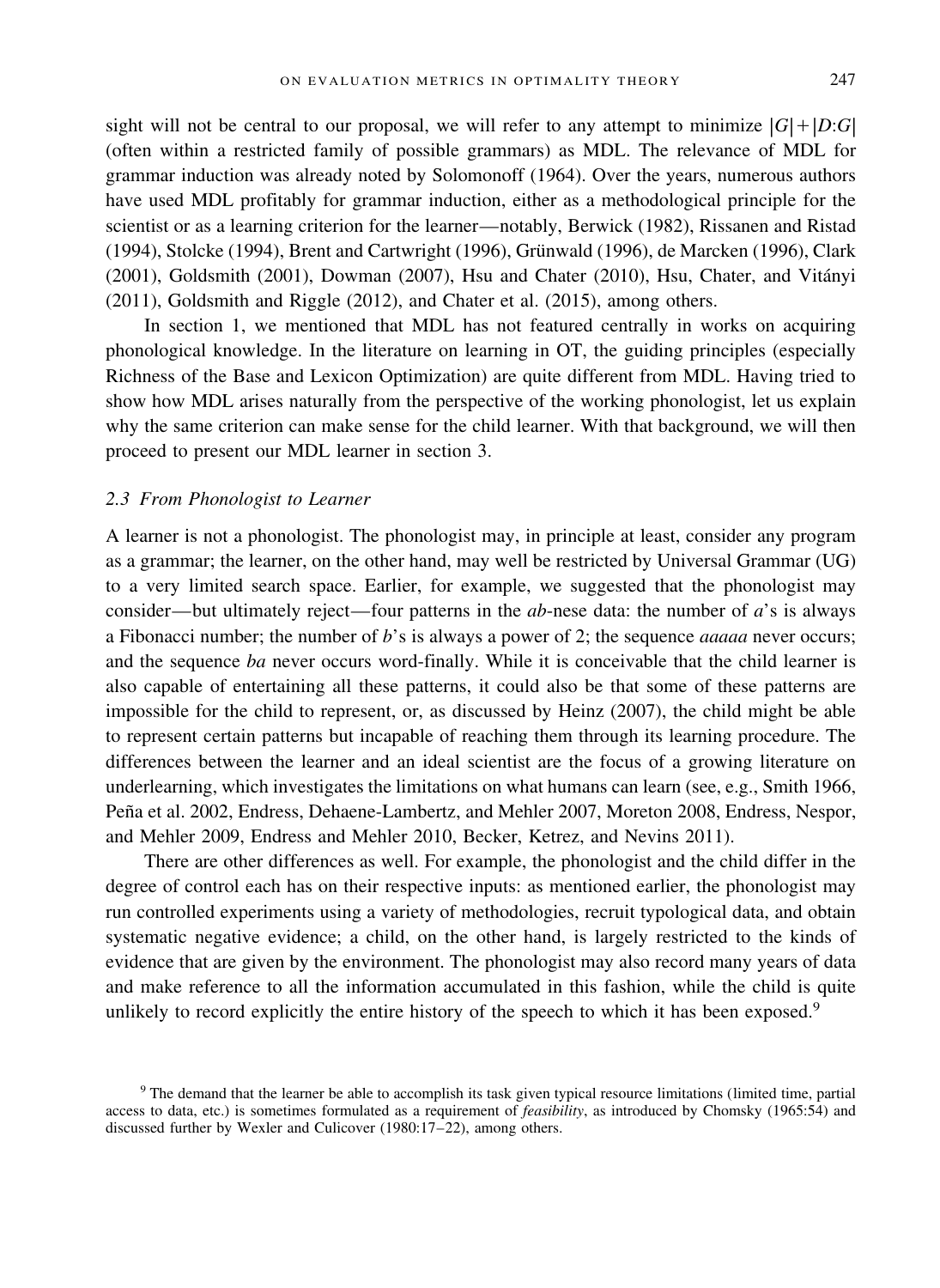sight will not be central to our proposal, we will refer to any attempt to minimize $|G|+|D{:}G|$ (often within a restricted family of possible grammars) as MDL. The relevance of MDL for grammar induction was already noted by Solomonoff (1964). Over the years, numerous authors have used MDL profitably for grammar induction, either as a methodological principle for the scientist or as a learning criterion for the learner—notably, Berwick (1982), Rissanen and Ristad (1994), Stolcke (1994), Brent and Cartwright (1996), Grünwald (1996), de Marcken (1996), Clark (2001), Goldsmith (2001), Dowman (2007), Hsu and Chater (2010), Hsu, Chater, and Vitányi (2011), Goldsmith and Riggle (2012), and Chater et al. (2015), among others.

In section 1, we mentioned that MDL has not featured centrally in works on acquiring phonological knowledge. In the literature on learning in OT, the guiding principles (especially Richness of the Base and Lexicon Optimization) are quite different from MDL. Having tried to show how MDL arises naturally from the perspective of the working phonologist, let us explain why the same criterion can make sense for the child learner. With that background, we will then proceed to present our MDL learner in section 3.

### 2.3 From Phonologist to Learner

A learner is not a phonologist. The phonologist may, in principle at least, consider any program as a grammar; the learner, on the other hand, may well be restricted by Universal Grammar (UG) to a very limited search space. Earlier, for example, we suggested that the phonologist may consider—but ultimately reject—four patterns in the *ab*-nese data: the number of *a*'s is always a Fibonacci number; the number of *b*'s is always a power of 2; the sequence *aaaaa* never occurs; and the sequence *ba* never occurs word-finally. While it is conceivable that the child learner is also capable of entertaining all these patterns, it could also be that some of these patterns are impossible for the child to represent, or, as discussed by Heinz (2007), the child might be able to represent certain patterns but incapable of reaching them through its learning procedure. The differences between the learner and an ideal scientist are the focus of a growing literature on underlearning, which investigates the limitations on what humans can learn (see, e.g., Smith 1966, Peña et al. 2002, Endress, Dehaene-Lambertz, and Mehler 2007, Moreton 2008, Endress, Nespor, and Mehler 2009, Endress and Mehler 2010, Becker, Ketrez, and Nevins 2011).

There are other differences as well. For example, the phonologist and the child differ in the degree of control each has on their respective inputs: as mentioned earlier, the phonologist may run controlled experiments using a variety of methodologies, recruit typological data, and obtain systematic negative evidence; a child, on the other hand, is largely restricted to the kinds of evidence that are given by the environment. The phonologist may also record many years of data and make reference to all the information accumulated in this fashion, while the child is quite unlikely to record explicitly the entire history of the speech to which it has been exposed.[9]

[9] The demand that the learner be able to accomplish its task given typical resource limitations (limited time, partial access to data, etc.) is sometimes formulated as a requirement of *feasibility*, as introduced by Chomsky (1965:54) and discussed further by Wexler and Culicover (1980:17–22), among others.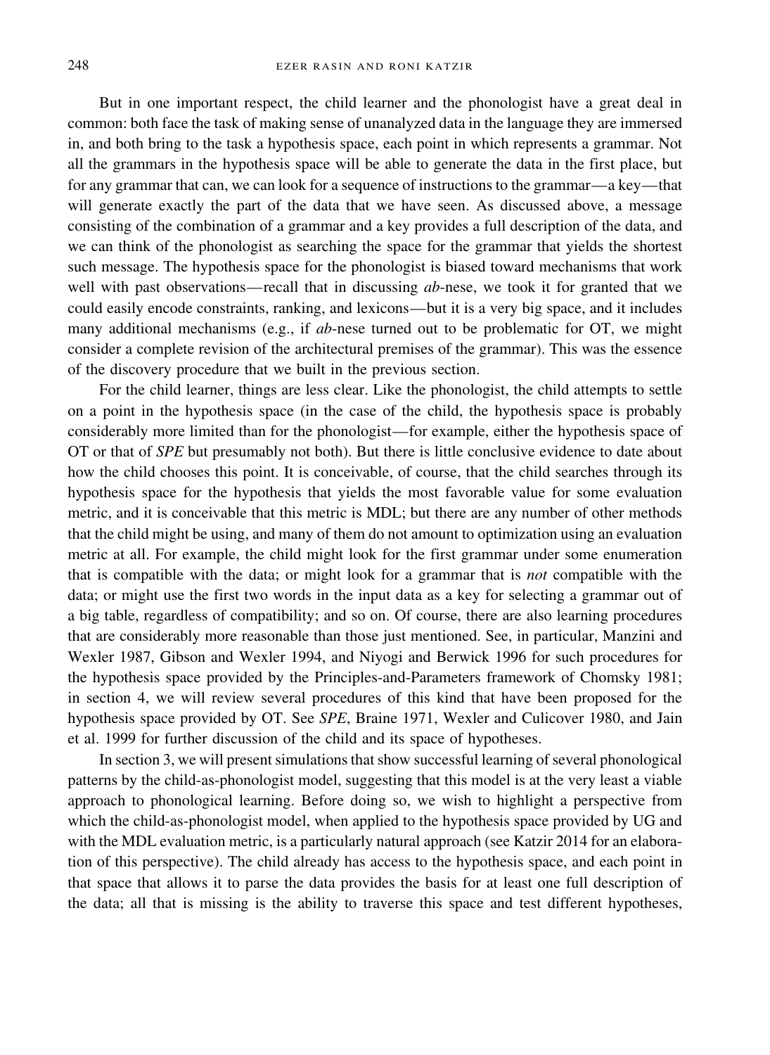But in one important respect, the child learner and the phonologist have a great deal in common: both face the task of making sense of unanalyzed data in the language they are immersed in, and both bring to the task a hypothesis space, each point in which represents a grammar. Not all the grammars in the hypothesis space will be able to generate the data in the first place, but for any grammar that can, we can look for a sequence of instructions to the grammar—a key—that will generate exactly the part of the data that we have seen. As discussed above, a message consisting of the combination of a grammar and a key provides a full description of the data, and we can think of the phonologist as searching the space for the grammar that yields the shortest such message. The hypothesis space for the phonologist is biased toward mechanisms that work well with past observations—recall that in discussing *ab*-nese, we took it for granted that we could easily encode constraints, ranking, and lexicons—but it is a very big space, and it includes many additional mechanisms (e.g., if *ab*-nese turned out to be problematic for OT, we might consider a complete revision of the architectural premises of the grammar). This was the essence of the discovery procedure that we built in the previous section.

For the child learner, things are less clear. Like the phonologist, the child attempts to settle on a point in the hypothesis space (in the case of the child, the hypothesis space is probably considerably more limited than for the phonologist—for example, either the hypothesis space of OT or that of *SPE* but presumably not both). But there is little conclusive evidence to date about how the child chooses this point. It is conceivable, of course, that the child searches through its hypothesis space for the hypothesis that yields the most favorable value for some evaluation metric, and it is conceivable that this metric is MDL; but there are any number of other methods that the child might be using, and many of them do not amount to optimization using an evaluation metric at all. For example, the child might look for the first grammar under some enumeration that is compatible with the data; or might look for a grammar that is *not* compatible with the data; or might use the first two words in the input data as a key for selecting a grammar out of a big table, regardless of compatibility; and so on. Of course, there are also learning procedures that are considerably more reasonable than those just mentioned. See, in particular, Manzini and Wexler 1987, Gibson and Wexler 1994, and Niyogi and Berwick 1996 for such procedures for the hypothesis space provided by the Principles-and-Parameters framework of Chomsky 1981; in section 4, we will review several procedures of this kind that have been proposed for the hypothesis space provided by OT. See *SPE*, Braine 1971, Wexler and Culicover 1980, and Jain et al. 1999 for further discussion of the child and its space of hypotheses.

In section 3, we will present simulations that show successful learning of several phonological patterns by the child-as-phonologist model, suggesting that this model is at the very least a viable approach to phonological learning. Before doing so, we wish to highlight a perspective from which the child-as-phonologist model, when applied to the hypothesis space provided by UG and with the MDL evaluation metric, is a particularly natural approach (see Katzir 2014 for an elaboration of this perspective). The child already has access to the hypothesis space, and each point in that space that allows it to parse the data provides the basis for at least one full description of the data; all that is missing is the ability to traverse this space and test different hypotheses,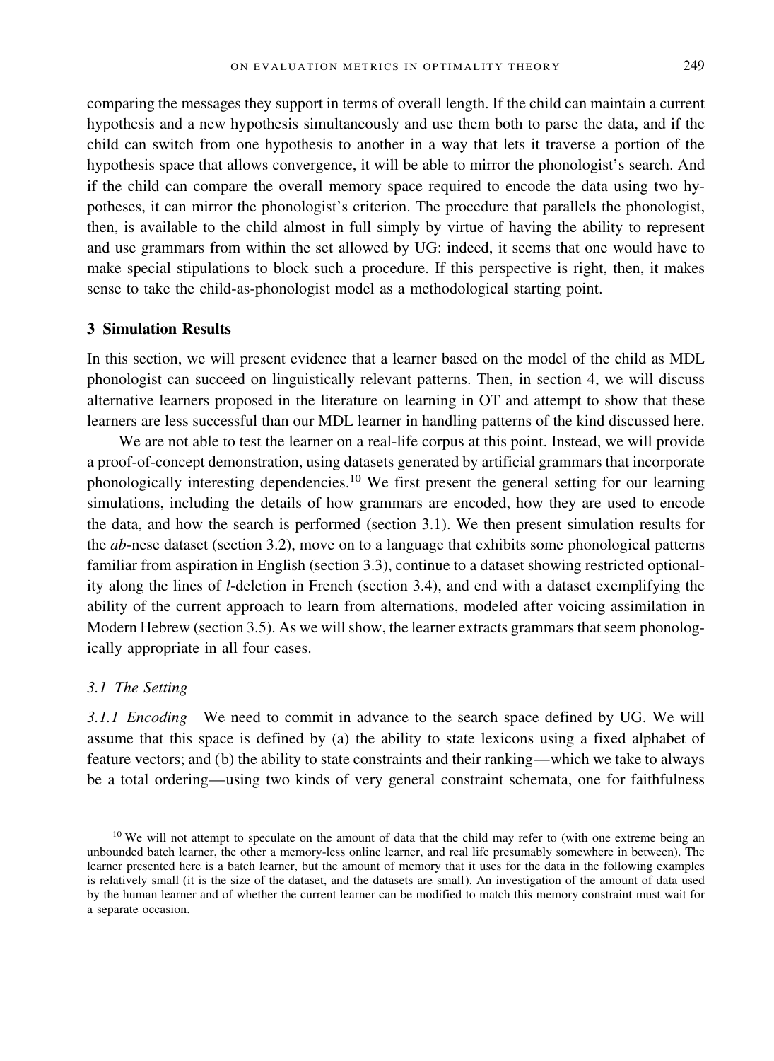comparing the messages they support in terms of overall length. If the child can maintain a current hypothesis and a new hypothesis simultaneously and use them both to parse the data, and if the child can switch from one hypothesis to another in a way that lets it traverse a portion of the hypothesis space that allows convergence, it will be able to mirror the phonologist's search. And if the child can compare the overall memory space required to encode the data using two hypotheses, it can mirror the phonologist's criterion. The procedure that parallels the phonologist, then, is available to the child almost in full simply by virtue of having the ability to represent and use grammars from within the set allowed by UG: indeed, it seems that one would have to make special stipulations to block such a procedure. If this perspective is right, then, it makes sense to take the child-as-phonologist model as a methodological starting point.

## 3 Simulation Results

In this section, we will present evidence that a learner based on the model of the child as MDL phonologist can succeed on linguistically relevant patterns. Then, in section 4, we will discuss alternative learners proposed in the literature on learning in OT and attempt to show that these learners are less successful than our MDL learner in handling patterns of the kind discussed here.

We are not able to test the learner on a real-life corpus at this point. Instead, we will provide a proof-of-concept demonstration, using datasets generated by artificial grammars that incorporate phonologically interesting dependencies.[10] We first present the general setting for our learning simulations, including the details of how grammars are encoded, how they are used to encode the data, and how the search is performed (section 3.1). We then present simulation results for the *ab*-nese dataset (section 3.2), move on to a language that exhibits some phonological patterns familiar from aspiration in English (section 3.3), continue to a dataset showing restricted optionality along the lines of *l*-deletion in French (section 3.4), and end with a dataset exemplifying the ability of the current approach to learn from alternations, modeled after voicing assimilation in Modern Hebrew (section 3.5). As we will show, the learner extracts grammars that seem phonologically appropriate in all four cases.

### 3.1 The Setting

*3.1.1 Encoding* We need to commit in advance to the search space defined by UG. We will assume that this space is defined by (a) the ability to state lexicons using a fixed alphabet of feature vectors; and (b) the ability to state constraints and their ranking—which we take to always be a total ordering—using two kinds of very general constraint schemata, one for faithfulness

[10] We will not attempt to speculate on the amount of data that the child may refer to (with one extreme being an unbounded batch learner, the other a memory-less online learner, and real life presumably somewhere in between). The learner presented here is a batch learner, but the amount of memory that it uses for the data in the following examples is relatively small (it is the size of the dataset, and the datasets are small). An investigation of the amount of data used by the human learner and of whether the current learner can be modified to match this memory constraint must wait for a separate occasion.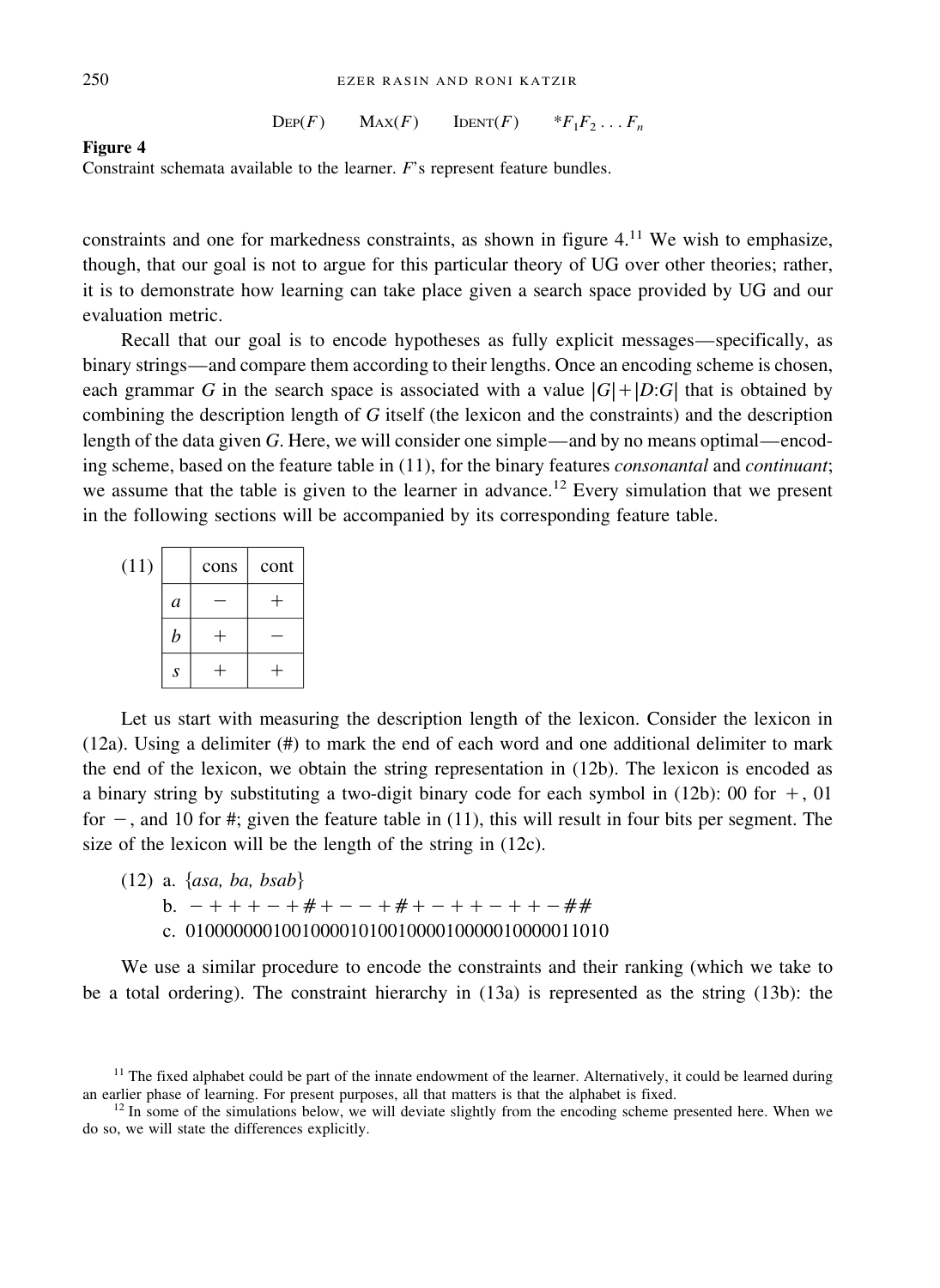DEP($F$)  MAX($F$)  IDENT($F$)  $*F_1F_2 \ldots F_n$

**Figure 4**
Constraint schemata available to the learner. $F$'s represent feature bundles.

constraints and one for markedness constraints, as shown in figure 4.[11] We wish to emphasize, though, that our goal is not to argue for this particular theory of UG over other theories; rather, it is to demonstrate how learning can take place given a search space provided by UG and our evaluation metric.

Recall that our goal is to encode hypotheses as fully explicit messages—specifically, as binary strings—and compare them according to their lengths. Once an encoding scheme is chosen, each grammar $G$ in the search space is associated with a value $|G|+|D{:}G|$ that is obtained by combining the description length of $G$ itself (the lexicon and the constraints) and the description length of the data given $G$. Here, we will consider one simple—and by no means optimal—encoding scheme, based on the feature table in (11), for the binary features *consonantal* and *continuant*; we assume that the table is given to the learner in advance.[12] Every simulation that we present in the following sections will be accompanied by its corresponding feature table.

(11)

| | cons | cont |
|---|---|---|
| *a* | − | + |
| *b* | + | − |
| *s* | + | + |

Let us start with measuring the description length of the lexicon. Consider the lexicon in (12a). Using a delimiter (#) to mark the end of each word and one additional delimiter to mark the end of the lexicon, we obtain the string representation in (12b). The lexicon is encoded as a binary string by substituting a two-digit binary code for each symbol in (12b): 00 for +, 01 for −, and 10 for #; given the feature table in (11), this will result in four bits per segment. The size of the lexicon will be the length of the string in (12c).

(12) a. {*asa, ba, bsab*}
 b. − + + + − + # + − − + # + − + + − + + − ##
 c. 0100000001001000010100100001000001000001101O

We use a similar procedure to encode the constraints and their ranking (which we take to be a total ordering). The constraint hierarchy in (13a) is represented as the string (13b): the

[11] The fixed alphabet could be part of the innate endowment of the learner. Alternatively, it could be learned during an earlier phase of learning. For present purposes, all that matters is that the alphabet is fixed.

[12] In some of the simulations below, we will deviate slightly from the encoding scheme presented here. When we do so, we will state the differences explicitly.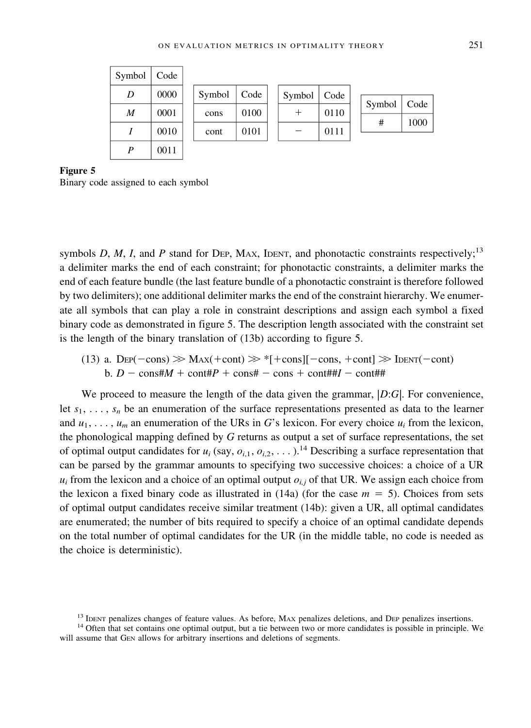| Symbol | Code |
|---|---|
| *D* | 0000 |
| *M* | 0001 |
| *I* | 0010 |
| *P* | 0011 |

| Symbol | Code |
|---|---|
| cons | 0100 |
| cont | 0101 |

| Symbol | Code |
|---|---|
| + | 0110 |
| − | 0111 |

| Symbol | Code |
|---|---|
| # | 1000 |

**Figure 5**
Binary code assigned to each symbol

symbols *D*, *M*, *I*, and *P* stand for Dep, Max, Ident, and phonotactic constraints respectively;[13] a delimiter marks the end of each constraint; for phonotactic constraints, a delimiter marks the end of each feature bundle (the last feature bundle of a phonotactic constraint is therefore followed by two delimiters); one additional delimiter marks the end of the constraint hierarchy. We enumerate all symbols that can play a role in constraint descriptions and assign each symbol a fixed binary code as demonstrated in figure 5. The description length associated with the constraint set is the length of the binary translation of (13b) according to figure 5.

(13) a. Dep(−cons) ≫ Max(+cont) ≫ *[+cons][−cons, +cont] ≫ Ident(−cont)
b. *D* − cons#*M* + cont#*P* + cons# − cons + cont##*I* − cont##

We proceed to measure the length of the data given the grammar, $|D{:}G|$. For convenience, let $s_1, \ldots, s_n$ be an enumeration of the surface representations presented as data to the learner and $u_1, \ldots, u_m$ an enumeration of the URs in *G*'s lexicon. For every choice $u_i$ from the lexicon, the phonological mapping defined by *G* returns as output a set of surface representations, the set of optimal output candidates for $u_i$ (say, $o_{i,1}, o_{i,2}, \ldots$).[14] Describing a surface representation that can be parsed by the grammar amounts to specifying two successive choices: a choice of a UR $u_i$ from the lexicon and a choice of an optimal output $o_{i,j}$ of that UR. We assign each choice from the lexicon a fixed binary code as illustrated in (14a) (for the case $m = 5$). Choices from sets of optimal output candidates receive similar treatment (14b): given a UR, all optimal candidates are enumerated; the number of bits required to specify a choice of an optimal candidate depends on the total number of optimal candidates for the UR (in the middle table, no code is needed as the choice is deterministic).

[13] Ident penalizes changes of feature values. As before, Max penalizes deletions, and Dep penalizes insertions.

[14] Often that set contains one optimal output, but a tie between two or more candidates is possible in principle. We will assume that Gen allows for arbitrary insertions and deletions of segments.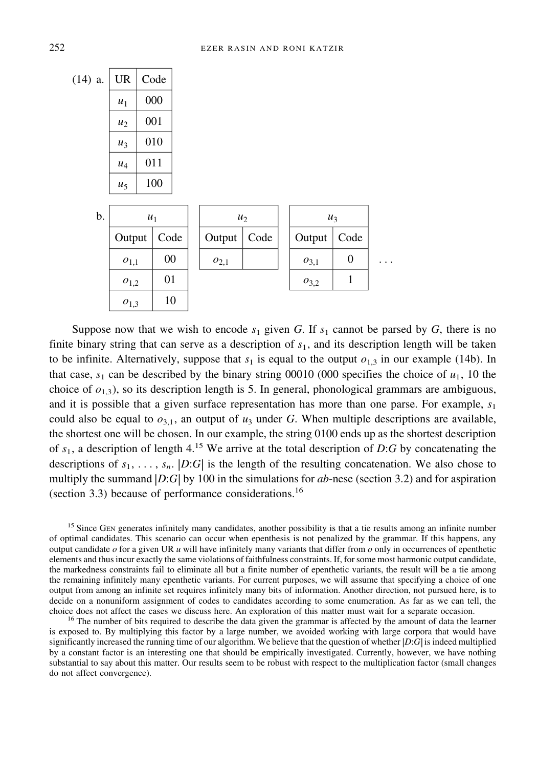(14) a.

| UR | Code |
|---|---|
| $u_1$ | 000 |
| $u_2$ | 001 |
| $u_3$ | 010 |
| $u_4$ | 011 |
| $u_5$ | 100 |

b.

| $u_1$ | |
|---|---|
| Output | Code |
| $o_{1,1}$ | 00 |
| $o_{1,2}$ | 01 |
| $o_{1,3}$ | 10 |

| $u_2$ | |
|---|---|
| Output | Code |
| $o_{2,1}$ | |

| $u_3$ | |
|---|---|
| Output | Code |
| $o_{3,1}$ | 0 |
| $o_{3,2}$ | 1 |

. . .

Suppose now that we wish to encode $s_1$ given $G$. If $s_1$ cannot be parsed by $G$, there is no finite binary string that can serve as a description of $s_1$, and its description length will be taken to be infinite. Alternatively, suppose that $s_1$ is equal to the output $o_{1,3}$ in our example (14b). In that case, $s_1$ can be described by the binary string 00010 (000 specifies the choice of $u_1$, 10 the choice of $o_{1,3}$), so its description length is 5. In general, phonological grammars are ambiguous, and it is possible that a given surface representation has more than one parse. For example, $s_1$ could also be equal to $o_{3,1}$, an output of $u_3$ under $G$. When multiple descriptions are available, the shortest one will be chosen. In our example, the string 0100 ends up as the shortest description of $s_1$, a description of length 4.[15] We arrive at the total description of $D$:$G$ by concatenating the descriptions of $s_1, \ldots, s_n$. $|D{:}G|$ is the length of the resulting concatenation. We also chose to multiply the summand $|D{:}G|$ by 100 in the simulations for *ab*-nese (section 3.2) and for aspiration (section 3.3) because of performance considerations.[16]

[15] Since Gen generates infinitely many candidates, another possibility is that a tie results among an infinite number of optimal candidates. This scenario can occur when epenthesis is not penalized by the grammar. If this happens, any output candidate $o$ for a given UR $u$ will have infinitely many variants that differ from $o$ only in occurrences of epenthetic elements and thus incur exactly the same violations of faithfulness constraints. If, for some most harmonic output candidate, the markedness constraints fail to eliminate all but a finite number of epenthetic variants, the result will be a tie among the remaining infinitely many epenthetic variants. For current purposes, we will assume that specifying a choice of one output from among an infinite set requires infinitely many bits of information. Another direction, not pursued here, is to decide on a nonuniform assignment of codes to candidates according to some enumeration. As far as we can tell, the choice does not affect the cases we discuss here. An exploration of this matter must wait for a separate occasion.

[16] The number of bits required to describe the data given the grammar is affected by the amount of data the learner is exposed to. By multiplying this factor by a large number, we avoided working with large corpora that would have significantly increased the running time of our algorithm. We believe that the question of whether $|D{:}G|$ is indeed multiplied by a constant factor is an interesting one that should be empirically investigated. Currently, however, we have nothing substantial to say about this matter. Our results seem to be robust with respect to the multiplication factor (small changes do not affect convergence).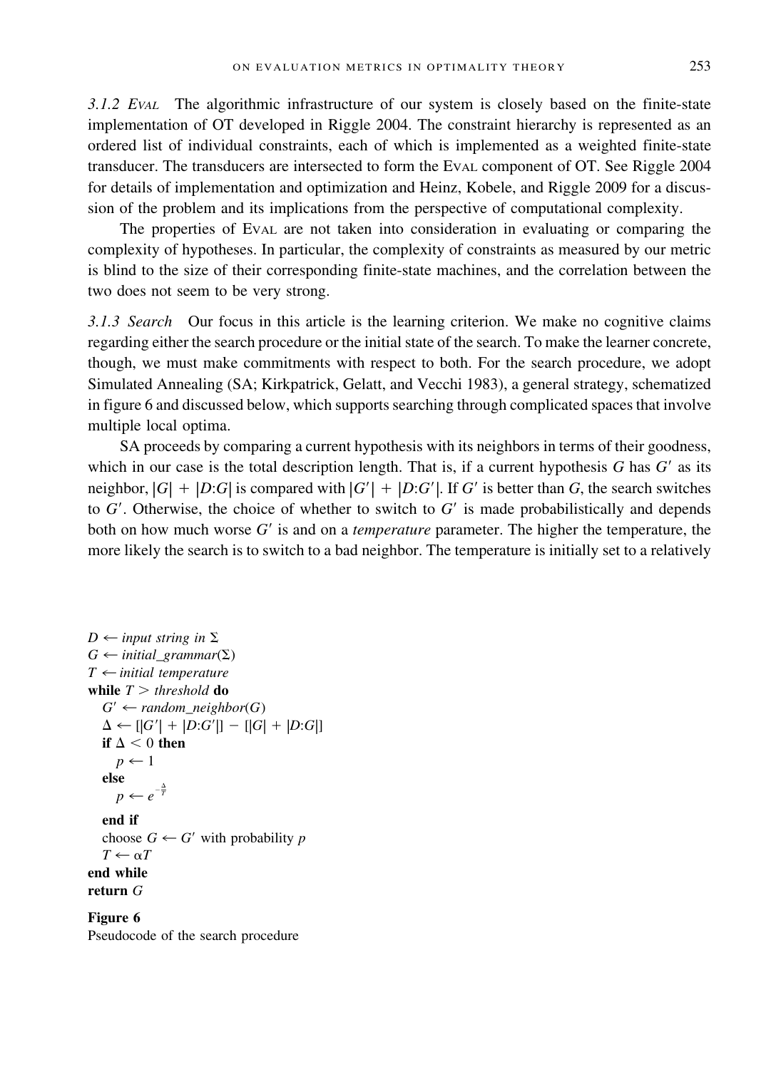*3.1.2 EVAL* The algorithmic infrastructure of our system is closely based on the finite-state implementation of OT developed in Riggle 2004. The constraint hierarchy is represented as an ordered list of individual constraints, each of which is implemented as a weighted finite-state transducer. The transducers are intersected to form the EVAL component of OT. See Riggle 2004 for details of implementation and optimization and Heinz, Kobele, and Riggle 2009 for a discussion of the problem and its implications from the perspective of computational complexity.

The properties of EVAL are not taken into consideration in evaluating or comparing the complexity of hypotheses. In particular, the complexity of constraints as measured by our metric is blind to the size of their corresponding finite-state machines, and the correlation between the two does not seem to be very strong.

*3.1.3 Search* Our focus in this article is the learning criterion. We make no cognitive claims regarding either the search procedure or the initial state of the search. To make the learner concrete, though, we must make commitments with respect to both. For the search procedure, we adopt Simulated Annealing (SA; Kirkpatrick, Gelatt, and Vecchi 1983), a general strategy, schematized in figure 6 and discussed below, which supports searching through complicated spaces that involve multiple local optima.

SA proceeds by comparing a current hypothesis with its neighbors in terms of their goodness, which in our case is the total description length. That is, if a current hypothesis $G$ has $G'$ as its neighbor, $|G| + |D{:}G|$ is compared with $|G'| + |D{:}G'|$. If $G'$ is better than $G$, the search switches to $G'$. Otherwise, the choice of whether to switch to $G'$ is made probabilistically and depends both on how much worse $G'$ is and on a *temperature* parameter. The higher the temperature, the more likely the search is to switch to a bad neighbor. The temperature is initially set to a relatively

```
D ← input string in Σ
G ← initial_grammar(Σ)
T ← initial temperature
while T > threshold do
   G′ ← random_neighbor(G)
   Δ ← [|G′| + |D:G′|] − [|G| + |D:G|]
   if Δ < 0 then
      p ← 1
   else
      p ← e^(−Δ/T)
   end if
   choose G ← G′ with probability p
   T ← αT
end while
return G
```

**Figure 6**
Pseudocode of the search procedure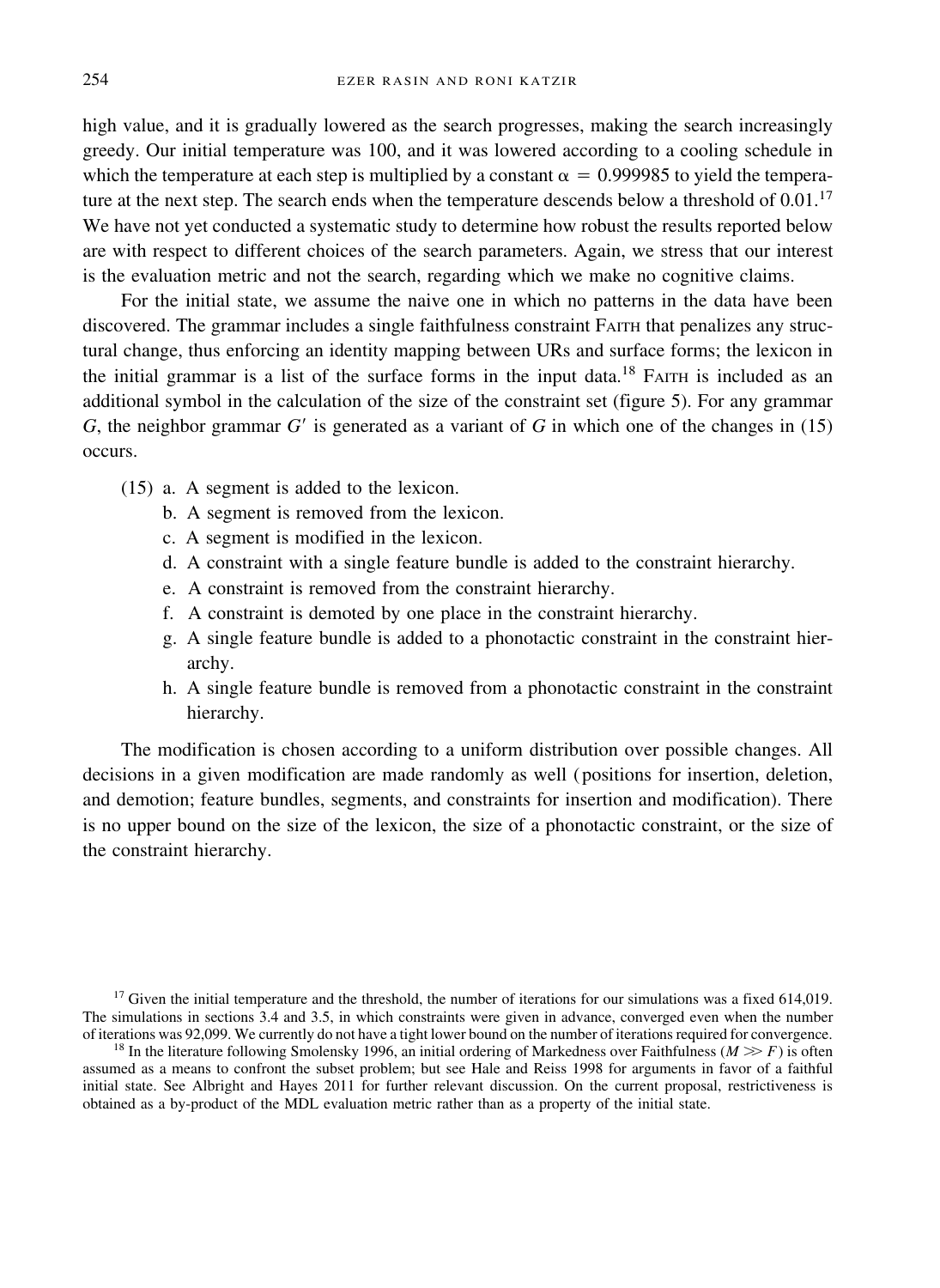high value, and it is gradually lowered as the search progresses, making the search increasingly greedy. Our initial temperature was 100, and it was lowered according to a cooling schedule in which the temperature at each step is multiplied by a constant $\alpha = 0.999985$ to yield the temperature at the next step. The search ends when the temperature descends below a threshold of 0.01.[17] We have not yet conducted a systematic study to determine how robust the results reported below are with respect to different choices of the search parameters. Again, we stress that our interest is the evaluation metric and not the search, regarding which we make no cognitive claims.

For the initial state, we assume the naive one in which no patterns in the data have been discovered. The grammar includes a single faithfulness constraint FAITH that penalizes any structural change, thus enforcing an identity mapping between URs and surface forms; the lexicon in the initial grammar is a list of the surface forms in the input data.[18] FAITH is included as an additional symbol in the calculation of the size of the constraint set (figure 5). For any grammar $G$, the neighbor grammar $G'$ is generated as a variant of $G$ in which one of the changes in (15) occurs.

(15) a. A segment is added to the lexicon.
  b. A segment is removed from the lexicon.
  c. A segment is modified in the lexicon.
  d. A constraint with a single feature bundle is added to the constraint hierarchy.
  e. A constraint is removed from the constraint hierarchy.
  f. A constraint is demoted by one place in the constraint hierarchy.
  g. A single feature bundle is added to a phonotactic constraint in the constraint hierarchy.
  h. A single feature bundle is removed from a phonotactic constraint in the constraint hierarchy.

The modification is chosen according to a uniform distribution over possible changes. All decisions in a given modification are made randomly as well (positions for insertion, deletion, and demotion; feature bundles, segments, and constraints for insertion and modification). There is no upper bound on the size of the lexicon, the size of a phonotactic constraint, or the size of the constraint hierarchy.

[17] Given the initial temperature and the threshold, the number of iterations for our simulations was a fixed 614,019. The simulations in sections 3.4 and 3.5, in which constraints were given in advance, converged even when the number of iterations was 92,099. We currently do not have a tight lower bound on the number of iterations required for convergence.

[18] In the literature following Smolensky 1996, an initial ordering of Markedness over Faithfulness ($M \gg F$) is often assumed as a means to confront the subset problem; but see Hale and Reiss 1998 for arguments in favor of a faithful initial state. See Albright and Hayes 2011 for further relevant discussion. On the current proposal, restrictiveness is obtained as a by-product of the MDL evaluation metric rather than as a property of the initial state.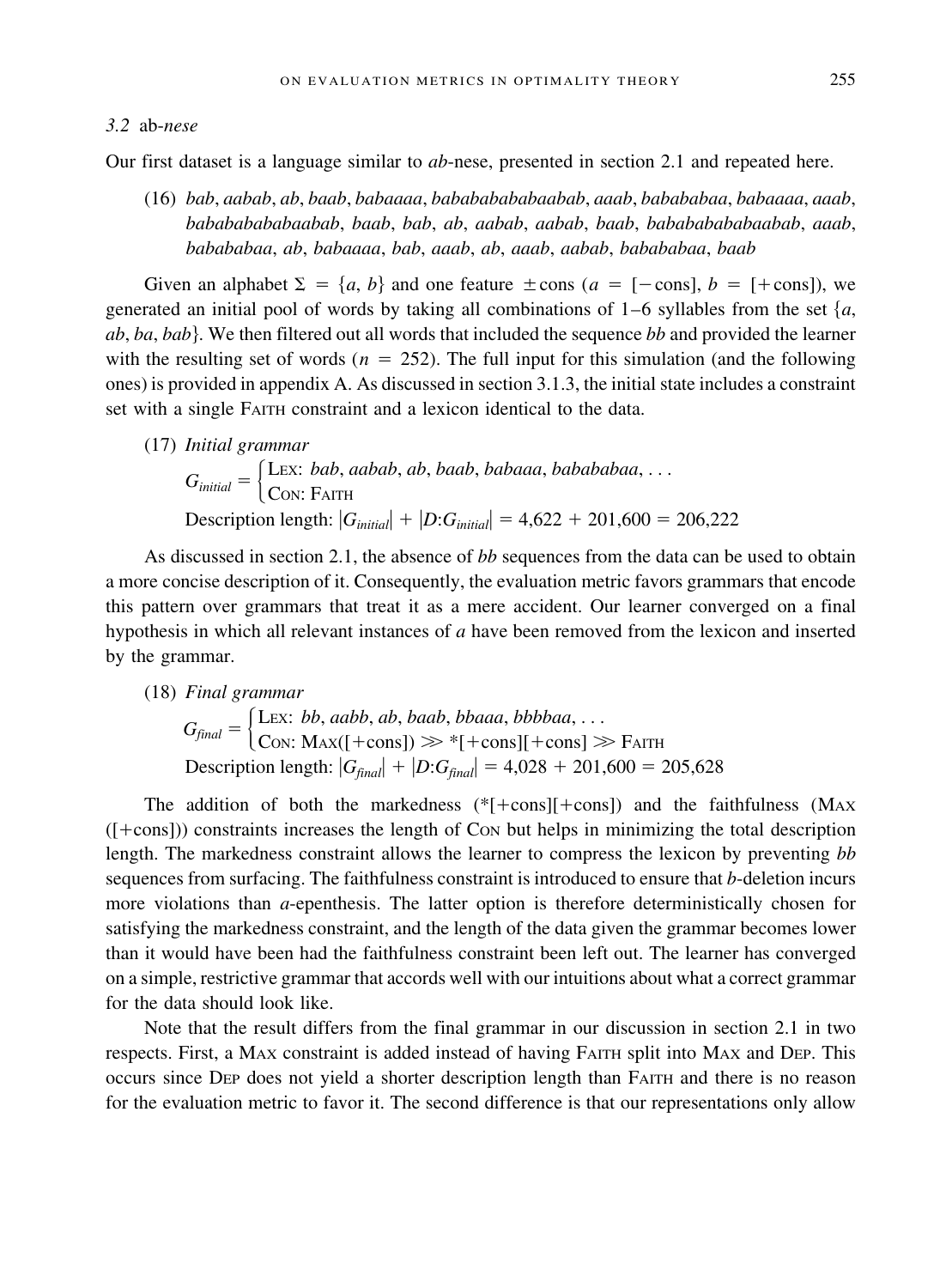### 3.2 *ab-nese*

Our first dataset is a language similar to *ab*-nese, presented in section 2.1 and repeated here.

(16) *bab*, *aabab*, *ab*, *baab*, *babaaaa*, *bababababaabab*, *aaab*, *babababaa*, *babaaaa*, *aaab*, *bababababaabab*, *baab*, *bab*, *ab*, *aabab*, *aabab*, *baab*, *bababababaabab*, *aaab*, *babababaa*, *ab*, *babaaaa*, *bab*, *aaab*, *ab*, *aaab*, *aabab*, *babababaa*, *baab*

Given an alphabet $\Sigma = \{a, b\}$ and one feature $\pm$cons ($a$ = [−cons], $b$ = [+cons]), we generated an initial pool of words by taking all combinations of 1–6 syllables from the set {*a*, *ab*, *ba*, *bab*}. We then filtered out all words that included the sequence *bb* and provided the learner with the resulting set of words ($n = 252$). The full input for this simulation (and the following ones) is provided in appendix A. As discussed in section 3.1.3, the initial state includes a constraint set with a single FAITH constraint and a lexicon identical to the data.

(17) *Initial grammar*

$$G_{initial} = \begin{cases} \text{LEX: } bab, aabab, ab, baab, babaaa, babababaa, \ldots \\ \text{CON: FAITH} \end{cases}$$

Description length: $|G_{initial}| + |D{:}G_{initial}| = 4{,}622 + 201{,}600 = 206{,}222$

As discussed in section 2.1, the absence of *bb* sequences from the data can be used to obtain a more concise description of it. Consequently, the evaluation metric favors grammars that encode this pattern over grammars that treat it as a mere accident. Our learner converged on a final hypothesis in which all relevant instances of *a* have been removed from the lexicon and inserted by the grammar.

(18) *Final grammar*

$$G_{final} = \begin{cases} \text{LEX: } bb, aabb, ab, baab, bbaaa, bbbbaa, \ldots \\ \text{CON: MAX([+cons])} \gg \text{*[+cons][+cons]} \gg \text{FAITH} \end{cases}$$

Description length: $|G_{final}| + |D{:}G_{final}| = 4{,}028 + 201{,}600 = 205{,}628$

The addition of both the markedness (*[+cons][+cons]) and the faithfulness (MAX ([+cons])) constraints increases the length of CON but helps in minimizing the total description length. The markedness constraint allows the learner to compress the lexicon by preventing *bb* sequences from surfacing. The faithfulness constraint is introduced to ensure that *b*-deletion incurs more violations than *a*-epenthesis. The latter option is therefore deterministically chosen for satisfying the markedness constraint, and the length of the data given the grammar becomes lower than it would have been had the faithfulness constraint been left out. The learner has converged on a simple, restrictive grammar that accords well with our intuitions about what a correct grammar for the data should look like.

Note that the result differs from the final grammar in our discussion in section 2.1 in two respects. First, a MAX constraint is added instead of having FAITH split into MAX and DEP. This occurs since DEP does not yield a shorter description length than FAITH and there is no reason for the evaluation metric to favor it. The second difference is that our representations only allow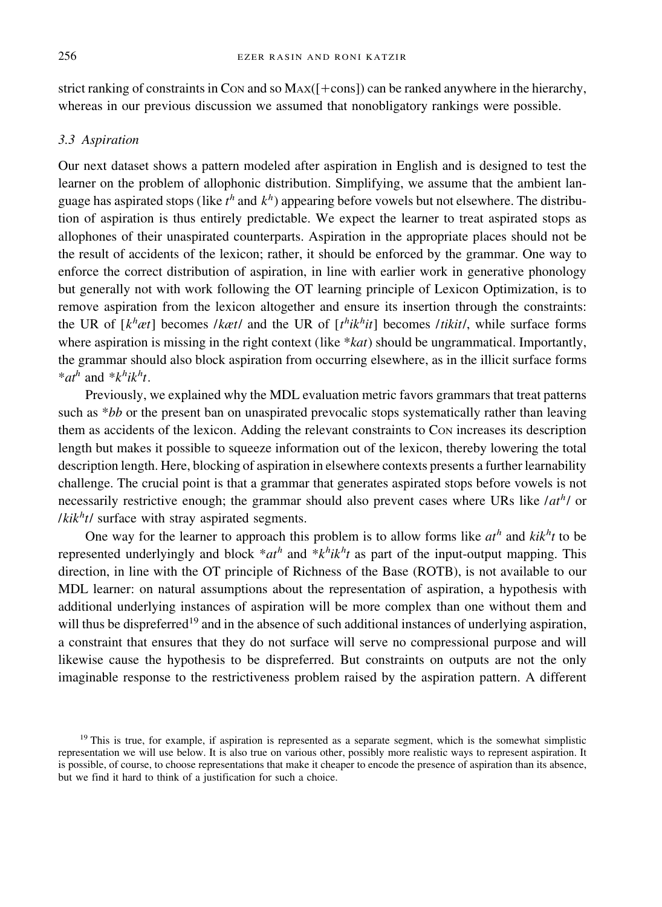strict ranking of constraints in CON and so MAX([+cons]) can be ranked anywhere in the hierarchy, whereas in our previous discussion we assumed that nonobligatory rankings were possible.

### *3.3 Aspiration*

Our next dataset shows a pattern modeled after aspiration in English and is designed to test the learner on the problem of allophonic distribution. Simplifying, we assume that the ambient language has aspirated stops (like $t^h$ and $k^h$) appearing before vowels but not elsewhere. The distribution of aspiration is thus entirely predictable. We expect the learner to treat aspirated stops as allophones of their unaspirated counterparts. Aspiration in the appropriate places should not be the result of accidents of the lexicon; rather, it should be enforced by the grammar. One way to enforce the correct distribution of aspiration, in line with earlier work in generative phonology but generally not with work following the OT learning principle of Lexicon Optimization, is to remove aspiration from the lexicon altogether and ensure its insertion through the constraints: the UR of [$k^h$æt] becomes /kæt/ and the UR of [$t^h$i$k^h$it] becomes /tikit/, while surface forms where aspiration is missing in the right context (like \**kat*) should be ungrammatical. Importantly, the grammar should also block aspiration from occurring elsewhere, as in the illicit surface forms \**a$t^h$* and \**$k^h$i$k^h$t*.

Previously, we explained why the MDL evaluation metric favors grammars that treat patterns such as \**bb* or the present ban on unaspirated prevocalic stops systematically rather than leaving them as accidents of the lexicon. Adding the relevant constraints to CON increases its description length but makes it possible to squeeze information out of the lexicon, thereby lowering the total description length. Here, blocking of aspiration in elsewhere contexts presents a further learnability challenge. The crucial point is that a grammar that generates aspirated stops before vowels is not necessarily restrictive enough; the grammar should also prevent cases where URs like /a$t^h$/ or /ki$k^h$t/ surface with stray aspirated segments.

One way for the learner to approach this problem is to allow forms like *a$t^h$* and *ki$k^h$t* to be represented underlyingly and block \**a$t^h$* and \**$k^h$i$k^h$t* as part of the input-output mapping. This direction, in line with the OT principle of Richness of the Base (ROTB), is not available to our MDL learner: on natural assumptions about the representation of aspiration, a hypothesis with additional underlying instances of aspiration will be more complex than one without them and will thus be dispreferred[19] and in the absence of such additional instances of underlying aspiration, a constraint that ensures that they do not surface will serve no compressional purpose and will likewise cause the hypothesis to be dispreferred. But constraints on outputs are not the only imaginable response to the restrictiveness problem raised by the aspiration pattern. A different

[19] This is true, for example, if aspiration is represented as a separate segment, which is the somewhat simplistic representation we will use below. It is also true on various other, possibly more realistic ways to represent aspiration. It is possible, of course, to choose representations that make it cheaper to encode the presence of aspiration than its absence, but we find it hard to think of a justification for such a choice.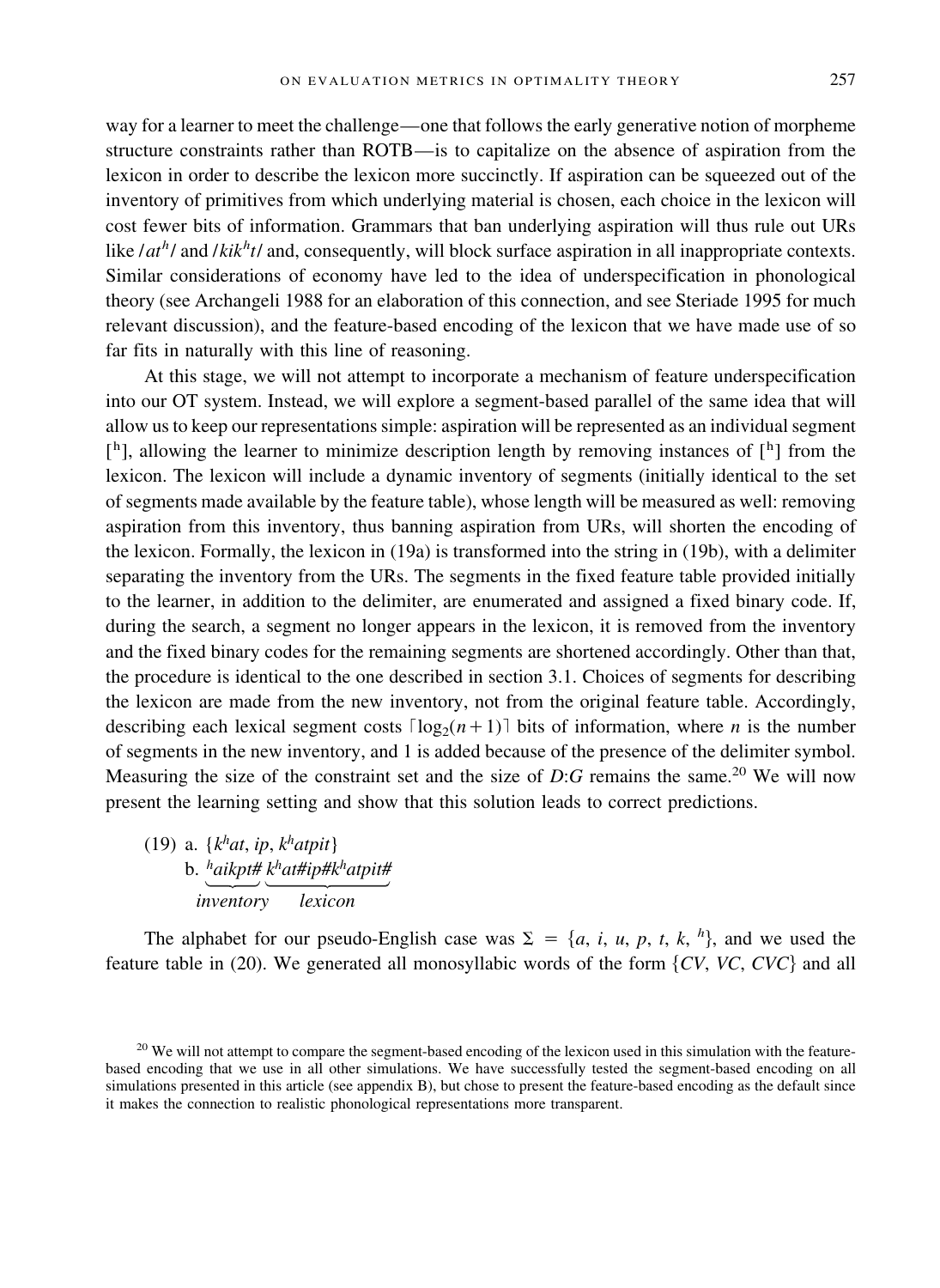way for a learner to meet the challenge—one that follows the early generative notion of morpheme structure constraints rather than ROTB—is to capitalize on the absence of aspiration from the lexicon in order to describe the lexicon more succinctly. If aspiration can be squeezed out of the inventory of primitives from which underlying material is chosen, each choice in the lexicon will cost fewer bits of information. Grammars that ban underlying aspiration will thus rule out URs like /*at*$^h$/ and /*kik*$^h$*t*/ and, consequently, will block surface aspiration in all inappropriate contexts. Similar considerations of economy have led to the idea of underspecification in phonological theory (see Archangeli 1988 for an elaboration of this connection, and see Steriade 1995 for much relevant discussion), and the feature-based encoding of the lexicon that we have made use of so far fits in naturally with this line of reasoning.

At this stage, we will not attempt to incorporate a mechanism of feature underspecification into our OT system. Instead, we will explore a segment-based parallel of the same idea that will allow us to keep our representations simple: aspiration will be represented as an individual segment [$^h$], allowing the learner to minimize description length by removing instances of [$^h$] from the lexicon. The lexicon will include a dynamic inventory of segments (initially identical to the set of segments made available by the feature table), whose length will be measured as well: removing aspiration from this inventory, thus banning aspiration from URs, will shorten the encoding of the lexicon. Formally, the lexicon in (19a) is transformed into the string in (19b), with a delimiter separating the inventory from the URs. The segments in the fixed feature table provided initially to the learner, in addition to the delimiter, are enumerated and assigned a fixed binary code. If, during the search, a segment no longer appears in the lexicon, it is removed from the inventory and the fixed binary codes for the remaining segments are shortened accordingly. Other than that, the procedure is identical to the one described in section 3.1. Choices of segments for describing the lexicon are made from the new inventory, not from the original feature table. Accordingly, describing each lexical segment costs $\lceil \log_2(n+1) \rceil$ bits of information, where *n* is the number of segments in the new inventory, and 1 is added because of the presence of the delimiter symbol. Measuring the size of the constraint set and the size of *D*:*G* remains the same.[20] We will now present the learning setting and show that this solution leads to correct predictions.

(19) a. {*k*$^h$*at*, *ip*, *k*$^h$*atpit*}
   b. $\underbrace{{}^{h}aikpt\#}_{inventory}\ \underbrace{k^{h}at\#ip\#k^{h}atpit\#}_{lexicon}$

The alphabet for our pseudo-English case was $\Sigma = \{a, i, u, p, t, k, {}^h\}$, and we used the feature table in (20). We generated all monosyllabic words of the form {*CV*, *VC*, *CVC*} and all

[20] We will not attempt to compare the segment-based encoding of the lexicon used in this simulation with the feature-based encoding that we use in all other simulations. We have successfully tested the segment-based encoding on all simulations presented in this article (see appendix B), but chose to present the feature-based encoding as the default since it makes the connection to realistic phonological representations more transparent.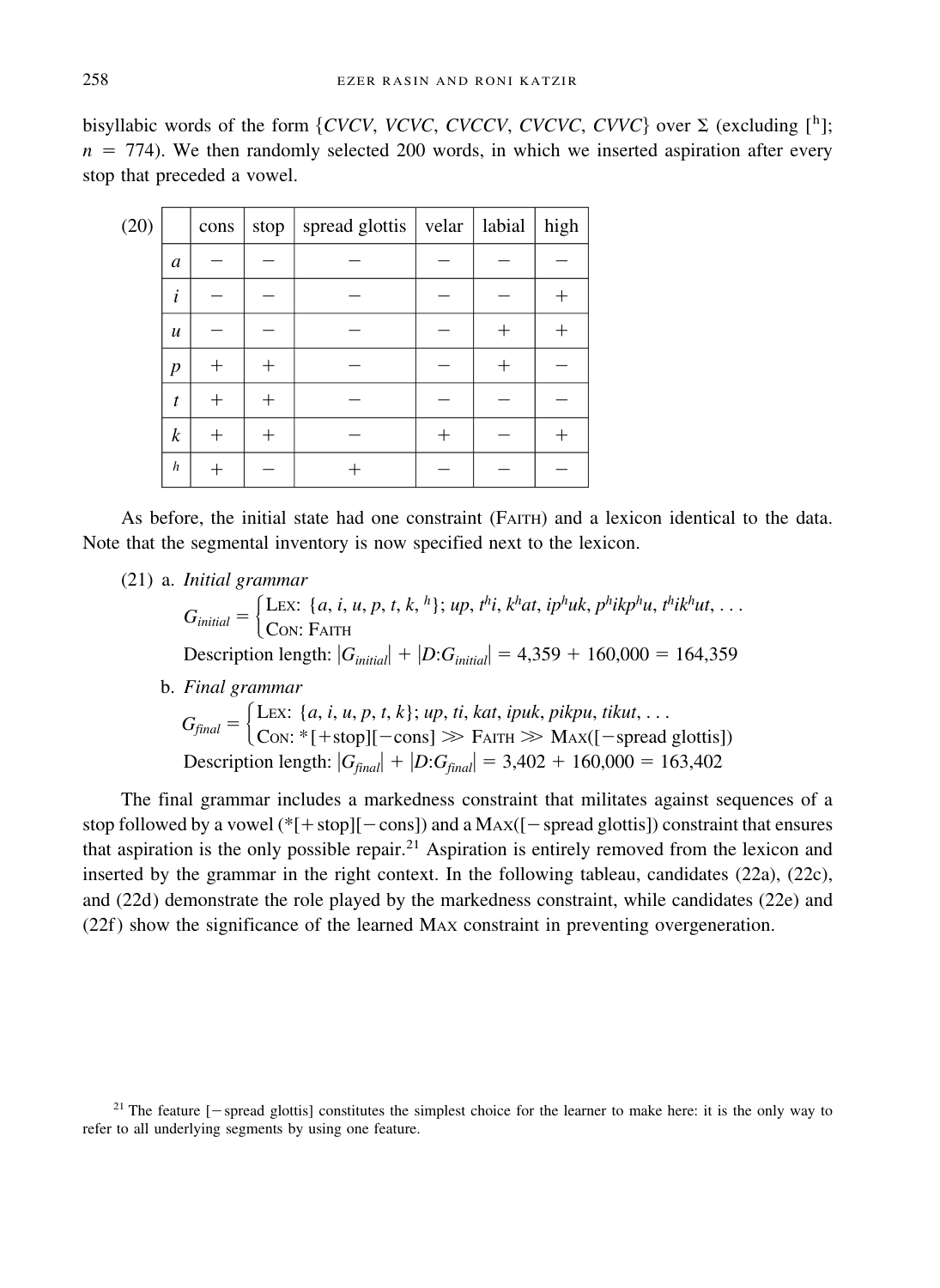bisyllabic words of the form {*CVCV*, *VCVC*, *CVCCV*, *CVCVC*, *CVVC*} over Σ (excluding [$^h$]; $n = 774$). We then randomly selected 200 words, in which we inserted aspiration after every stop that preceded a vowel.

(20)

| | cons | stop | spread glottis | velar | labial | high |
|---|---|---|---|---|---|---|
| *a* | − | − | − | − | − | − |
| *i* | − | − | − | − | − | + |
| *u* | − | − | − | − | + | + |
| *p* | + | + | − | − | + | − |
| *t* | + | + | − | − | − | − |
| *k* | + | + | − | + | − | + |
| $^h$ | + | − | + | − | − | − |

As before, the initial state had one constraint (Faith) and a lexicon identical to the data. Note that the segmental inventory is now specified next to the lexicon.

(21) a. *Initial grammar*

$$G_{initial} = \begin{cases} \text{Lex: } \{a, i, u, p, t, k, {}^h\};\ up,\ t^hi,\ k^hat,\ ip^huk,\ p^hikp^hu,\ t^hik^hut, \ldots \\ \text{Con: Faith} \end{cases}$$

Description length: $|G_{initial}| + |D{:}G_{initial}| = 4{,}359 + 160{,}000 = 164{,}359$

b. *Final grammar*

$$G_{final} = \begin{cases} \text{Lex: } \{a, i, u, p, t, k\};\ up,\ ti,\ kat,\ ipuk,\ pikpu,\ tikut, \ldots \\ \text{Con: *[+stop][−cons]} \gg \text{Faith} \gg \text{Max([−spread glottis])} \end{cases}$$

Description length: $|G_{final}| + |D{:}G_{final}| = 3{,}402 + 160{,}000 = 163{,}402$

The final grammar includes a markedness constraint that militates against sequences of a stop followed by a vowel (*[+stop][−cons]) and a Max([−spread glottis]) constraint that ensures that aspiration is the only possible repair.[21] Aspiration is entirely removed from the lexicon and inserted by the grammar in the right context. In the following tableau, candidates (22a), (22c), and (22d) demonstrate the role played by the markedness constraint, while candidates (22e) and (22f) show the significance of the learned Max constraint in preventing overgeneration.

[21] The feature [−spread glottis] constitutes the simplest choice for the learner to make here: it is the only way to refer to all underlying segments by using one feature.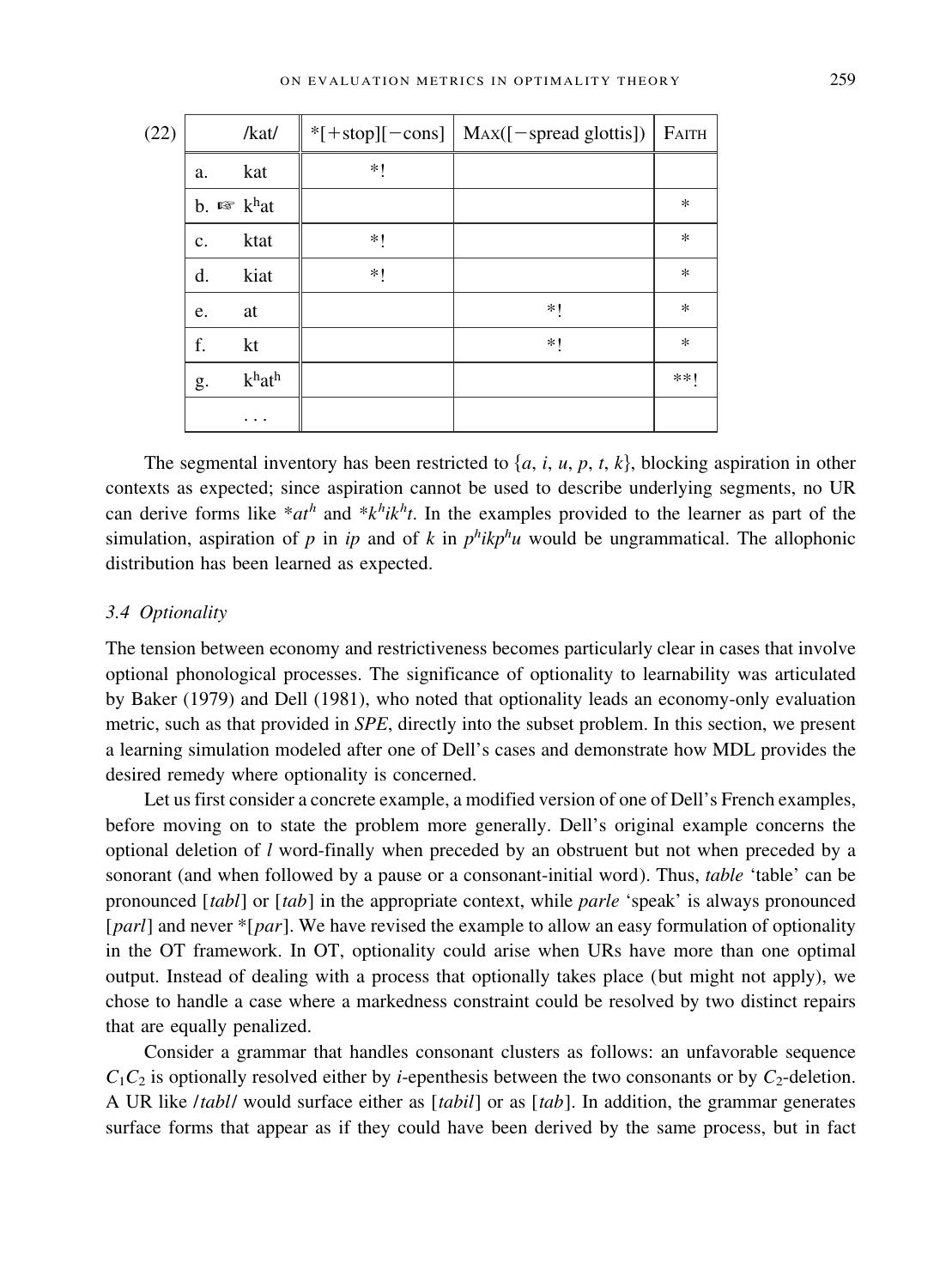(22)

| | /kat/ | *[+stop][−cons] | MAX([−spread glottis]) | FAITH |
|---|---|---|---|---|
| a. | kat | *! | | |
| b. ☞ | $k^hat$ | | | * |
| c. | ktat | *! | | * |
| d. | kiat | *! | | * |
| e. | at | | *! | * |
| f. | kt | | *! | * |
| g. | $k^hat^h$ | | | **! |
| | . . . | | | |

The segmental inventory has been restricted to {*a*, *i*, *u*, *p*, *t*, *k*}, blocking aspiration in other contexts as expected; since aspiration cannot be used to describe underlying segments, no UR can derive forms like \**at*$^h$ and \**k*$^h$*ik*$^h$*t*. In the examples provided to the learner as part of the simulation, aspiration of *p* in *ip* and of *k* in *p*$^h$*ikp*$^h$*u* would be ungrammatical. The allophonic distribution has been learned as expected.

### 3.4 Optionality

The tension between economy and restrictiveness becomes particularly clear in cases that involve optional phonological processes. The significance of optionality to learnability was articulated by Baker (1979) and Dell (1981), who noted that optionality leads an economy-only evaluation metric, such as that provided in *SPE*, directly into the subset problem. In this section, we present a learning simulation modeled after one of Dell's cases and demonstrate how MDL provides the desired remedy where optionality is concerned.

Let us first consider a concrete example, a modified version of one of Dell's French examples, before moving on to state the problem more generally. Dell's original example concerns the optional deletion of *l* word-finally when preceded by an obstruent but not when preceded by a sonorant (and when followed by a pause or a consonant-initial word). Thus, *table* 'table' can be pronounced [*tabl*] or [*tab*] in the appropriate context, while *parle* 'speak' is always pronounced [*parl*] and never \*[*par*]. We have revised the example to allow an easy formulation of optionality in the OT framework. In OT, optionality could arise when URs have more than one optimal output. Instead of dealing with a process that optionally takes place (but might not apply), we chose to handle a case where a markedness constraint could be resolved by two distinct repairs that are equally penalized.

Consider a grammar that handles consonant clusters as follows: an unfavorable sequence $C_1C_2$ is optionally resolved either by *i*-epenthesis between the two consonants or by $C_2$-deletion. A UR like /*tabl*/ would surface either as [*tabil*] or as [*tab*]. In addition, the grammar generates surface forms that appear as if they could have been derived by the same process, but in fact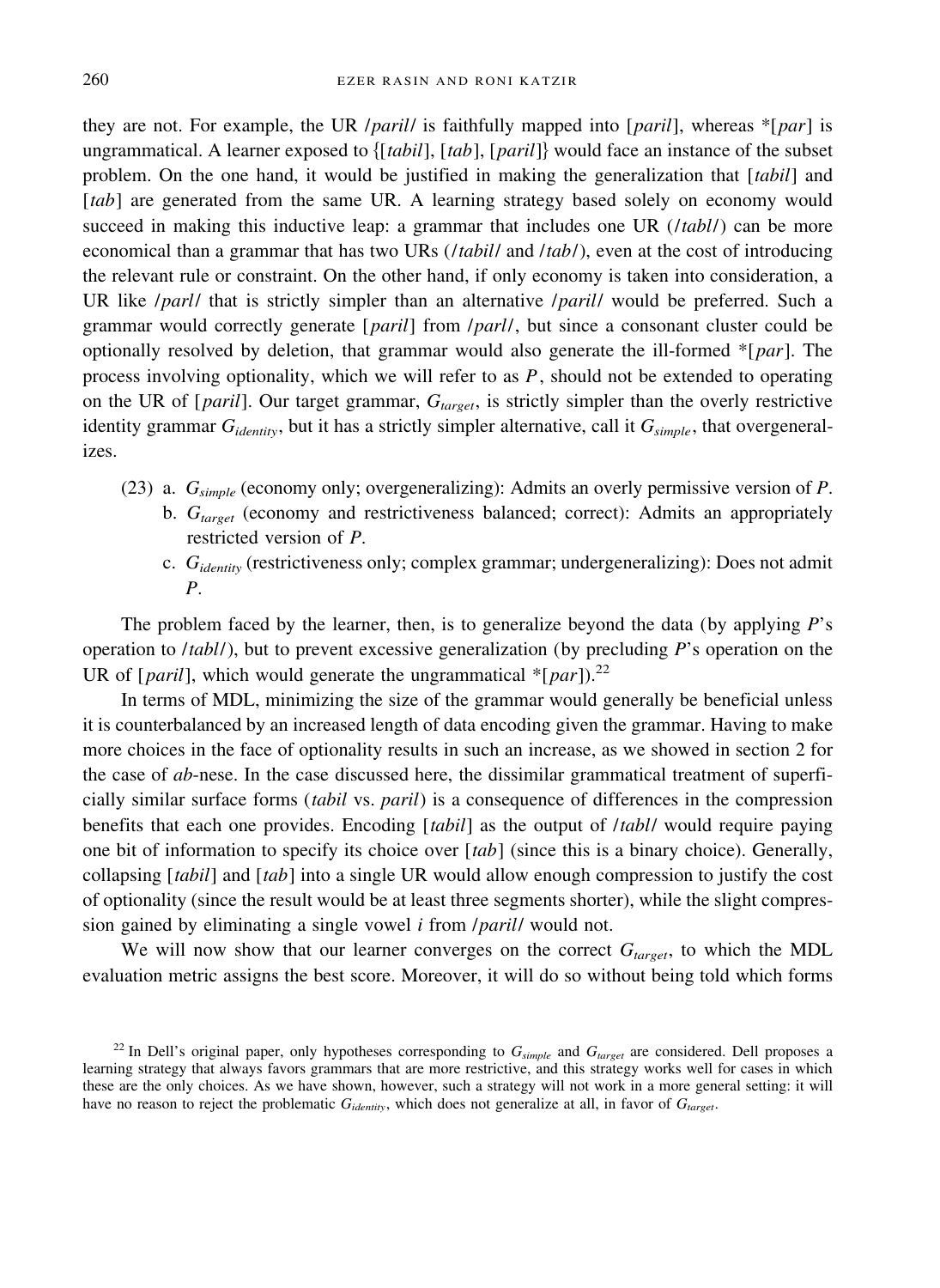they are not. For example, the UR /*paril*/ is faithfully mapped into [*paril*], whereas *[*par*] is ungrammatical. A learner exposed to {[*tabil*], [*tab*], [*paril*]} would face an instance of the subset problem. On the one hand, it would be justified in making the generalization that [*tabil*] and [*tab*] are generated from the same UR. A learning strategy based solely on economy would succeed in making this inductive leap: a grammar that includes one UR (/*tabl*/) can be more economical than a grammar that has two URs (/*tabil*/ and /*tab*/), even at the cost of introducing the relevant rule or constraint. On the other hand, if only economy is taken into consideration, a UR like /*parl*/ that is strictly simpler than an alternative /*paril*/ would be preferred. Such a grammar would correctly generate [*paril*] from /*parl*/, but since a consonant cluster could be optionally resolved by deletion, that grammar would also generate the ill-formed *[*par*]. The process involving optionality, which we will refer to as $P$, should not be extended to operating on the UR of [*paril*]. Our target grammar, $G_{target}$, is strictly simpler than the overly restrictive identity grammar $G_{identity}$, but it has a strictly simpler alternative, call it $G_{simple}$, that overgeneralizes.

(23) a. $G_{simple}$ (economy only; overgeneralizing): Admits an overly permissive version of $P$.
 b. $G_{target}$ (economy and restrictiveness balanced; correct): Admits an appropriately restricted version of $P$.
 c. $G_{identity}$ (restrictiveness only; complex grammar; undergeneralizing): Does not admit $P$.

The problem faced by the learner, then, is to generalize beyond the data (by applying $P$'s operation to /*tabl*/), but to prevent excessive generalization (by precluding $P$'s operation on the UR of [*paril*], which would generate the ungrammatical *[*par*]).[22]

In terms of MDL, minimizing the size of the grammar would generally be beneficial unless it is counterbalanced by an increased length of data encoding given the grammar. Having to make more choices in the face of optionality results in such an increase, as we showed in section 2 for the case of *ab*-nese. In the case discussed here, the dissimilar grammatical treatment of superficially similar surface forms (*tabil* vs. *paril*) is a consequence of differences in the compression benefits that each one provides. Encoding [*tabil*] as the output of /*tabl*/ would require paying one bit of information to specify its choice over [*tab*] (since this is a binary choice). Generally, collapsing [*tabil*] and [*tab*] into a single UR would allow enough compression to justify the cost of optionality (since the result would be at least three segments shorter), while the slight compression gained by eliminating a single vowel *i* from /*paril*/ would not.

We will now show that our learner converges on the correct $G_{target}$, to which the MDL evaluation metric assigns the best score. Moreover, it will do so without being told which forms

[22] In Dell's original paper, only hypotheses corresponding to $G_{simple}$ and $G_{target}$ are considered. Dell proposes a learning strategy that always favors grammars that are more restrictive, and this strategy works well for cases in which these are the only choices. As we have shown, however, such a strategy will not work in a more general setting: it will have no reason to reject the problematic $G_{identity}$, which does not generalize at all, in favor of $G_{target}$.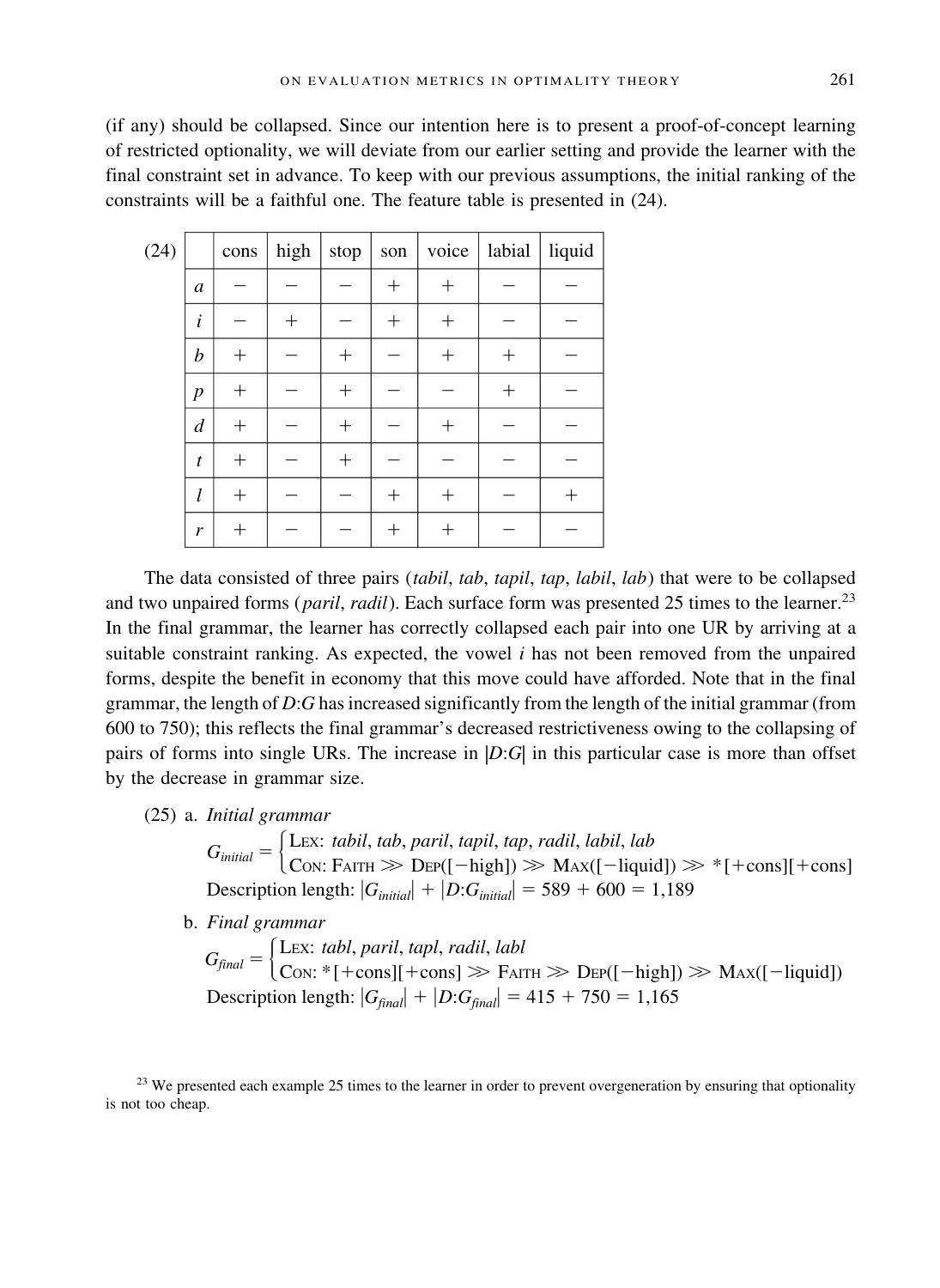(if any) should be collapsed. Since our intention here is to present a proof-of-concept learning of restricted optionality, we will deviate from our earlier setting and provide the learner with the final constraint set in advance. To keep with our previous assumptions, the initial ranking of the constraints will be a faithful one. The feature table is presented in (24).

(24)

| | cons | high | stop | son | voice | labial | liquid |
|---|---|---|---|---|---|---|---|
| *a* | − | − | − | + | + | − | − |
| *i* | − | + | − | + | + | − | − |
| *b* | + | − | + | − | + | + | − |
| *p* | + | − | + | − | − | + | − |
| *d* | + | − | + | − | + | − | − |
| *t* | + | − | + | − | − | − | − |
| *l* | + | − | − | + | + | − | + |
| *r* | + | − | − | + | + | − | − |

The data consisted of three pairs (*tabil*, *tab*, *tapil*, *tap*, *labil*, *lab*) that were to be collapsed and two unpaired forms (*paril*, *radil*). Each surface form was presented 25 times to the learner.[23] In the final grammar, the learner has correctly collapsed each pair into one UR by arriving at a suitable constraint ranking. As expected, the vowel *i* has not been removed from the unpaired forms, despite the benefit in economy that this move could have afforded. Note that in the final grammar, the length of *D*:*G* has increased significantly from the length of the initial grammar (from 600 to 750); this reflects the final grammar's decreased restrictiveness owing to the collapsing of pairs of forms into single URs. The increase in $|D{:}G|$ in this particular case is more than offset by the decrease in grammar size.

(25) a. *Initial grammar*

$$G_{initial} = \begin{cases} \text{Lex: } \textit{tabil, tab, paril, tapil, tap, radil, labil, lab} \\ \text{Con: Faith} \gg \text{Dep}([-\text{high}]) \gg \text{Max}([-\text{liquid}]) \gg {*}[+\text{cons}][+\text{cons}] \end{cases}$$

Description length: $|G_{initial}| + |D{:}G_{initial}| = 589 + 600 = 1{,}189$

b. *Final grammar*

$$G_{final} = \begin{cases} \text{Lex: } \textit{tabl, paril, tapl, radil, labl} \\ \text{Con: } {*}[+\text{cons}][+\text{cons}] \gg \text{Faith} \gg \text{Dep}([-\text{high}]) \gg \text{Max}([-\text{liquid}]) \end{cases}$$

Description length: $|G_{final}| + |D{:}G_{final}| = 415 + 750 = 1{,}165$

[23] We presented each example 25 times to the learner in order to prevent overgeneration by ensuring that optionality is not too cheap.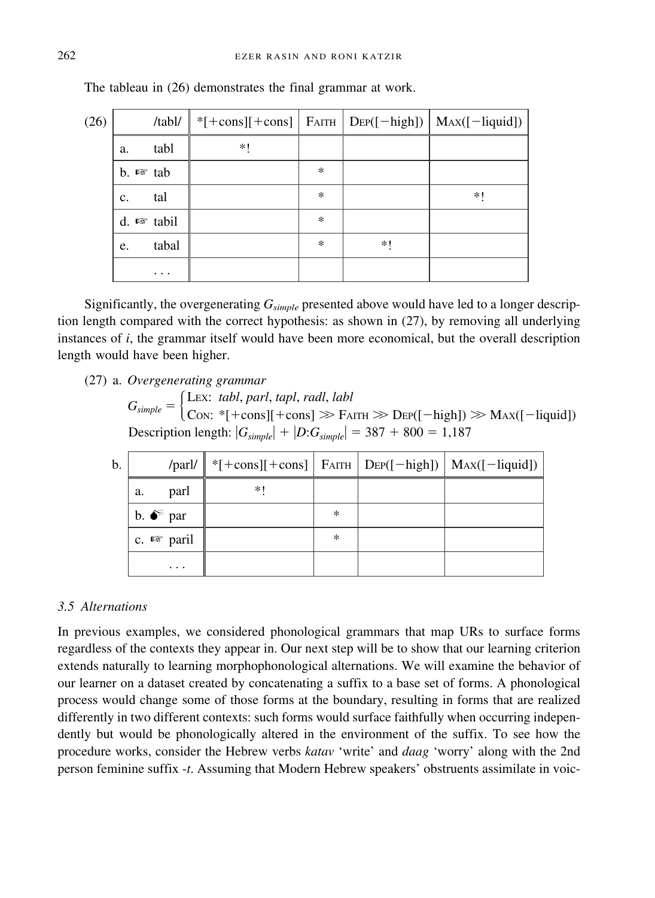The tableau in (26) demonstrates the final grammar at work.

(26)

| /tabl/ | *[+cons][+cons] | Faith | Dep([−high]) | Max([−liquid]) |
|---|---|---|---|---|
| a. tabl | *! | | | |
| b. ☞ tab | | * | | |
| c. tal | | * | | *! |
| d. ☞ tabil | | * | | |
| e. tabal | | * | *! | |
| ... | | | | |

Significantly, the overgenerating $G_{simple}$ presented above would have led to a longer description length compared with the correct hypothesis: as shown in (27), by removing all underlying instances of *i*, the grammar itself would have been more economical, but the overall description length would have been higher.

(27) a. *Overgenerating grammar*

$$G_{simple} = \begin{cases} \text{Lex: } \textit{tabl}, \textit{parl}, \textit{tapl}, \textit{radl}, \textit{labl} \\ \text{Con: } *[+\text{cons}][+\text{cons}] \gg \text{Faith} \gg \text{Dep}([-\text{high}]) \gg \text{Max}([-\text{liquid}]) \end{cases}$$

Description length: $|G_{simple}| + |D{:}G_{simple}| = 387 + 800 = 1{,}187$

b.

| /parl/ | *[+cons][+cons] | Faith | Dep([−high]) | Max([−liquid]) |
|---|---|---|---|---|
| a. parl | *! | | | |
| b. 💣 par | | * | | |
| c. ☞ paril | | * | | |
| ... | | | | |

### 3.5 Alternations

In previous examples, we considered phonological grammars that map URs to surface forms regardless of the contexts they appear in. Our next step will be to show that our learning criterion extends naturally to learning morphophonological alternations. We will examine the behavior of our learner on a dataset created by concatenating a suffix to a base set of forms. A phonological process would change some of those forms at the boundary, resulting in forms that are realized differently in two different contexts: such forms would surface faithfully when occurring independently but would be phonologically altered in the environment of the suffix. To see how the procedure works, consider the Hebrew verbs *katav* 'write' and *daag* 'worry' along with the 2nd person feminine suffix *-t*. Assuming that Modern Hebrew speakers' obstruents assimilate in voic-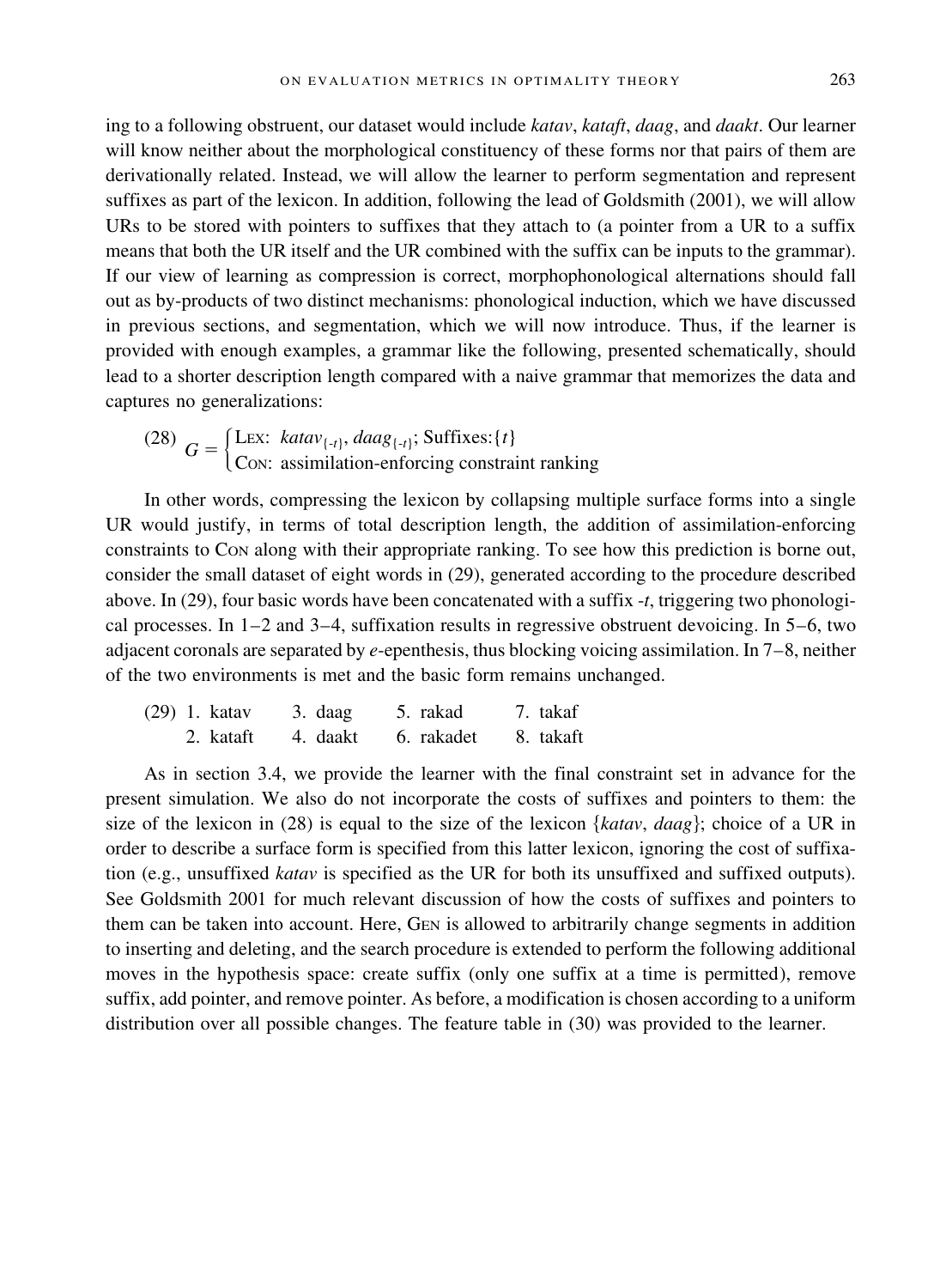ing to a following obstruent, our dataset would include *katav*, *kataft*, *daag*, and *daakt*. Our learner will know neither about the morphological constituency of these forms nor that pairs of them are derivationally related. Instead, we will allow the learner to perform segmentation and represent suffixes as part of the lexicon. In addition, following the lead of Goldsmith (2001), we will allow URs to be stored with pointers to suffixes that they attach to (a pointer from a UR to a suffix means that both the UR itself and the UR combined with the suffix can be inputs to the grammar). If our view of learning as compression is correct, morphophonological alternations should fall out as by-products of two distinct mechanisms: phonological induction, which we have discussed in previous sections, and segmentation, which we will now introduce. Thus, if the learner is provided with enough examples, a grammar like the following, presented schematically, should lead to a shorter description length compared with a naive grammar that memorizes the data and captures no generalizations:

(28) $G = \begin{cases} \text{Lex: } \textit{katav}_{\{-t\}}, \textit{daag}_{\{-t\}}; \text{ Suffixes:}\{t\} \\ \text{Con: assimilation-enforcing constraint ranking} \end{cases}$

In other words, compressing the lexicon by collapsing multiple surface forms into a single UR would justify, in terms of total description length, the addition of assimilation-enforcing constraints to Con along with their appropriate ranking. To see how this prediction is borne out, consider the small dataset of eight words in (29), generated according to the procedure described above. In (29), four basic words have been concatenated with a suffix *-t*, triggering two phonological processes. In 1–2 and 3–4, suffixation results in regressive obstruent devoicing. In 5–6, two adjacent coronals are separated by *e*-epenthesis, thus blocking voicing assimilation. In 7–8, neither of the two environments is met and the basic form remains unchanged.

(29)
| | | | |
|---|---|---|---|
| 1. katav | 3. daag | 5. rakad | 7. takaf |
| 2. kataft | 4. daakt | 6. rakadet | 8. takaft |

As in section 3.4, we provide the learner with the final constraint set in advance for the present simulation. We also do not incorporate the costs of suffixes and pointers to them: the size of the lexicon in (28) is equal to the size of the lexicon {*katav*, *daag*}; choice of a UR in order to describe a surface form is specified from this latter lexicon, ignoring the cost of suffixation (e.g., unsuffixed *katav* is specified as the UR for both its unsuffixed and suffixed outputs). See Goldsmith 2001 for much relevant discussion of how the costs of suffixes and pointers to them can be taken into account. Here, Gen is allowed to arbitrarily change segments in addition to inserting and deleting, and the search procedure is extended to perform the following additional moves in the hypothesis space: create suffix (only one suffix at a time is permitted), remove suffix, add pointer, and remove pointer. As before, a modification is chosen according to a uniform distribution over all possible changes. The feature table in (30) was provided to the learner.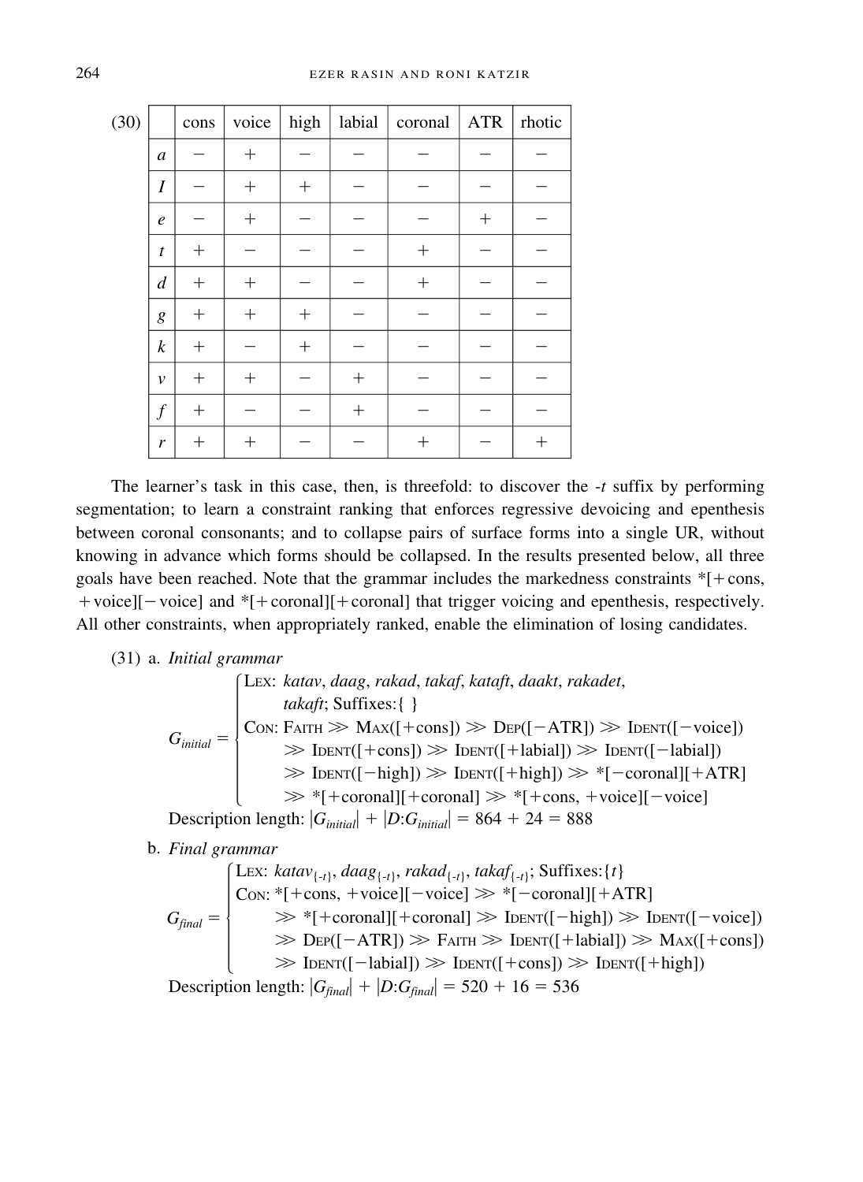(30)

| | cons | voice | high | labial | coronal | ATR | rhotic |
|---|---|---|---|---|---|---|---|
| *a* | − | + | − | − | − | − | − |
| *I* | − | + | + | − | − | − | − |
| *e* | − | + | − | − | − | + | − |
| *t* | + | − | − | − | + | − | − |
| *d* | + | + | − | − | + | − | − |
| *g* | + | + | + | − | − | − | − |
| *k* | + | − | + | − | − | − | − |
| *v* | + | + | − | + | − | − | − |
| *f* | + | − | − | + | − | − | − |
| *r* | + | + | − | − | + | − | + |

The learner's task in this case, then, is threefold: to discover the *-t* suffix by performing segmentation; to learn a constraint ranking that enforces regressive devoicing and epenthesis between coronal consonants; and to collapse pairs of surface forms into a single UR, without knowing in advance which forms should be collapsed. In the results presented below, all three goals have been reached. Note that the grammar includes the markedness constraints *[+cons, +voice][−voice] and *[+coronal][+coronal] that trigger voicing and epenthesis, respectively. All other constraints, when appropriately ranked, enable the elimination of losing candidates.

(31) a. *Initial grammar*

$G_{initial}$ = { Lex: *katav*, *daag*, *rakad*, *takaf*, *kataft*, *daakt*, *rakadet*, *takaft*; Suffixes:{ }
Con: Faith ≫ Max([+cons]) ≫ Dep([−ATR]) ≫ Ident([−voice]) ≫ Ident([+cons]) ≫ Ident([+labial]) ≫ Ident([−labial]) ≫ Ident([−high]) ≫ Ident([+high]) ≫ *[−coronal][+ATR] ≫ *[+coronal][+coronal] ≫ *[+cons, +voice][−voice] }

Description length: $|G_{initial}| + |D{:}G_{initial}| = 864 + 24 = 888$

b. *Final grammar*

$G_{final}$ = { Lex: $katav_{\{-t\}}$, $daag_{\{-t\}}$, $rakad_{\{-t\}}$, $takaf_{\{-t\}}$; Suffixes:{*t*}
Con: *[+cons, +voice][−voice] ≫ *[−coronal][+ATR] ≫ *[+coronal][+coronal] ≫ Ident([−high]) ≫ Ident([−voice]) ≫ Dep([−ATR]) ≫ Faith ≫ Ident([+labial]) ≫ Max([+cons]) ≫ Ident([−labial]) ≫ Ident([+cons]) ≫ Ident([+high]) }

Description length: $|G_{final}| + |D{:}G_{final}| = 520 + 16 = 536$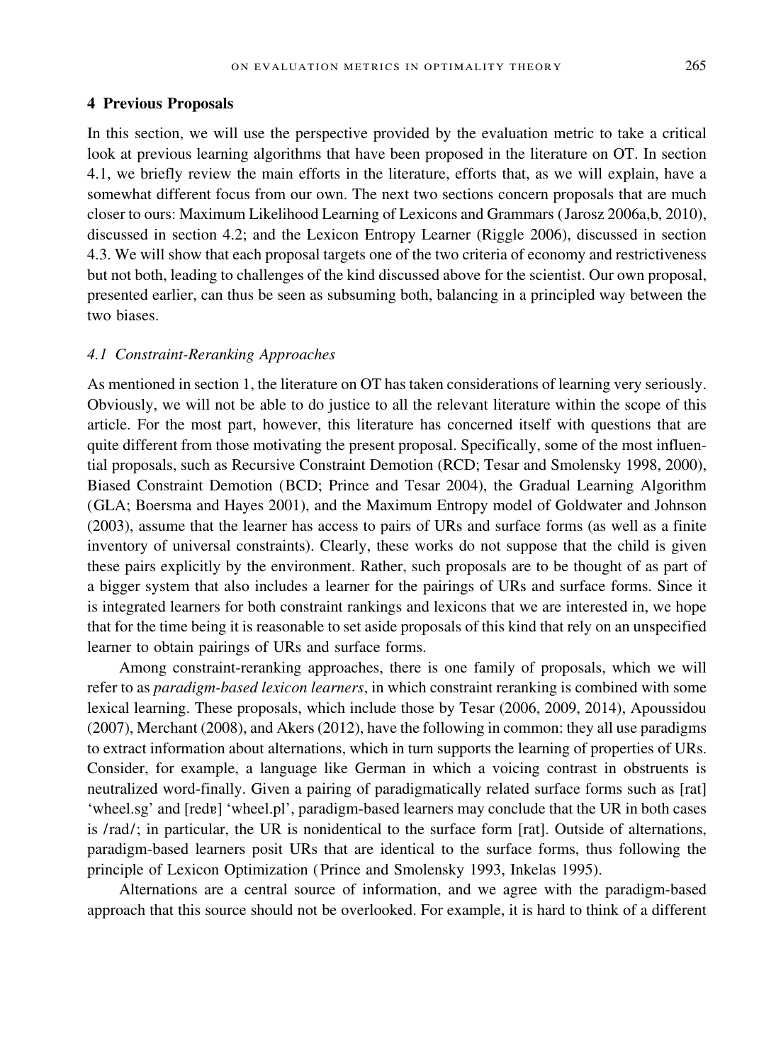## 4 Previous Proposals

In this section, we will use the perspective provided by the evaluation metric to take a critical look at previous learning algorithms that have been proposed in the literature on OT. In section 4.1, we briefly review the main efforts in the literature, efforts that, as we will explain, have a somewhat different focus from our own. The next two sections concern proposals that are much closer to ours: Maximum Likelihood Learning of Lexicons and Grammars (Jarosz 2006a,b, 2010), discussed in section 4.2; and the Lexicon Entropy Learner (Riggle 2006), discussed in section 4.3. We will show that each proposal targets one of the two criteria of economy and restrictiveness but not both, leading to challenges of the kind discussed above for the scientist. Our own proposal, presented earlier, can thus be seen as subsuming both, balancing in a principled way between the two biases.

### *4.1 Constraint-Reranking Approaches*

As mentioned in section 1, the literature on OT has taken considerations of learning very seriously. Obviously, we will not be able to do justice to all the relevant literature within the scope of this article. For the most part, however, this literature has concerned itself with questions that are quite different from those motivating the present proposal. Specifically, some of the most influential proposals, such as Recursive Constraint Demotion (RCD; Tesar and Smolensky 1998, 2000), Biased Constraint Demotion (BCD; Prince and Tesar 2004), the Gradual Learning Algorithm (GLA; Boersma and Hayes 2001), and the Maximum Entropy model of Goldwater and Johnson (2003), assume that the learner has access to pairs of URs and surface forms (as well as a finite inventory of universal constraints). Clearly, these works do not suppose that the child is given these pairs explicitly by the environment. Rather, such proposals are to be thought of as part of a bigger system that also includes a learner for the pairings of URs and surface forms. Since it is integrated learners for both constraint rankings and lexicons that we are interested in, we hope that for the time being it is reasonable to set aside proposals of this kind that rely on an unspecified learner to obtain pairings of URs and surface forms.

Among constraint-reranking approaches, there is one family of proposals, which we will refer to as *paradigm-based lexicon learners*, in which constraint reranking is combined with some lexical learning. These proposals, which include those by Tesar (2006, 2009, 2014), Apoussidou (2007), Merchant (2008), and Akers (2012), have the following in common: they all use paradigms to extract information about alternations, which in turn supports the learning of properties of URs. Consider, for example, a language like German in which a voicing contrast in obstruents is neutralized word-finally. Given a pairing of paradigmatically related surface forms such as [rat] 'wheel.sg' and [redɐ] 'wheel.pl', paradigm-based learners may conclude that the UR in both cases is /rad/; in particular, the UR is nonidentical to the surface form [rat]. Outside of alternations, paradigm-based learners posit URs that are identical to the surface forms, thus following the principle of Lexicon Optimization (Prince and Smolensky 1993, Inkelas 1995).

Alternations are a central source of information, and we agree with the paradigm-based approach that this source should not be overlooked. For example, it is hard to think of a different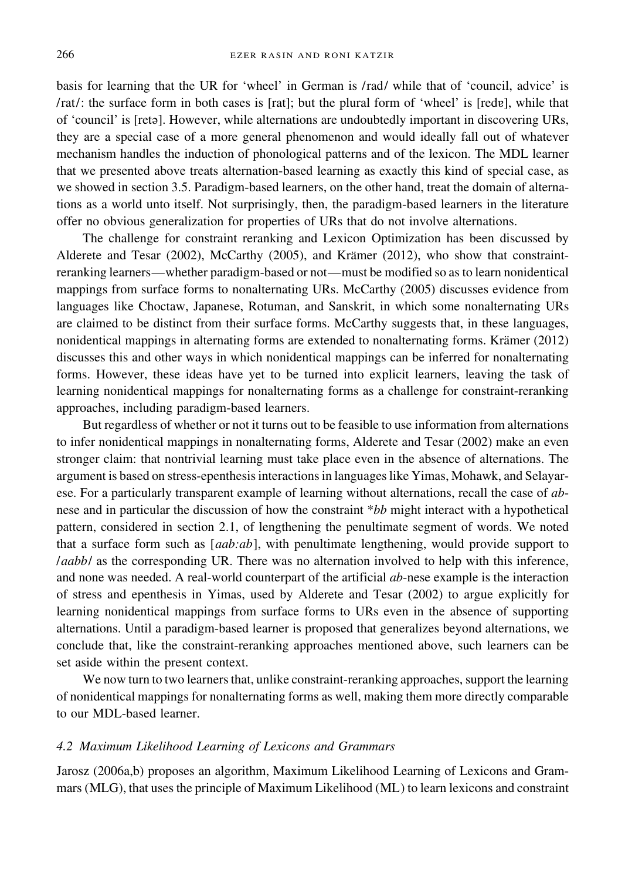basis for learning that the UR for 'wheel' in German is /rad/ while that of 'council, advice' is /rat/: the surface form in both cases is [rat]; but the plural form of 'wheel' is [redɐ], while that of 'council' is [retə]. However, while alternations are undoubtedly important in discovering URs, they are a special case of a more general phenomenon and would ideally fall out of whatever mechanism handles the induction of phonological patterns and of the lexicon. The MDL learner that we presented above treats alternation-based learning as exactly this kind of special case, as we showed in section 3.5. Paradigm-based learners, on the other hand, treat the domain of alternations as a world unto itself. Not surprisingly, then, the paradigm-based learners in the literature offer no obvious generalization for properties of URs that do not involve alternations.

The challenge for constraint reranking and Lexicon Optimization has been discussed by Alderete and Tesar (2002), McCarthy (2005), and Krämer (2012), who show that constraint-reranking learners—whether paradigm-based or not—must be modified so as to learn nonidentical mappings from surface forms to nonalternating URs. McCarthy (2005) discusses evidence from languages like Choctaw, Japanese, Rotuman, and Sanskrit, in which some nonalternating URs are claimed to be distinct from their surface forms. McCarthy suggests that, in these languages, nonidentical mappings in alternating forms are extended to nonalternating forms. Krämer (2012) discusses this and other ways in which nonidentical mappings can be inferred for nonalternating forms. However, these ideas have yet to be turned into explicit learners, leaving the task of learning nonidentical mappings for nonalternating forms as a challenge for constraint-reranking approaches, including paradigm-based learners.

But regardless of whether or not it turns out to be feasible to use information from alternations to infer nonidentical mappings in nonalternating forms, Alderete and Tesar (2002) make an even stronger claim: that nontrivial learning must take place even in the absence of alternations. The argument is based on stress-epenthesis interactions in languages like Yimas, Mohawk, and Selayarese. For a particularly transparent example of learning without alternations, recall the case of *ab*-nese and in particular the discussion of how the constraint \*bb might interact with a hypothetical pattern, considered in section 2.1, of lengthening the penultimate segment of words. We noted that a surface form such as [*aab:ab*], with penultimate lengthening, would provide support to /*aabb*/ as the corresponding UR. There was no alternation involved to help with this inference, and none was needed. A real-world counterpart of the artificial *ab*-nese example is the interaction of stress and epenthesis in Yimas, used by Alderete and Tesar (2002) to argue explicitly for learning nonidentical mappings from surface forms to URs even in the absence of supporting alternations. Until a paradigm-based learner is proposed that generalizes beyond alternations, we conclude that, like the constraint-reranking approaches mentioned above, such learners can be set aside within the present context.

We now turn to two learners that, unlike constraint-reranking approaches, support the learning of nonidentical mappings for nonalternating forms as well, making them more directly comparable to our MDL-based learner.

### 4.2 Maximum Likelihood Learning of Lexicons and Grammars

Jarosz (2006a,b) proposes an algorithm, Maximum Likelihood Learning of Lexicons and Grammars (MLG), that uses the principle of Maximum Likelihood (ML) to learn lexicons and constraint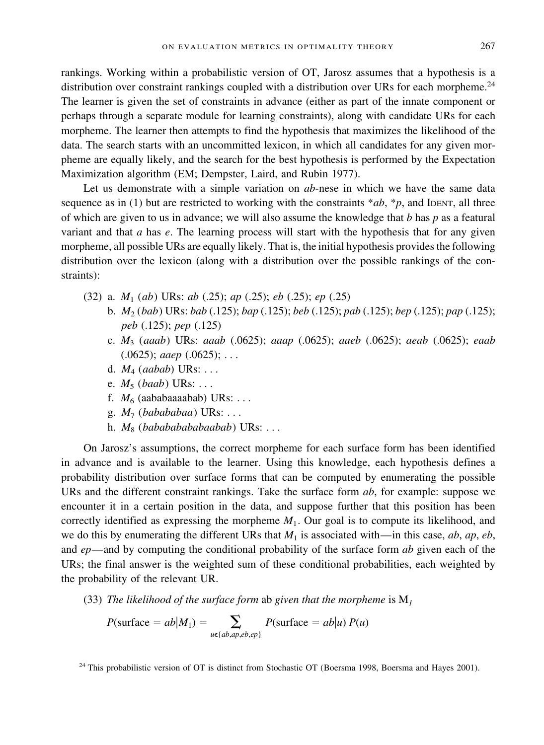rankings. Working within a probabilistic version of OT, Jarosz assumes that a hypothesis is a distribution over constraint rankings coupled with a distribution over URs for each morpheme.[24] The learner is given the set of constraints in advance (either as part of the innate component or perhaps through a separate module for learning constraints), along with candidate URs for each morpheme. The learner then attempts to find the hypothesis that maximizes the likelihood of the data. The search starts with an uncommitted lexicon, in which all candidates for any given morpheme are equally likely, and the search for the best hypothesis is performed by the Expectation Maximization algorithm (EM; Dempster, Laird, and Rubin 1977).

Let us demonstrate with a simple variation on *ab*-nese in which we have the same data sequence as in (1) but are restricted to working with the constraints \**ab*, \**p*, and IDENT, all three of which are given to us in advance; we will also assume the knowledge that *b* has *p* as a featural variant and that *a* has *e*. The learning process will start with the hypothesis that for any given morpheme, all possible URs are equally likely. That is, the initial hypothesis provides the following distribution over the lexicon (along with a distribution over the possible rankings of the constraints):

(32) a. $M_1$ (*ab*) URs: *ab* (.25); *ap* (.25); *eb* (.25); *ep* (.25)

b. $M_2$ (*bab*) URs: *bab* (.125); *bap* (.125); *beb* (.125); *pab* (.125); *bep* (.125); *pap* (.125); *peb* (.125); *pep* (.125)

c. $M_3$ (*aaab*) URs: *aaab* (.0625); *aaap* (.0625); *aaeb* (.0625); *aeab* (.0625); *eaab* (.0625); *aaep* (.0625); . . .

d. $M_4$ (*aabab*) URs: . . .

e. $M_5$ (*baab*) URs: . . .

f. $M_6$ (aababaaaabab) URs: . . .

g. $M_7$ (*babababaa*) URs: . . .

h. $M_8$ (*babababababaabab*) URs: . . .

On Jarosz's assumptions, the correct morpheme for each surface form has been identified in advance and is available to the learner. Using this knowledge, each hypothesis defines a probability distribution over surface forms that can be computed by enumerating the possible URs and the different constraint rankings. Take the surface form *ab*, for example: suppose we encounter it in a certain position in the data, and suppose further that this position has been correctly identified as expressing the morpheme $M_1$. Our goal is to compute its likelihood, and we do this by enumerating the different URs that $M_1$ is associated with—in this case, *ab*, *ap*, *eb*, and *ep*—and by computing the conditional probability of the surface form *ab* given each of the URs; the final answer is the weighted sum of these conditional probabilities, each weighted by the probability of the relevant UR.

(33) *The likelihood of the surface form* ab *given that the morpheme is* $M_1$

$$P(\text{surface} = ab | M_1) = \sum_{u \in \{ab, ap, eb, ep\}} P(\text{surface} = ab | u)\, P(u)$$

[24] This probabilistic version of OT is distinct from Stochastic OT (Boersma 1998, Boersma and Hayes 2001).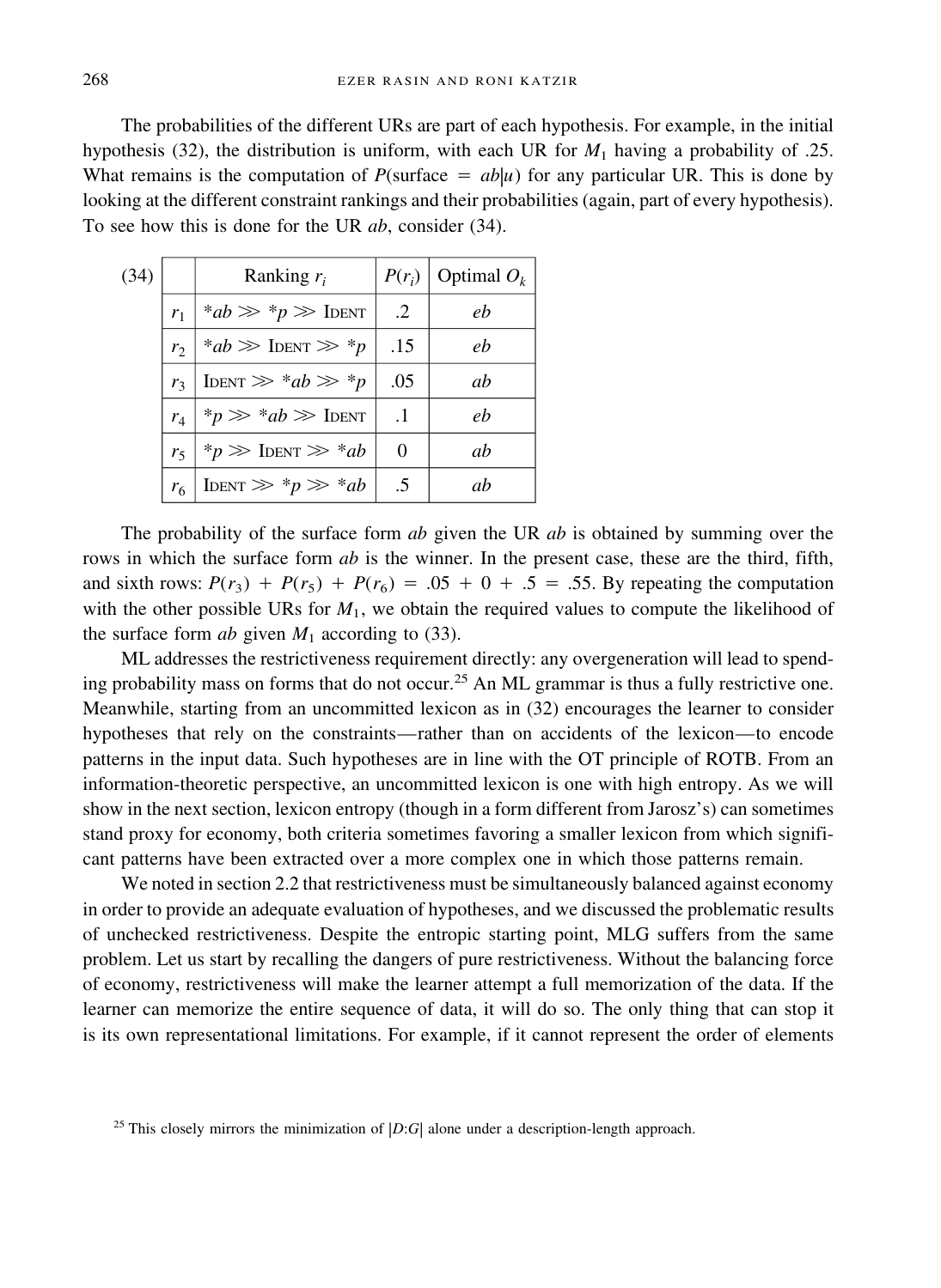The probabilities of the different URs are part of each hypothesis. For example, in the initial hypothesis (32), the distribution is uniform, with each UR for $M_1$ having a probability of .25. What remains is the computation of $P(\text{surface} = ab|u)$ for any particular UR. This is done by looking at the different constraint rankings and their probabilities (again, part of every hypothesis). To see how this is done for the UR *ab*, consider (34).

(34)

| | Ranking $r_i$ | $P(r_i)$ | Optimal $O_k$ |
|---|---|---|---|
| $r_1$ | \*ab ≫ \*p ≫ IDENT | .2 | *eb* |
| $r_2$ | \*ab ≫ IDENT ≫ \*p | .15 | *eb* |
| $r_3$ | IDENT ≫ \*ab ≫ \*p | .05 | *ab* |
| $r_4$ | \*p ≫ \*ab ≫ IDENT | .1 | *eb* |
| $r_5$ | \*p ≫ IDENT ≫ \*ab | 0 | *ab* |
| $r_6$ | IDENT ≫ \*p ≫ \*ab | .5 | *ab* |

The probability of the surface form *ab* given the UR *ab* is obtained by summing over the rows in which the surface form *ab* is the winner. In the present case, these are the third, fifth, and sixth rows: $P(r_3) + P(r_5) + P(r_6) = .05 + 0 + .5 = .55$. By repeating the computation with the other possible URs for $M_1$, we obtain the required values to compute the likelihood of the surface form *ab* given $M_1$ according to (33).

ML addresses the restrictiveness requirement directly: any overgeneration will lead to spending probability mass on forms that do not occur.[25] An ML grammar is thus a fully restrictive one. Meanwhile, starting from an uncommitted lexicon as in (32) encourages the learner to consider hypotheses that rely on the constraints—rather than on accidents of the lexicon—to encode patterns in the input data. Such hypotheses are in line with the OT principle of ROTB. From an information-theoretic perspective, an uncommitted lexicon is one with high entropy. As we will show in the next section, lexicon entropy (though in a form different from Jarosz's) can sometimes stand proxy for economy, both criteria sometimes favoring a smaller lexicon from which significant patterns have been extracted over a more complex one in which those patterns remain.

We noted in section 2.2 that restrictiveness must be simultaneously balanced against economy in order to provide an adequate evaluation of hypotheses, and we discussed the problematic results of unchecked restrictiveness. Despite the entropic starting point, MLG suffers from the same problem. Let us start by recalling the dangers of pure restrictiveness. Without the balancing force of economy, restrictiveness will make the learner attempt a full memorization of the data. If the learner can memorize the entire sequence of data, it will do so. The only thing that can stop it is its own representational limitations. For example, if it cannot represent the order of elements

[25] This closely mirrors the minimization of $|D{:}G|$ alone under a description-length approach.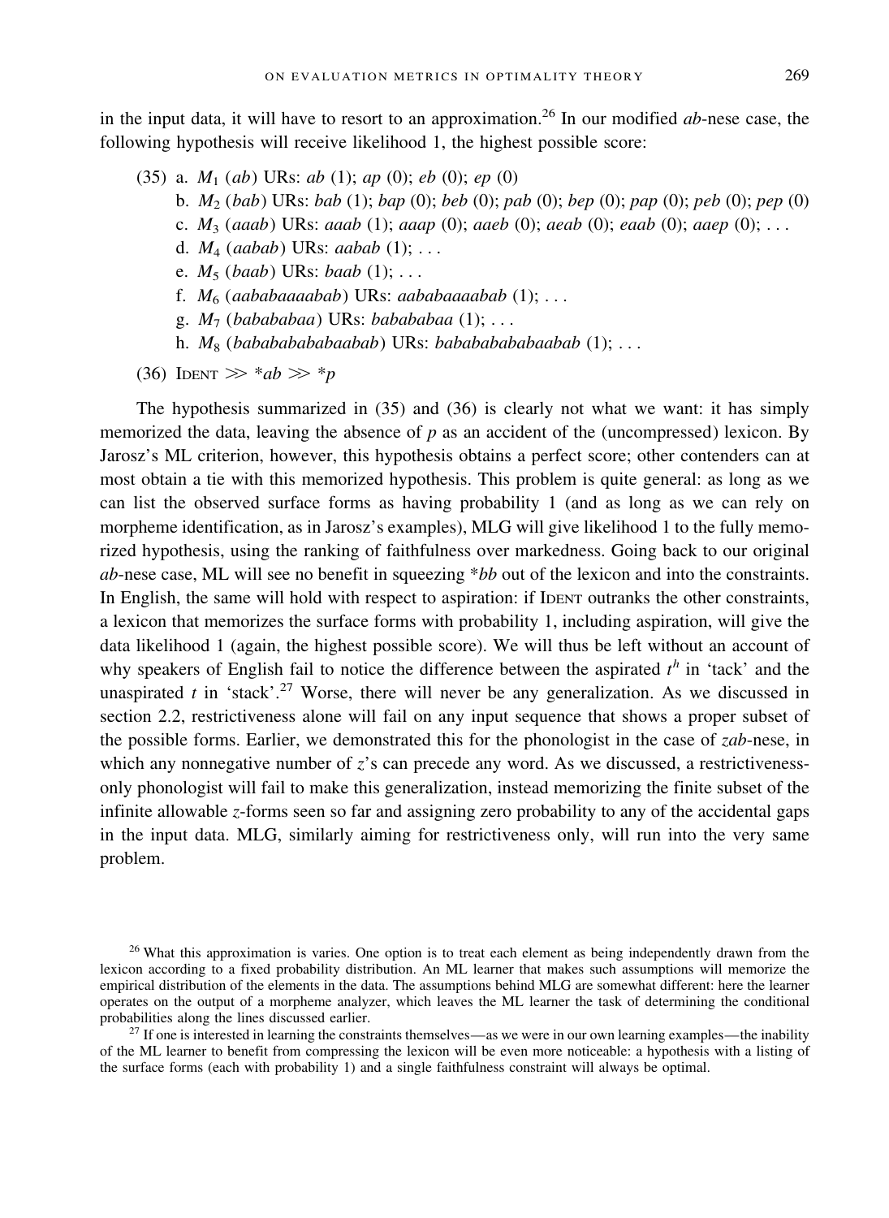in the input data, it will have to resort to an approximation.[26] In our modified *ab*-nese case, the following hypothesis will receive likelihood 1, the highest possible score:

(35) a. $M_1$ (*ab*) URs: *ab* (1); *ap* (0); *eb* (0); *ep* (0)
  b. $M_2$ (*bab*) URs: *bab* (1); *bap* (0); *beb* (0); *pab* (0); *bep* (0); *pap* (0); *peb* (0); *pep* (0)
  c. $M_3$ (*aaab*) URs: *aaab* (1); *aaap* (0); *aaeb* (0); *aeab* (0); *eaab* (0); *aaep* (0); . . .
  d. $M_4$ (*aabab*) URs: *aabab* (1); . . .
  e. $M_5$ (*baab*) URs: *baab* (1); . . .
  f. $M_6$ (*aababaaaabab*) URs: *aababaaaabab* (1); . . .
  g. $M_7$ (*babababaa*) URs: *babababaa* (1); . . .
  h. $M_8$ (*babababababaabab*) URs: *babababababaabab* (1); . . .

(36) IDENT ≫ *ab ≫ *p

The hypothesis summarized in (35) and (36) is clearly not what we want: it has simply memorized the data, leaving the absence of *p* as an accident of the (uncompressed) lexicon. By Jarosz's ML criterion, however, this hypothesis obtains a perfect score; other contenders can at most obtain a tie with this memorized hypothesis. This problem is quite general: as long as we can list the observed surface forms as having probability 1 (and as long as we can rely on morpheme identification, as in Jarosz's examples), MLG will give likelihood 1 to the fully memorized hypothesis, using the ranking of faithfulness over markedness. Going back to our original *ab*-nese case, ML will see no benefit in squeezing *bb out of the lexicon and into the constraints. In English, the same will hold with respect to aspiration: if IDENT outranks the other constraints, a lexicon that memorizes the surface forms with probability 1, including aspiration, will give the data likelihood 1 (again, the highest possible score). We will thus be left without an account of why speakers of English fail to notice the difference between the aspirated $t^h$ in 'tack' and the unaspirated *t* in 'stack'.[27] Worse, there will never be any generalization. As we discussed in section 2.2, restrictiveness alone will fail on any input sequence that shows a proper subset of the possible forms. Earlier, we demonstrated this for the phonologist in the case of *zab*-nese, in which any nonnegative number of *z*'s can precede any word. As we discussed, a restrictiveness-only phonologist will fail to make this generalization, instead memorizing the finite subset of the infinite allowable *z*-forms seen so far and assigning zero probability to any of the accidental gaps in the input data. MLG, similarly aiming for restrictiveness only, will run into the very same problem.

[26] What this approximation is varies. One option is to treat each element as being independently drawn from the lexicon according to a fixed probability distribution. An ML learner that makes such assumptions will memorize the empirical distribution of the elements in the data. The assumptions behind MLG are somewhat different: here the learner operates on the output of a morpheme analyzer, which leaves the ML learner the task of determining the conditional probabilities along the lines discussed earlier.

[27] If one is interested in learning the constraints themselves—as we were in our own learning examples—the inability of the ML learner to benefit from compressing the lexicon will be even more noticeable: a hypothesis with a listing of the surface forms (each with probability 1) and a single faithfulness constraint will always be optimal.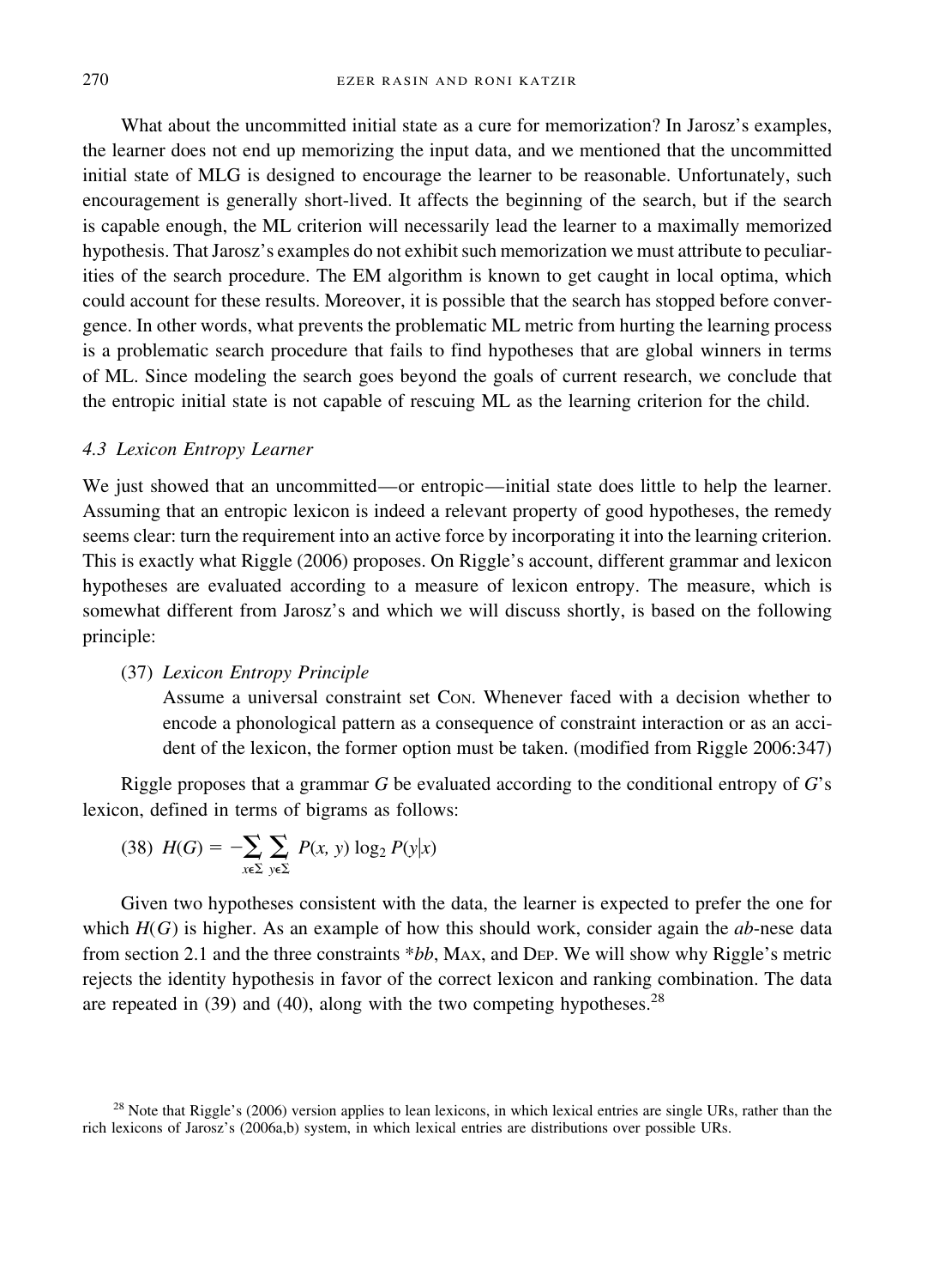What about the uncommitted initial state as a cure for memorization? In Jarosz's examples, the learner does not end up memorizing the input data, and we mentioned that the uncommitted initial state of MLG is designed to encourage the learner to be reasonable. Unfortunately, such encouragement is generally short-lived. It affects the beginning of the search, but if the search is capable enough, the ML criterion will necessarily lead the learner to a maximally memorized hypothesis. That Jarosz's examples do not exhibit such memorization we must attribute to peculiarities of the search procedure. The EM algorithm is known to get caught in local optima, which could account for these results. Moreover, it is possible that the search has stopped before convergence. In other words, what prevents the problematic ML metric from hurting the learning process is a problematic search procedure that fails to find hypotheses that are global winners in terms of ML. Since modeling the search goes beyond the goals of current research, we conclude that the entropic initial state is not capable of rescuing ML as the learning criterion for the child.

### 4.3 Lexicon Entropy Learner

We just showed that an uncommitted—or entropic—initial state does little to help the learner. Assuming that an entropic lexicon is indeed a relevant property of good hypotheses, the remedy seems clear: turn the requirement into an active force by incorporating it into the learning criterion. This is exactly what Riggle (2006) proposes. On Riggle's account, different grammar and lexicon hypotheses are evaluated according to a measure of lexicon entropy. The measure, which is somewhat different from Jarosz's and which we will discuss shortly, is based on the following principle:

(37) *Lexicon Entropy Principle*
Assume a universal constraint set CON. Whenever faced with a decision whether to encode a phonological pattern as a consequence of constraint interaction or as an accident of the lexicon, the former option must be taken. (modified from Riggle 2006:347)

Riggle proposes that a grammar $G$ be evaluated according to the conditional entropy of $G$'s lexicon, defined in terms of bigrams as follows:

(38) $$H(G) = -\sum_{x \in \Sigma} \sum_{y \in \Sigma} P(x, y) \log_2 P(y|x)$$

Given two hypotheses consistent with the data, the learner is expected to prefer the one for which $H(G)$ is higher. As an example of how this should work, consider again the *ab*-nese data from section 2.1 and the three constraints \**bb*, MAX, and DEP. We will show why Riggle's metric rejects the identity hypothesis in favor of the correct lexicon and ranking combination. The data are repeated in (39) and (40), along with the two competing hypotheses.[28]

[28] Note that Riggle's (2006) version applies to lean lexicons, in which lexical entries are single URs, rather than the rich lexicons of Jarosz's (2006a,b) system, in which lexical entries are distributions over possible URs.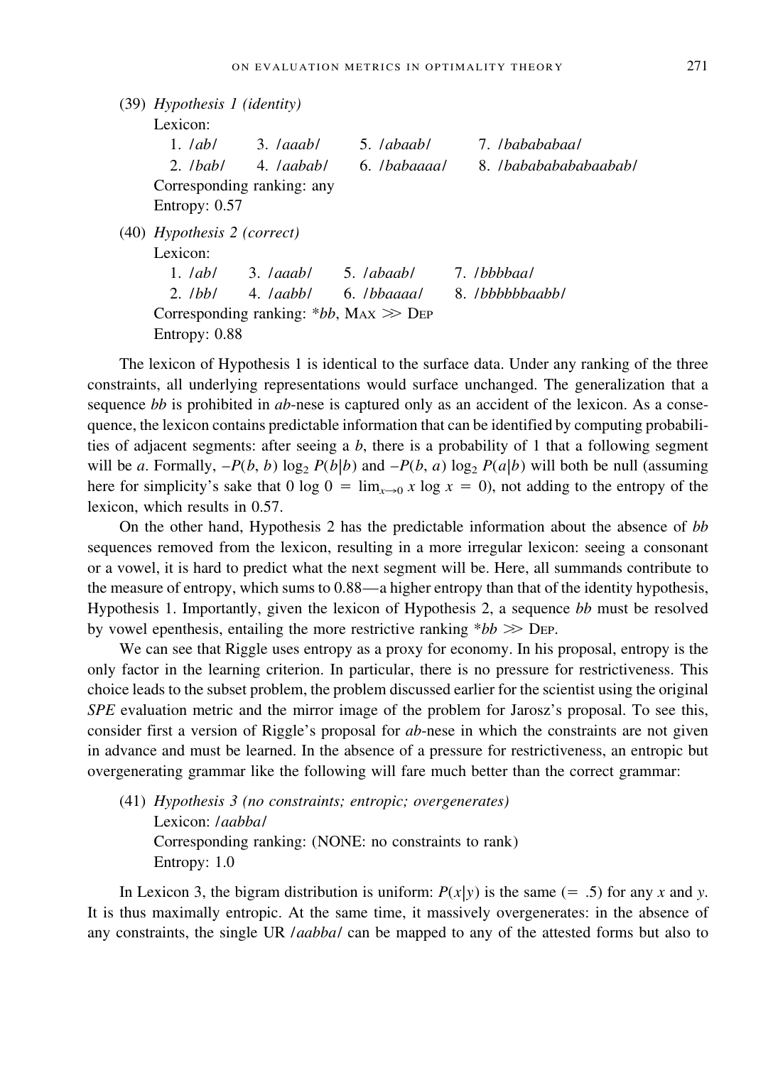(39) *Hypothesis 1 (identity)*
Lexicon:

| | | | |
|---|---|---|---|
| 1. /*ab*/ | 3. /*aaab*/ | 5. /*abaab*/ | 7. /*bababaa*/ |
| 2. /*bab*/ | 4. /*aabab*/ | 6. /*babaaaa*/ | 8. /*bababababaabab*/ |

Corresponding ranking: any
Entropy: 0.57

(40) *Hypothesis 2 (correct)*
Lexicon:

| | | | |
|---|---|---|---|
| 1. /*ab*/ | 3. /*aaab*/ | 5. /*abaab*/ | 7. /*bbbbaa*/ |
| 2. /*bb*/ | 4. /*aabb*/ | 6. /*bbaaaa*/ | 8. /*bbbbbbaabb*/ |

Corresponding ranking: \**bb*, Max ≫ Dep
Entropy: 0.88

The lexicon of Hypothesis 1 is identical to the surface data. Under any ranking of the three constraints, all underlying representations would surface unchanged. The generalization that a sequence *bb* is prohibited in *ab*-nese is captured only as an accident of the lexicon. As a consequence, the lexicon contains predictable information that can be identified by computing probabilities of adjacent segments: after seeing a *b*, there is a probability of 1 that a following segment will be *a*. Formally, $-P(b, b) \log_2 P(b|b)$ and $-P(b, a) \log_2 P(a|b)$ will both be null (assuming here for simplicity's sake that $0 \log 0 = \lim_{x \to 0} x \log x = 0$), not adding to the entropy of the lexicon, which results in 0.57.

On the other hand, Hypothesis 2 has the predictable information about the absence of *bb* sequences removed from the lexicon, resulting in a more irregular lexicon: seeing a consonant or a vowel, it is hard to predict what the next segment will be. Here, all summands contribute to the measure of entropy, which sums to 0.88—a higher entropy than that of the identity hypothesis, Hypothesis 1. Importantly, given the lexicon of Hypothesis 2, a sequence *bb* must be resolved by vowel epenthesis, entailing the more restrictive ranking \**bb* ≫ Dep.

We can see that Riggle uses entropy as a proxy for economy. In his proposal, entropy is the only factor in the learning criterion. In particular, there is no pressure for restrictiveness. This choice leads to the subset problem, the problem discussed earlier for the scientist using the original *SPE* evaluation metric and the mirror image of the problem for Jarosz's proposal. To see this, consider first a version of Riggle's proposal for *ab*-nese in which the constraints are not given in advance and must be learned. In the absence of a pressure for restrictiveness, an entropic but overgenerating grammar like the following will fare much better than the correct grammar:

(41) *Hypothesis 3 (no constraints; entropic; overgenerates)*
Lexicon: /*aabba*/
Corresponding ranking: (NONE: no constraints to rank)
Entropy: 1.0

In Lexicon 3, the bigram distribution is uniform: $P(x|y)$ is the same (= .5) for any $x$ and $y$. It is thus maximally entropic. At the same time, it massively overgenerates: in the absence of any constraints, the single UR /*aabba*/ can be mapped to any of the attested forms but also to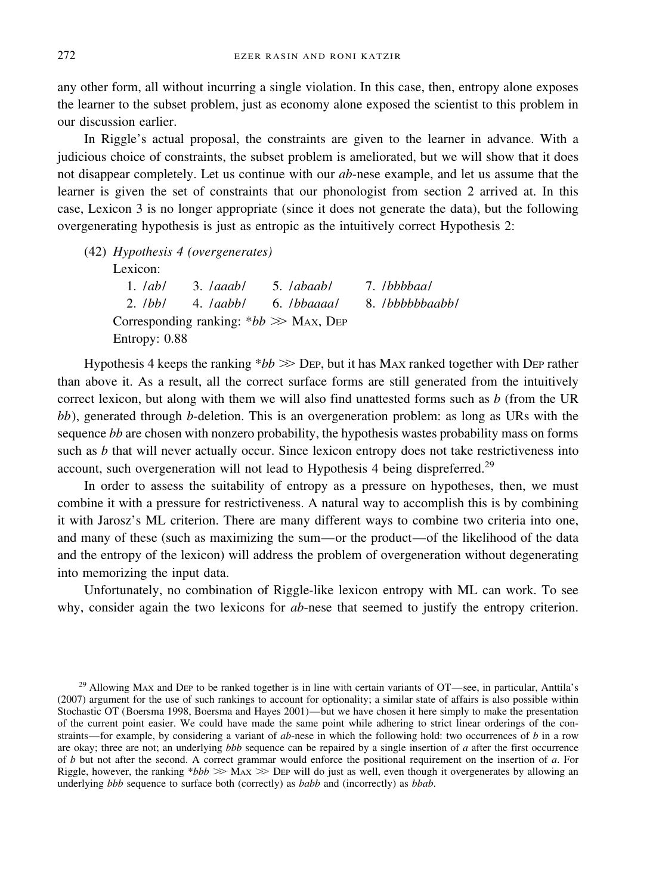any other form, all without incurring a single violation. In this case, then, entropy alone exposes the learner to the subset problem, just as economy alone exposed the scientist to this problem in our discussion earlier.

In Riggle's actual proposal, the constraints are given to the learner in advance. With a judicious choice of constraints, the subset problem is ameliorated, but we will show that it does not disappear completely. Let us continue with our *ab*-nese example, and let us assume that the learner is given the set of constraints that our phonologist from section 2 arrived at. In this case, Lexicon 3 is no longer appropriate (since it does not generate the data), but the following overgenerating hypothesis is just as entropic as the intuitively correct Hypothesis 2:

(42) *Hypothesis 4 (overgenerates)*

Lexicon:

| | | | |
|---|---|---|---|
| 1. /*ab*/ | 3. /*aaab*/ | 5. /*abaab*/ | 7. /*bbbbaa*/ |
| 2. /*bb*/ | 4. /*aabb*/ | 6. /*bbaaaa*/ | 8. /*bbbbbbaabb*/ |

Corresponding ranking: \**bb* ≫ MAX, DEP

Entropy: 0.88

Hypothesis 4 keeps the ranking \**bb* ≫ DEP, but it has MAX ranked together with DEP rather than above it. As a result, all the correct surface forms are still generated from the intuitively correct lexicon, but along with them we will also find unattested forms such as *b* (from the UR *bb*), generated through *b*-deletion. This is an overgeneration problem: as long as URs with the sequence *bb* are chosen with nonzero probability, the hypothesis wastes probability mass on forms such as *b* that will never actually occur. Since lexicon entropy does not take restrictiveness into account, such overgeneration will not lead to Hypothesis 4 being dispreferred.[29]

In order to assess the suitability of entropy as a pressure on hypotheses, then, we must combine it with a pressure for restrictiveness. A natural way to accomplish this is by combining it with Jarosz's ML criterion. There are many different ways to combine two criteria into one, and many of these (such as maximizing the sum—or the product—of the likelihood of the data and the entropy of the lexicon) will address the problem of overgeneration without degenerating into memorizing the input data.

Unfortunately, no combination of Riggle-like lexicon entropy with ML can work. To see why, consider again the two lexicons for *ab*-nese that seemed to justify the entropy criterion.

[29] Allowing MAX and DEP to be ranked together is in line with certain variants of OT—see, in particular, Anttila's (2007) argument for the use of such rankings to account for optionality; a similar state of affairs is also possible within Stochastic OT (Boersma 1998, Boersma and Hayes 2001)—but we have chosen it here simply to make the presentation of the current point easier. We could have made the same point while adhering to strict linear orderings of the constraints—for example, by considering a variant of *ab*-nese in which the following hold: two occurrences of *b* in a row are okay; three are not; an underlying *bbb* sequence can be repaired by a single insertion of *a* after the first occurrence of *b* but not after the second. A correct grammar would enforce the positional requirement on the insertion of *a*. For Riggle, however, the ranking \**bbb* ≫ MAX ≫ DEP will do just as well, even though it overgenerates by allowing an underlying *bbb* sequence to surface both (correctly) as *babb* and (incorrectly) as *bbab*.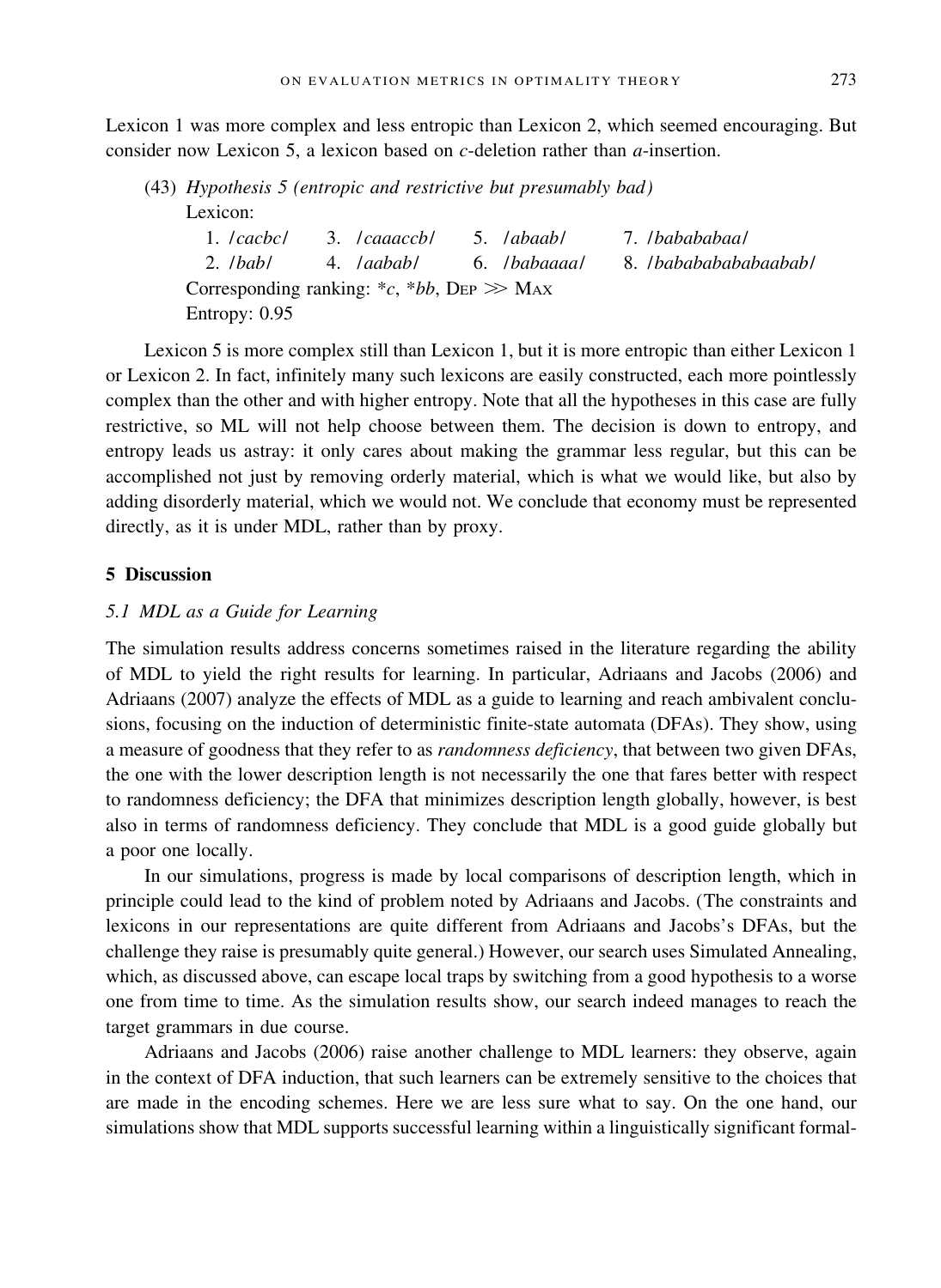Lexicon 1 was more complex and less entropic than Lexicon 2, which seemed encouraging. But consider now Lexicon 5, a lexicon based on *c*-deletion rather than *a*-insertion.

(43) *Hypothesis 5 (entropic and restrictive but presumably bad)*
Lexicon:

| | | | |
|---|---|---|---|
| 1. /*cacbc*/ | 3. /*caaaccb*/ | 5. /*abaab*/ | 7. /*babababaa*/ |
| 2. /*bab*/ | 4. /*aabab*/ | 6. /*babaaaa*/ | 8. /*babababababaabab*/ |

Corresponding ranking: \**c*, \**bb*, Dep ≫ Max
Entropy: 0.95

Lexicon 5 is more complex still than Lexicon 1, but it is more entropic than either Lexicon 1 or Lexicon 2. In fact, infinitely many such lexicons are easily constructed, each more pointlessly complex than the other and with higher entropy. Note that all the hypotheses in this case are fully restrictive, so ML will not help choose between them. The decision is down to entropy, and entropy leads us astray: it only cares about making the grammar less regular, but this can be accomplished not just by removing orderly material, which is what we would like, but also by adding disorderly material, which we would not. We conclude that economy must be represented directly, as it is under MDL, rather than by proxy.

## 5 Discussion

### 5.1 MDL as a Guide for Learning

The simulation results address concerns sometimes raised in the literature regarding the ability of MDL to yield the right results for learning. In particular, Adriaans and Jacobs (2006) and Adriaans (2007) analyze the effects of MDL as a guide to learning and reach ambivalent conclusions, focusing on the induction of deterministic finite-state automata (DFAs). They show, using a measure of goodness that they refer to as *randomness deficiency*, that between two given DFAs, the one with the lower description length is not necessarily the one that fares better with respect to randomness deficiency; the DFA that minimizes description length globally, however, is best also in terms of randomness deficiency. They conclude that MDL is a good guide globally but a poor one locally.

In our simulations, progress is made by local comparisons of description length, which in principle could lead to the kind of problem noted by Adriaans and Jacobs. (The constraints and lexicons in our representations are quite different from Adriaans and Jacobs's DFAs, but the challenge they raise is presumably quite general.) However, our search uses Simulated Annealing, which, as discussed above, can escape local traps by switching from a good hypothesis to a worse one from time to time. As the simulation results show, our search indeed manages to reach the target grammars in due course.

Adriaans and Jacobs (2006) raise another challenge to MDL learners: they observe, again in the context of DFA induction, that such learners can be extremely sensitive to the choices that are made in the encoding schemes. Here we are less sure what to say. On the one hand, our simulations show that MDL supports successful learning within a linguistically significant formal-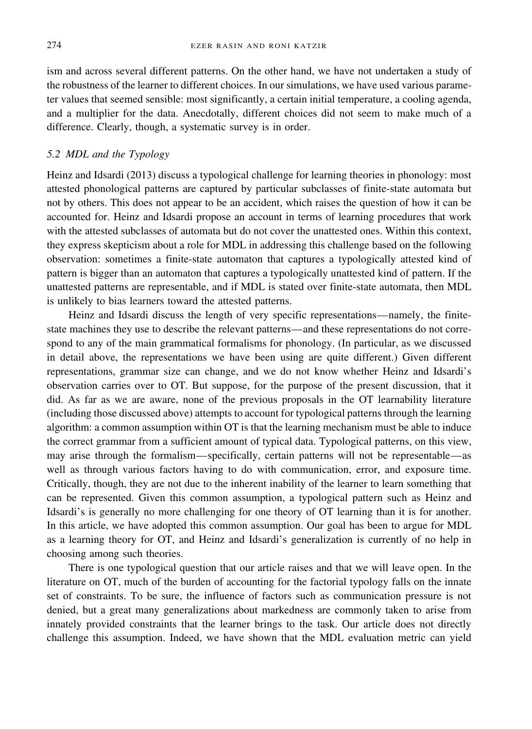ism and across several different patterns. On the other hand, we have not undertaken a study of the robustness of the learner to different choices. In our simulations, we have used various parameter values that seemed sensible: most significantly, a certain initial temperature, a cooling agenda, and a multiplier for the data. Anecdotally, different choices did not seem to make much of a difference. Clearly, though, a systematic survey is in order.

### *5.2 MDL and the Typology*

Heinz and Idsardi (2013) discuss a typological challenge for learning theories in phonology: most attested phonological patterns are captured by particular subclasses of finite-state automata but not by others. This does not appear to be an accident, which raises the question of how it can be accounted for. Heinz and Idsardi propose an account in terms of learning procedures that work with the attested subclasses of automata but do not cover the unattested ones. Within this context, they express skepticism about a role for MDL in addressing this challenge based on the following observation: sometimes a finite-state automaton that captures a typologically attested kind of pattern is bigger than an automaton that captures a typologically unattested kind of pattern. If the unattested patterns are representable, and if MDL is stated over finite-state automata, then MDL is unlikely to bias learners toward the attested patterns.

Heinz and Idsardi discuss the length of very specific representations—namely, the finite-state machines they use to describe the relevant patterns—and these representations do not correspond to any of the main grammatical formalisms for phonology. (In particular, as we discussed in detail above, the representations we have been using are quite different.) Given different representations, grammar size can change, and we do not know whether Heinz and Idsardi's observation carries over to OT. But suppose, for the purpose of the present discussion, that it did. As far as we are aware, none of the previous proposals in the OT learnability literature (including those discussed above) attempts to account for typological patterns through the learning algorithm: a common assumption within OT is that the learning mechanism must be able to induce the correct grammar from a sufficient amount of typical data. Typological patterns, on this view, may arise through the formalism—specifically, certain patterns will not be representable—as well as through various factors having to do with communication, error, and exposure time. Critically, though, they are not due to the inherent inability of the learner to learn something that can be represented. Given this common assumption, a typological pattern such as Heinz and Idsardi's is generally no more challenging for one theory of OT learning than it is for another. In this article, we have adopted this common assumption. Our goal has been to argue for MDL as a learning theory for OT, and Heinz and Idsardi's generalization is currently of no help in choosing among such theories.

There is one typological question that our article raises and that we will leave open. In the literature on OT, much of the burden of accounting for the factorial typology falls on the innate set of constraints. To be sure, the influence of factors such as communication pressure is not denied, but a great many generalizations about markedness are commonly taken to arise from innately provided constraints that the learner brings to the task. Our article does not directly challenge this assumption. Indeed, we have shown that the MDL evaluation metric can yield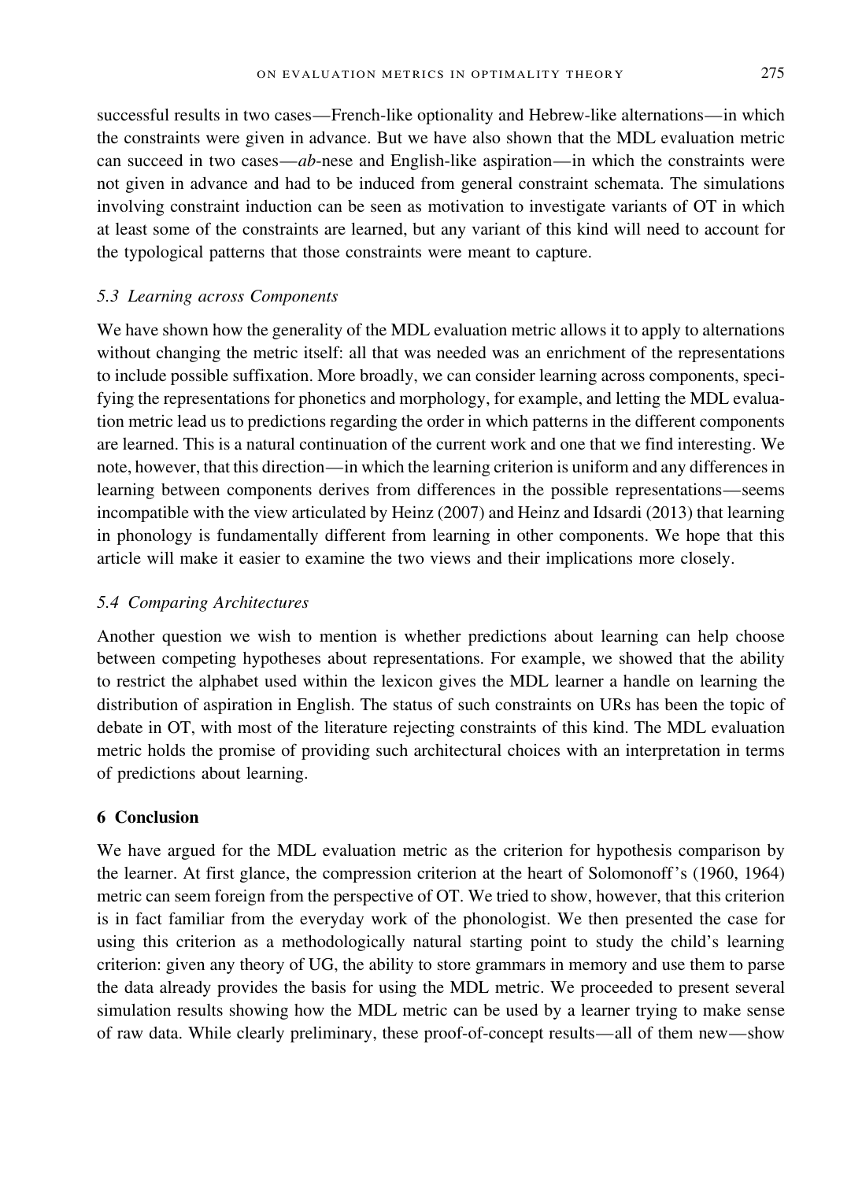successful results in two cases—French-like optionality and Hebrew-like alternations—in which the constraints were given in advance. But we have also shown that the MDL evaluation metric can succeed in two cases—*ab*-nese and English-like aspiration—in which the constraints were not given in advance and had to be induced from general constraint schemata. The simulations involving constraint induction can be seen as motivation to investigate variants of OT in which at least some of the constraints are learned, but any variant of this kind will need to account for the typological patterns that those constraints were meant to capture.

### *5.3 Learning across Components*

We have shown how the generality of the MDL evaluation metric allows it to apply to alternations without changing the metric itself: all that was needed was an enrichment of the representations to include possible suffixation. More broadly, we can consider learning across components, specifying the representations for phonetics and morphology, for example, and letting the MDL evaluation metric lead us to predictions regarding the order in which patterns in the different components are learned. This is a natural continuation of the current work and one that we find interesting. We note, however, that this direction—in which the learning criterion is uniform and any differences in learning between components derives from differences in the possible representations—seems incompatible with the view articulated by Heinz (2007) and Heinz and Idsardi (2013) that learning in phonology is fundamentally different from learning in other components. We hope that this article will make it easier to examine the two views and their implications more closely.

### *5.4 Comparing Architectures*

Another question we wish to mention is whether predictions about learning can help choose between competing hypotheses about representations. For example, we showed that the ability to restrict the alphabet used within the lexicon gives the MDL learner a handle on learning the distribution of aspiration in English. The status of such constraints on URs has been the topic of debate in OT, with most of the literature rejecting constraints of this kind. The MDL evaluation metric holds the promise of providing such architectural choices with an interpretation in terms of predictions about learning.

## **6 Conclusion**

We have argued for the MDL evaluation metric as the criterion for hypothesis comparison by the learner. At first glance, the compression criterion at the heart of Solomonoff's (1960, 1964) metric can seem foreign from the perspective of OT. We tried to show, however, that this criterion is in fact familiar from the everyday work of the phonologist. We then presented the case for using this criterion as a methodologically natural starting point to study the child's learning criterion: given any theory of UG, the ability to store grammars in memory and use them to parse the data already provides the basis for using the MDL metric. We proceeded to present several simulation results showing how the MDL metric can be used by a learner trying to make sense of raw data. While clearly preliminary, these proof-of-concept results—all of them new—show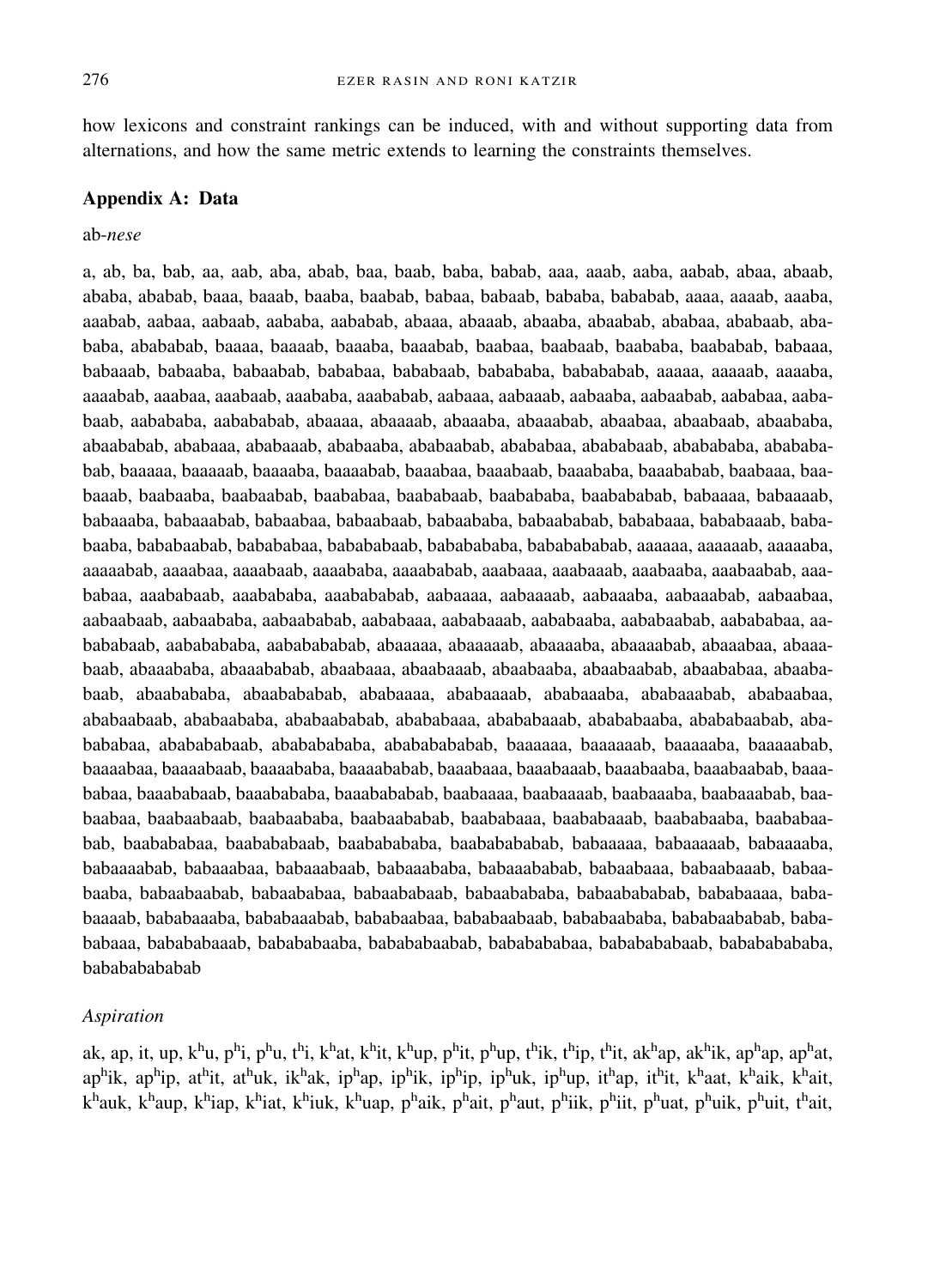how lexicons and constraint rankings can be induced, with and without supporting data from alternations, and how the same metric extends to learning the constraints themselves.

## Appendix A: Data

ab-*nese*

a, ab, ba, bab, aa, aab, aba, abab, baa, baab, baba, babab, aaa, aaab, aaba, aabab, abaa, abaab, ababa, ababab, baaa, baaab, baaba, baabab, babaa, babaab, bababa, bababab, aaaa, aaaab, aaaba, aaabab, aabaa, aabaab, aababa, aababab, abaaa, abaaab, abaaba, abaabab, ababaa, ababaab, abababa, abababab, baaaa, baaaab, baaaba, baaabab, baabaa, baabaab, baababa, baababab, babaaa, babaaab, babaaba, babaabab, babababaa, bababaab, babababa, babababab, aaaaa, aaaaab, aaaaba, aaaabab, aaabaa, aaabaab, aaababa, aaababab, aabaaa, aabaaab, aabaaba, aabaabab, aababaa, aababaab, aabababa, aababababab, abaaaa, abaaaab, abaaaba, abaaabab, abaabaa, abaabaab, abaababa, abaababab, ababaaa, ababaaab, ababaaba, ababaabab, abababaa, abababaab, ababababa, ababababab, baaaaa, baaaaab, baaaaba, baaaabab, baaabaa, baaabaab, baaababa, baaababab, baabaaa, baabaaab, baabaaba, baabaabab, baababaa, baababaab, baabababa, baababababab, babaaaa, babaaaab, babaaaba, babaaabab, babaabaa, babaabaab, babaababa, babaababab, bababaaa, bababaaab, bababaaba, bababaabab, babababaa, babababaab, bababababa, bababababab, aaaaaa, aaaaaab, aaaaaba, aaaaabab, aaaabaa, aaaabaab, aaaababa, aaaababab, aaabaaa, aaabaaab, aaabaaba, aaabaabab, aaababaa, aaababaab, aaabababa, aaababababab, aabaaaa, aabaaaab, aabaaaba, aabaaabab, aabaabaa, aabaabaab, aabaababa, aabaababab, aababaaa, aababaaab, aababaaba, aababaabab, aabababaa, aabababaab, aababababa, aababababab, abaaaaa, abaaaaab, abaaaaba, abaaaabab, abaaabaa, abaaabaab, abaaababa, abaaababab, abaabaaa, abaabaaab, abaabaaba, abaabaabab, abaababaa, abaababaab, abaabababa, abaababababab, ababaaaa, ababaaaab, ababaaaba, ababaaabab, ababaabaa, ababaabaab, ababaababa, ababaababab, abababaaa, abababaaab, abababaaba, abababaabab, ababababaa, ababababaab, abababababa, abababababab, baaaaaa, baaaaaab, baaaaaba, baaaaabab, baaaabaa, baaaabaab, baaaababa, baaaababab, baaabaaa, baaabaaab, baaabaaba, baaabaabab, baaababaa, baaababaab, baaabababa, baaabababab, baabaaaa, baabaaaab, baabaaaba, baabaaabab, baabaabaa, baabaabaab, baabaababa, baabaababab, baababaaa, baababaaab, baababaaba, baababaabab, baabababaa, baabababaab, baababababa, baababababab, babaaaaa, babaaaaab, babaaaaba, babaaaabab, babaaabaa, babaaabaab, babaaababa, babaaababab, babaabaaa, babaabaaab, babaabaaba, babaabaabab, babaababaa, babaababaab, babaabababa, babaababababab, bababaaaa, bababaaaab, bababaaaba, bababaaabab, bababaabaa, bababaabaab, bababaababa, bababaababab, babababaaa, babababaaab, babababaaba, babababaabab, bababababaa, bababababaab, babababababa, bababababababab

*Aspiration*

ak, ap, it, up, $k^hu$, $p^hi$, $p^hu$, $t^hi$, $k^hat$, $k^hit$, $k^hup$, $p^hit$, $p^hup$, $t^hik$, $t^hip$, $t^hit$, $ak^hap$, $ak^hik$, $ap^hap$, $ap^hat$, $ap^hik$, $ap^hip$, $at^hit$, $at^huk$, $ik^hak$, $ip^hap$, $ip^hik$, $ip^hip$, $ip^huk$, $ip^hup$, $it^hap$, $it^hit$, $k^haat$, $k^haik$, $k^hait$, $k^hauk$, $k^haup$, $k^hiap$, $k^hiat$, $k^hiuk$, $k^huap$, $p^haik$, $p^hait$, $p^haut$, $p^hiik$, $p^hiit$, $p^huat$, $p^huik$, $p^huit$, $t^hait$,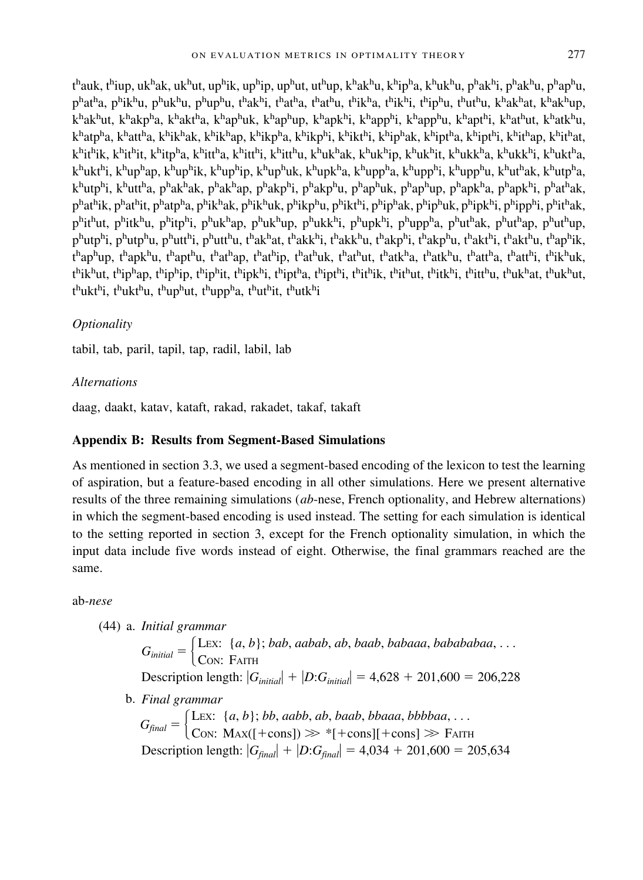t$^h$auk, t$^h$iup, uk$^h$ak, uk$^h$ut, up$^h$ik, up$^h$ip, up$^h$ut, ut$^h$up, k$^h$ak$^h$u, k$^h$ip$^h$a, k$^h$uk$^h$u, p$^h$ak$^h$i, p$^h$ak$^h$u, p$^h$ap$^h$u, p$^h$at$^h$a, p$^h$ik$^h$u, p$^h$uk$^h$u, p$^h$up$^h$u, t$^h$ak$^h$i, t$^h$at$^h$a, t$^h$at$^h$u, t$^h$ik$^h$a, t$^h$ik$^h$i, t$^h$ip$^h$u, t$^h$ut$^h$u, k$^h$ak$^h$at, k$^h$ak$^h$up, k$^h$ak$^h$ut, k$^h$akp$^h$a, k$^h$akt$^h$a, k$^h$ap$^h$uk, k$^h$ap$^h$up, k$^h$apk$^h$i, k$^h$app$^h$i, k$^h$app$^h$u, k$^h$apt$^h$i, k$^h$at$^h$ut, k$^h$atk$^h$u, k$^h$atp$^h$a, k$^h$att$^h$a, k$^h$ik$^h$ak, k$^h$ik$^h$ap, k$^h$ikp$^h$a, k$^h$ikp$^h$i, k$^h$ikt$^h$i, k$^h$ip$^h$ak, k$^h$ipt$^h$a, k$^h$ipt$^h$i, k$^h$it$^h$ap, k$^h$it$^h$at, k$^h$it$^h$ik, k$^h$it$^h$it, k$^h$itp$^h$a, k$^h$itt$^h$a, k$^h$itt$^h$i, k$^h$itt$^h$u, k$^h$uk$^h$ak, k$^h$uk$^h$ip, k$^h$uk$^h$it, k$^h$ukk$^h$a, k$^h$ukk$^h$i, k$^h$ukt$^h$a, k$^h$ukt$^h$i, k$^h$up$^h$ap, k$^h$up$^h$ik, k$^h$up$^h$ip, k$^h$up$^h$uk, k$^h$upk$^h$a, k$^h$upp$^h$a, k$^h$upp$^h$i, k$^h$upp$^h$u, k$^h$ut$^h$ak, k$^h$utp$^h$a, k$^h$utp$^h$i, k$^h$utt$^h$a, p$^h$ak$^h$ak, p$^h$ak$^h$ap, p$^h$akp$^h$i, p$^h$akp$^h$u, p$^h$ap$^h$uk, p$^h$ap$^h$up, p$^h$apk$^h$a, p$^h$apk$^h$i, p$^h$at$^h$ak, p$^h$at$^h$ik, p$^h$at$^h$it, p$^h$atp$^h$a, p$^h$ik$^h$ak, p$^h$ik$^h$uk, p$^h$ikp$^h$u, p$^h$ikt$^h$i, p$^h$ip$^h$ak, p$^h$ip$^h$uk, p$^h$ipk$^h$i, p$^h$ipp$^h$i, p$^h$it$^h$ak, p$^h$it$^h$ut, p$^h$itk$^h$u, p$^h$itp$^h$i, p$^h$uk$^h$ap, p$^h$uk$^h$up, p$^h$ukk$^h$i, p$^h$upk$^h$i, p$^h$upp$^h$a, p$^h$ut$^h$ak, p$^h$ut$^h$ap, p$^h$ut$^h$up, p$^h$utp$^h$i, p$^h$utp$^h$u, p$^h$utt$^h$i, p$^h$utt$^h$u, t$^h$ak$^h$at, t$^h$akk$^h$i, t$^h$akk$^h$u, t$^h$akp$^h$i, t$^h$akp$^h$u, t$^h$akt$^h$i, t$^h$akt$^h$u, t$^h$ap$^h$ik, t$^h$ap$^h$up, t$^h$apk$^h$u, t$^h$apt$^h$u, t$^h$at$^h$ap, t$^h$at$^h$ip, t$^h$at$^h$uk, t$^h$at$^h$ut, t$^h$atk$^h$a, t$^h$atk$^h$u, t$^h$att$^h$a, t$^h$att$^h$i, t$^h$ik$^h$uk, t$^h$ik$^h$ut, t$^h$ip$^h$ap, t$^h$ip$^h$ip, t$^h$ip$^h$it, t$^h$ipk$^h$i, t$^h$ipt$^h$a, t$^h$ipt$^h$i, t$^h$it$^h$ik, t$^h$it$^h$ut, t$^h$itk$^h$i, t$^h$itt$^h$u, t$^h$uk$^h$at, t$^h$uk$^h$ut, t$^h$ukt$^h$i, t$^h$ukt$^h$u, t$^h$up$^h$ut, t$^h$upp$^h$a, t$^h$ut$^h$it, t$^h$utk$^h$i

*Optionality*

tabil, tab, paril, tapil, tap, radil, labil, lab

*Alternations*

daag, daakt, katav, kataft, rakad, rakadet, takaf, takaft

## Appendix B: Results from Segment-Based Simulations

As mentioned in section 3.3, we used a segment-based encoding of the lexicon to test the learning of aspiration, but a feature-based encoding in all other simulations. Here we present alternative results of the three remaining simulations (*ab*-nese, French optionality, and Hebrew alternations) in which the segment-based encoding is used instead. The setting for each simulation is identical to the setting reported in section 3, except for the French optionality simulation, in which the input data include five words instead of eight. Otherwise, the final grammars reached are the same.

ab-*nese*

(44) a. *Initial grammar*

$$G_{initial} = \begin{cases} \text{Lex: } \{a, b\}; \textit{bab}, \textit{aabab}, \textit{ab}, \textit{baab}, \textit{babaaa}, \textit{babababaa}, \ldots \\ \text{Con: Faith} \end{cases}$$

Description length: $|G_{initial}| + |D{:}G_{initial}| = 4{,}628 + 201{,}600 = 206{,}228$

b. *Final grammar*

$$G_{final} = \begin{cases} \text{Lex: } \{a, b\}; \textit{bb}, \textit{aabb}, \textit{ab}, \textit{baab}, \textit{bbaaa}, \textit{bbbbaa}, \ldots \\ \text{Con: Max([+cons])} \gg \text{*[+cons][+cons]} \gg \text{Faith} \end{cases}$$

Description length: $|G_{final}| + |D{:}G_{final}| = 4{,}034 + 201{,}600 = 205{,}634$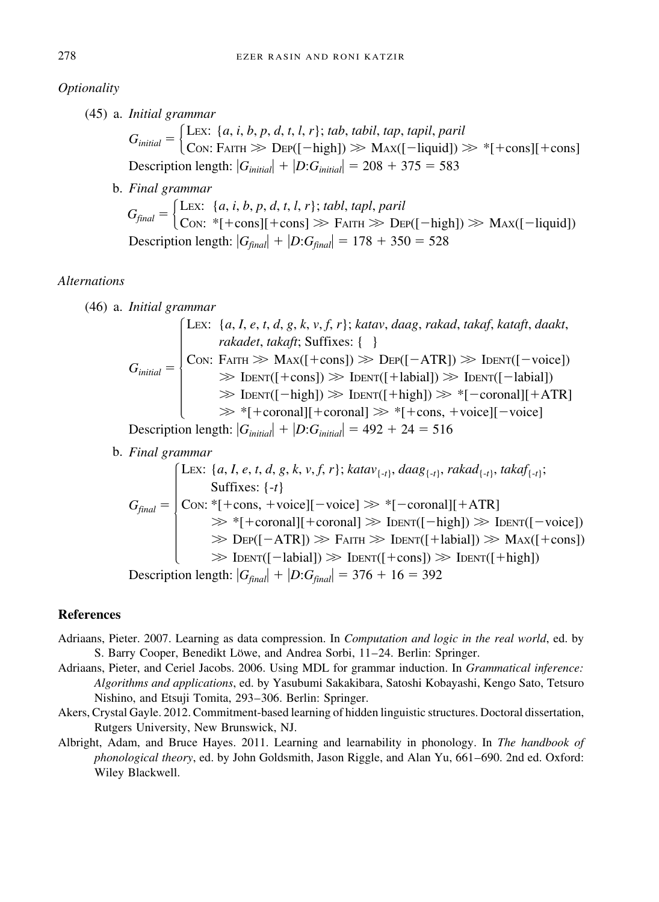*Optionality*

(45) a. *Initial grammar*

$$G_{initial} = \begin{cases} \text{LEX: } \{a, i, b, p, d, t, l, r\}; \textit{tab}, \textit{tabil}, \textit{tap}, \textit{tapil}, \textit{paril} \\ \text{CON: FAITH} \gg \text{DEP}([-\text{high}]) \gg \text{MAX}([-\text{liquid}]) \gg *[+\text{cons}][+\text{cons}] \end{cases}$$

Description length: $|G_{initial}| + |D{:}G_{initial}| = 208 + 375 = 583$

b. *Final grammar*

$$G_{final} = \begin{cases} \text{LEX: } \{a, i, b, p, d, t, l, r\}; \textit{tabl}, \textit{tapl}, \textit{paril} \\ \text{CON: } *[+\text{cons}][+\text{cons}] \gg \text{FAITH} \gg \text{DEP}([-\text{high}]) \gg \text{MAX}([-\text{liquid}]) \end{cases}$$

Description length: $|G_{final}| + |D{:}G_{final}| = 178 + 350 = 528$

*Alternations*

(46) a. *Initial grammar*

$$G_{initial} = \begin{cases} \text{LEX: } \{a, I, e, t, d, g, k, v, f, r\}; \textit{katav}, \textit{daag}, \textit{rakad}, \textit{takaf}, \textit{kataft}, \textit{daakt}, \\ \qquad \textit{rakadet}, \textit{takaft}; \text{Suffixes: } \{\ \} \\ \text{CON: FAITH} \gg \text{MAX}([+\text{cons}]) \gg \text{DEP}([-\text{ATR}]) \gg \text{IDENT}([-\text{voice}]) \\ \qquad \gg \text{IDENT}([+\text{cons}]) \gg \text{IDENT}([+\text{labial}]) \gg \text{IDENT}([-\text{labial}]) \\ \qquad \gg \text{IDENT}([-\text{high}]) \gg \text{IDENT}([+\text{high}]) \gg *[-\text{coronal}][+\text{ATR}] \\ \qquad \gg *[+\text{coronal}][+\text{coronal}] \gg *[+\text{cons}, +\text{voice}][-\text{voice}] \end{cases}$$

Description length: $|G_{initial}| + |D{:}G_{initial}| = 492 + 24 = 516$

b. *Final grammar*

$$G_{final} = \begin{cases} \text{LEX: } \{a, I, e, t, d, g, k, v, f, r\}; \textit{katav}_{\{\text{-}t\}}, \textit{daag}_{\{\text{-}t\}}, \textit{rakad}_{\{\text{-}t\}}, \textit{takaf}_{\{\text{-}t\}}; \\ \qquad \text{Suffixes: } \{\text{-}t\} \\ \text{CON: } *[+\text{cons}, +\text{voice}][-\text{voice}] \gg *[-\text{coronal}][+\text{ATR}] \\ \qquad \gg *[+\text{coronal}][+\text{coronal}] \gg \text{IDENT}([-\text{high}]) \gg \text{IDENT}([-\text{voice}]) \\ \qquad \gg \text{DEP}([-\text{ATR}]) \gg \text{FAITH} \gg \text{IDENT}([+\text{labial}]) \gg \text{MAX}([+\text{cons}]) \\ \qquad \gg \text{IDENT}([-\text{labial}]) \gg \text{IDENT}([+\text{cons}]) \gg \text{IDENT}([+\text{high}]) \end{cases}$$

Description length: $|G_{final}| + |D{:}G_{final}| = 376 + 16 = 392$

## References

Adriaans, Pieter. 2007. Learning as data compression. In *Computation and logic in the real world*, ed. by S. Barry Cooper, Benedikt Löwe, and Andrea Sorbi, 11–24. Berlin: Springer.

Adriaans, Pieter, and Ceriel Jacobs. 2006. Using MDL for grammar induction. In *Grammatical inference: Algorithms and applications*, ed. by Yasubumi Sakakibara, Satoshi Kobayashi, Kengo Sato, Tetsuro Nishino, and Etsuji Tomita, 293–306. Berlin: Springer.

Akers, Crystal Gayle. 2012. Commitment-based learning of hidden linguistic structures. Doctoral dissertation, Rutgers University, New Brunswick, NJ.

Albright, Adam, and Bruce Hayes. 2011. Learning and learnability in phonology. In *The handbook of phonological theory*, ed. by John Goldsmith, Jason Riggle, and Alan Yu, 661–690. 2nd ed. Oxford: Wiley Blackwell.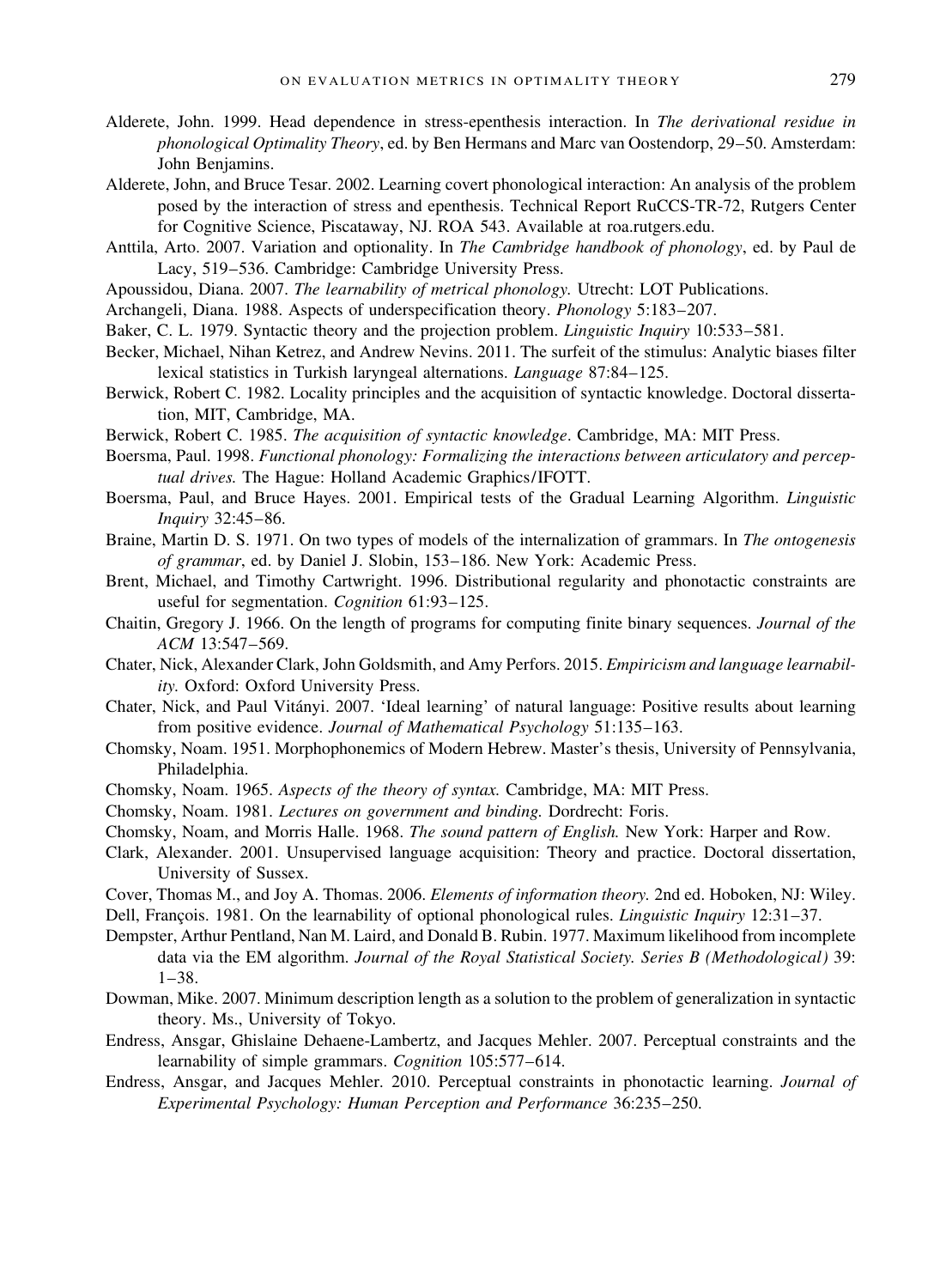Alderete, John. 1999. Head dependence in stress-epenthesis interaction. In *The derivational residue in phonological Optimality Theory*, ed. by Ben Hermans and Marc van Oostendorp, 29–50. Amsterdam: John Benjamins.

Alderete, John, and Bruce Tesar. 2002. Learning covert phonological interaction: An analysis of the problem posed by the interaction of stress and epenthesis. Technical Report RuCCS-TR-72, Rutgers Center for Cognitive Science, Piscataway, NJ. ROA 543. Available at roa.rutgers.edu.

Anttila, Arto. 2007. Variation and optionality. In *The Cambridge handbook of phonology*, ed. by Paul de Lacy, 519–536. Cambridge: Cambridge University Press.

Apoussidou, Diana. 2007. *The learnability of metrical phonology.* Utrecht: LOT Publications.

Archangeli, Diana. 1988. Aspects of underspecification theory. *Phonology* 5:183–207.

Baker, C. L. 1979. Syntactic theory and the projection problem. *Linguistic Inquiry* 10:533–581.

Becker, Michael, Nihan Ketrez, and Andrew Nevins. 2011. The surfeit of the stimulus: Analytic biases filter lexical statistics in Turkish laryngeal alternations. *Language* 87:84–125.

Berwick, Robert C. 1982. Locality principles and the acquisition of syntactic knowledge. Doctoral dissertation, MIT, Cambridge, MA.

Berwick, Robert C. 1985. *The acquisition of syntactic knowledge*. Cambridge, MA: MIT Press.

Boersma, Paul. 1998. *Functional phonology: Formalizing the interactions between articulatory and perceptual drives.* The Hague: Holland Academic Graphics/IFOTT.

Boersma, Paul, and Bruce Hayes. 2001. Empirical tests of the Gradual Learning Algorithm. *Linguistic Inquiry* 32:45–86.

Braine, Martin D. S. 1971. On two types of models of the internalization of grammars. In *The ontogenesis of grammar*, ed. by Daniel J. Slobin, 153–186. New York: Academic Press.

Brent, Michael, and Timothy Cartwright. 1996. Distributional regularity and phonotactic constraints are useful for segmentation. *Cognition* 61:93–125.

Chaitin, Gregory J. 1966. On the length of programs for computing finite binary sequences. *Journal of the ACM* 13:547–569.

Chater, Nick, Alexander Clark, John Goldsmith, and Amy Perfors. 2015. *Empiricism and language learnability.* Oxford: Oxford University Press.

Chater, Nick, and Paul Vitányi. 2007. 'Ideal learning' of natural language: Positive results about learning from positive evidence. *Journal of Mathematical Psychology* 51:135–163.

Chomsky, Noam. 1951. Morphophonemics of Modern Hebrew. Master's thesis, University of Pennsylvania, Philadelphia.

Chomsky, Noam. 1965. *Aspects of the theory of syntax.* Cambridge, MA: MIT Press.

Chomsky, Noam. 1981. *Lectures on government and binding.* Dordrecht: Foris.

Chomsky, Noam, and Morris Halle. 1968. *The sound pattern of English.* New York: Harper and Row.

Clark, Alexander. 2001. Unsupervised language acquisition: Theory and practice. Doctoral dissertation, University of Sussex.

Cover, Thomas M., and Joy A. Thomas. 2006. *Elements of information theory.* 2nd ed. Hoboken, NJ: Wiley.

Dell, François. 1981. On the learnability of optional phonological rules. *Linguistic Inquiry* 12:31–37.

Dempster, Arthur Pentland, Nan M. Laird, and Donald B. Rubin. 1977. Maximum likelihood from incomplete data via the EM algorithm. *Journal of the Royal Statistical Society. Series B (Methodological)* 39: 1–38.

Dowman, Mike. 2007. Minimum description length as a solution to the problem of generalization in syntactic theory. Ms., University of Tokyo.

Endress, Ansgar, Ghislaine Dehaene-Lambertz, and Jacques Mehler. 2007. Perceptual constraints and the learnability of simple grammars. *Cognition* 105:577–614.

Endress, Ansgar, and Jacques Mehler. 2010. Perceptual constraints in phonotactic learning. *Journal of Experimental Psychology: Human Perception and Performance* 36:235–250.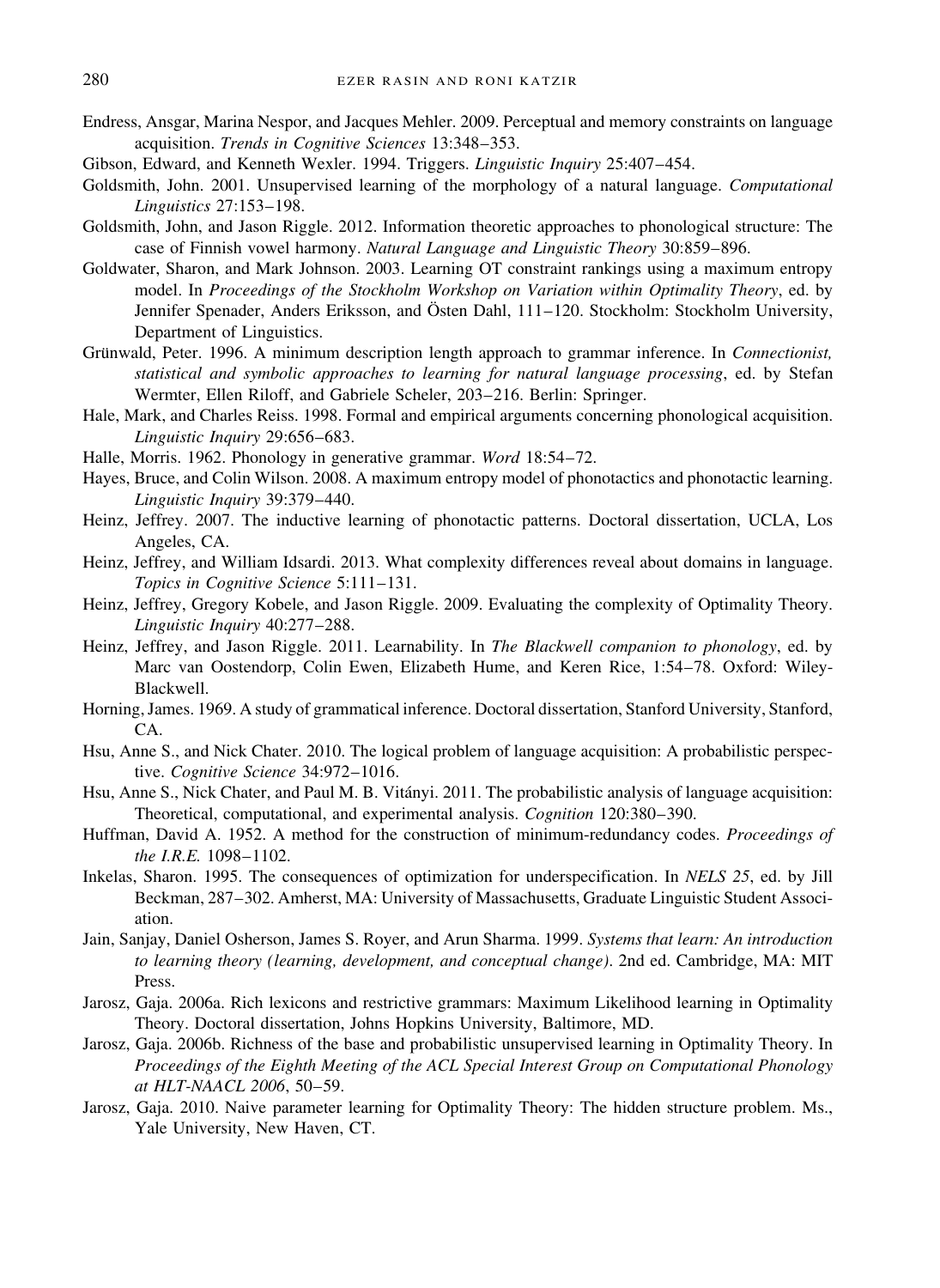Endress, Ansgar, Marina Nespor, and Jacques Mehler. 2009. Perceptual and memory constraints on language acquisition. *Trends in Cognitive Sciences* 13:348–353.

Gibson, Edward, and Kenneth Wexler. 1994. Triggers. *Linguistic Inquiry* 25:407–454.

Goldsmith, John. 2001. Unsupervised learning of the morphology of a natural language. *Computational Linguistics* 27:153–198.

Goldsmith, John, and Jason Riggle. 2012. Information theoretic approaches to phonological structure: The case of Finnish vowel harmony. *Natural Language and Linguistic Theory* 30:859–896.

Goldwater, Sharon, and Mark Johnson. 2003. Learning OT constraint rankings using a maximum entropy model. In *Proceedings of the Stockholm Workshop on Variation within Optimality Theory*, ed. by Jennifer Spenader, Anders Eriksson, and Östen Dahl, 111–120. Stockholm: Stockholm University, Department of Linguistics.

Grünwald, Peter. 1996. A minimum description length approach to grammar inference. In *Connectionist, statistical and symbolic approaches to learning for natural language processing*, ed. by Stefan Wermter, Ellen Riloff, and Gabriele Scheler, 203–216. Berlin: Springer.

Hale, Mark, and Charles Reiss. 1998. Formal and empirical arguments concerning phonological acquisition. *Linguistic Inquiry* 29:656–683.

Halle, Morris. 1962. Phonology in generative grammar. *Word* 18:54–72.

Hayes, Bruce, and Colin Wilson. 2008. A maximum entropy model of phonotactics and phonotactic learning. *Linguistic Inquiry* 39:379–440.

Heinz, Jeffrey. 2007. The inductive learning of phonotactic patterns. Doctoral dissertation, UCLA, Los Angeles, CA.

Heinz, Jeffrey, and William Idsardi. 2013. What complexity differences reveal about domains in language. *Topics in Cognitive Science* 5:111–131.

Heinz, Jeffrey, Gregory Kobele, and Jason Riggle. 2009. Evaluating the complexity of Optimality Theory. *Linguistic Inquiry* 40:277–288.

Heinz, Jeffrey, and Jason Riggle. 2011. Learnability. In *The Blackwell companion to phonology*, ed. by Marc van Oostendorp, Colin Ewen, Elizabeth Hume, and Keren Rice, 1:54–78. Oxford: Wiley-Blackwell.

Horning, James. 1969. A study of grammatical inference. Doctoral dissertation, Stanford University, Stanford, CA.

Hsu, Anne S., and Nick Chater. 2010. The logical problem of language acquisition: A probabilistic perspective. *Cognitive Science* 34:972–1016.

Hsu, Anne S., Nick Chater, and Paul M. B. Vitányi. 2011. The probabilistic analysis of language acquisition: Theoretical, computational, and experimental analysis. *Cognition* 120:380–390.

Huffman, David A. 1952. A method for the construction of minimum-redundancy codes. *Proceedings of the I.R.E.* 1098–1102.

Inkelas, Sharon. 1995. The consequences of optimization for underspecification. In *NELS 25*, ed. by Jill Beckman, 287–302. Amherst, MA: University of Massachusetts, Graduate Linguistic Student Association.

Jain, Sanjay, Daniel Osherson, James S. Royer, and Arun Sharma. 1999. *Systems that learn: An introduction to learning theory (learning, development, and conceptual change)*. 2nd ed. Cambridge, MA: MIT Press.

Jarosz, Gaja. 2006a. Rich lexicons and restrictive grammars: Maximum Likelihood learning in Optimality Theory. Doctoral dissertation, Johns Hopkins University, Baltimore, MD.

Jarosz, Gaja. 2006b. Richness of the base and probabilistic unsupervised learning in Optimality Theory. In *Proceedings of the Eighth Meeting of the ACL Special Interest Group on Computational Phonology at HLT-NAACL 2006*, 50–59.

Jarosz, Gaja. 2010. Naive parameter learning for Optimality Theory: The hidden structure problem. Ms., Yale University, New Haven, CT.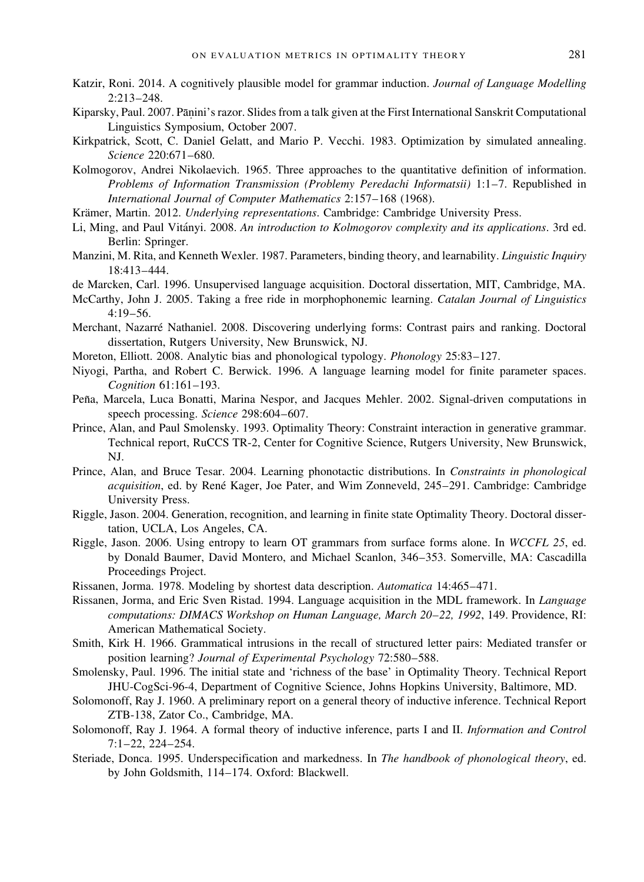Katzir, Roni. 2014. A cognitively plausible model for grammar induction. *Journal of Language Modelling* 2:213–248.

Kiparsky, Paul. 2007. Pāṇini's razor. Slides from a talk given at the First International Sanskrit Computational Linguistics Symposium, October 2007.

Kirkpatrick, Scott, C. Daniel Gelatt, and Mario P. Vecchi. 1983. Optimization by simulated annealing. *Science* 220:671–680.

Kolmogorov, Andrei Nikolaevich. 1965. Three approaches to the quantitative definition of information. *Problems of Information Transmission (Problemy Peredachi Informatsii)* 1:1–7. Republished in *International Journal of Computer Mathematics* 2:157–168 (1968).

Krämer, Martin. 2012. *Underlying representations*. Cambridge: Cambridge University Press.

Li, Ming, and Paul Vitányi. 2008. *An introduction to Kolmogorov complexity and its applications*. 3rd ed. Berlin: Springer.

Manzini, M. Rita, and Kenneth Wexler. 1987. Parameters, binding theory, and learnability. *Linguistic Inquiry* 18:413–444.

de Marcken, Carl. 1996. Unsupervised language acquisition. Doctoral dissertation, MIT, Cambridge, MA.

McCarthy, John J. 2005. Taking a free ride in morphophonemic learning. *Catalan Journal of Linguistics* 4:19–56.

Merchant, Nazarré Nathaniel. 2008. Discovering underlying forms: Contrast pairs and ranking. Doctoral dissertation, Rutgers University, New Brunswick, NJ.

Moreton, Elliott. 2008. Analytic bias and phonological typology. *Phonology* 25:83–127.

Niyogi, Partha, and Robert C. Berwick. 1996. A language learning model for finite parameter spaces. *Cognition* 61:161–193.

Peña, Marcela, Luca Bonatti, Marina Nespor, and Jacques Mehler. 2002. Signal-driven computations in speech processing. *Science* 298:604–607.

Prince, Alan, and Paul Smolensky. 1993. Optimality Theory: Constraint interaction in generative grammar. Technical report, RuCCS TR-2, Center for Cognitive Science, Rutgers University, New Brunswick, NJ.

Prince, Alan, and Bruce Tesar. 2004. Learning phonotactic distributions. In *Constraints in phonological acquisition*, ed. by René Kager, Joe Pater, and Wim Zonneveld, 245–291. Cambridge: Cambridge University Press.

Riggle, Jason. 2004. Generation, recognition, and learning in finite state Optimality Theory. Doctoral dissertation, UCLA, Los Angeles, CA.

Riggle, Jason. 2006. Using entropy to learn OT grammars from surface forms alone. In *WCCFL 25*, ed. by Donald Baumer, David Montero, and Michael Scanlon, 346–353. Somerville, MA: Cascadilla Proceedings Project.

Rissanen, Jorma. 1978. Modeling by shortest data description. *Automatica* 14:465–471.

Rissanen, Jorma, and Eric Sven Ristad. 1994. Language acquisition in the MDL framework. In *Language computations: DIMACS Workshop on Human Language, March 20–22, 1992*, 149. Providence, RI: American Mathematical Society.

Smith, Kirk H. 1966. Grammatical intrusions in the recall of structured letter pairs: Mediated transfer or position learning? *Journal of Experimental Psychology* 72:580–588.

Smolensky, Paul. 1996. The initial state and 'richness of the base' in Optimality Theory. Technical Report JHU-CogSci-96-4, Department of Cognitive Science, Johns Hopkins University, Baltimore, MD.

Solomonoff, Ray J. 1960. A preliminary report on a general theory of inductive inference. Technical Report ZTB-138, Zator Co., Cambridge, MA.

Solomonoff, Ray J. 1964. A formal theory of inductive inference, parts I and II. *Information and Control* 7:1–22, 224–254.

Steriade, Donca. 1995. Underspecification and markedness. In *The handbook of phonological theory*, ed. by John Goldsmith, 114–174. Oxford: Blackwell.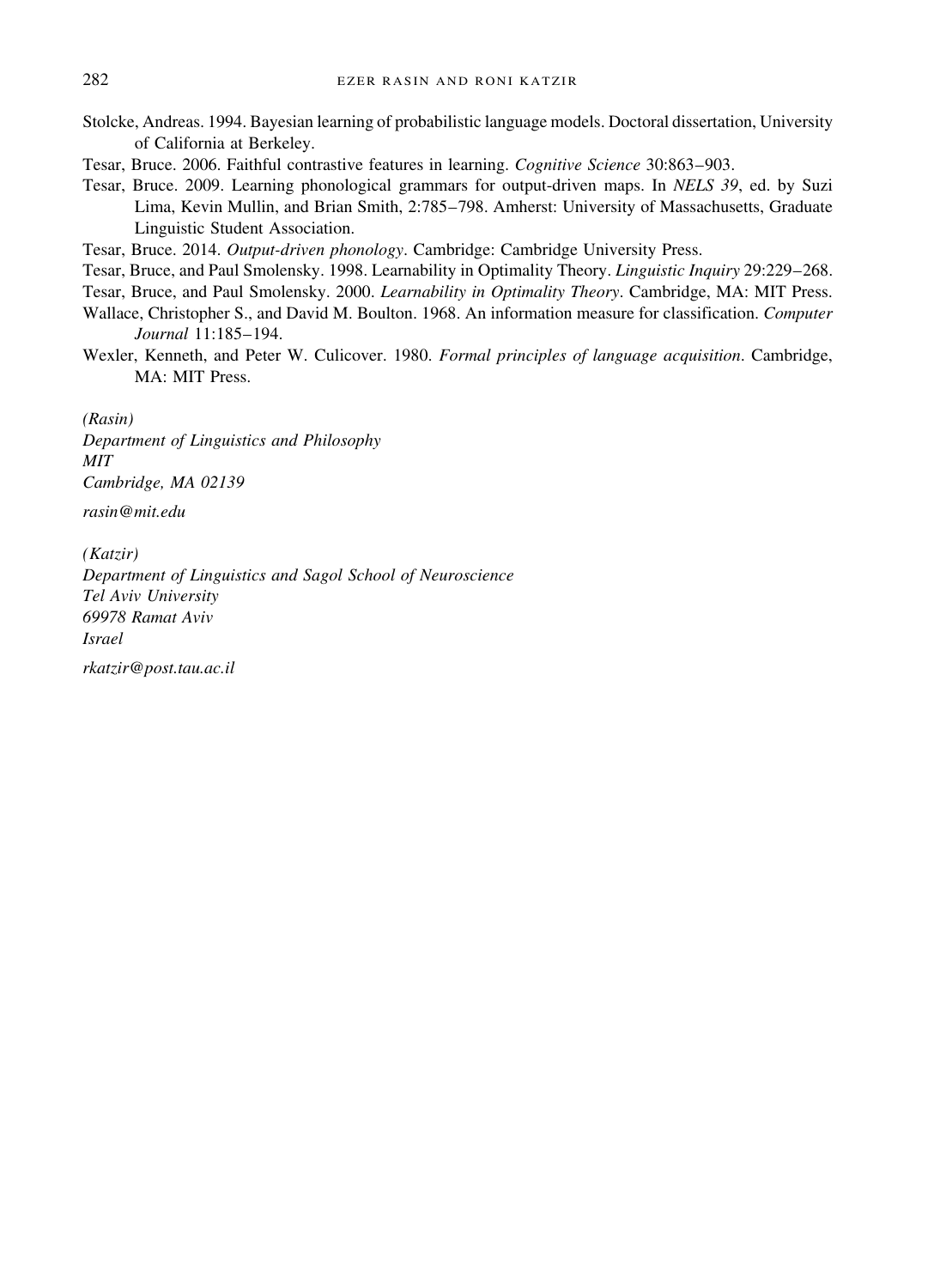Stolcke, Andreas. 1994. Bayesian learning of probabilistic language models. Doctoral dissertation, University of California at Berkeley.

Tesar, Bruce. 2006. Faithful contrastive features in learning. *Cognitive Science* 30:863–903.

Tesar, Bruce. 2009. Learning phonological grammars for output-driven maps. In *NELS 39*, ed. by Suzi Lima, Kevin Mullin, and Brian Smith, 2:785–798. Amherst: University of Massachusetts, Graduate Linguistic Student Association.

Tesar, Bruce. 2014. *Output-driven phonology*. Cambridge: Cambridge University Press.

Tesar, Bruce, and Paul Smolensky. 1998. Learnability in Optimality Theory. *Linguistic Inquiry* 29:229–268.

Tesar, Bruce, and Paul Smolensky. 2000. *Learnability in Optimality Theory*. Cambridge, MA: MIT Press.

Wallace, Christopher S., and David M. Boulton. 1968. An information measure for classification. *Computer Journal* 11:185–194.

Wexler, Kenneth, and Peter W. Culicover. 1980. *Formal principles of language acquisition*. Cambridge, MA: MIT Press.

*(Rasin)*
*Department of Linguistics and Philosophy*
*MIT*
*Cambridge, MA 02139*

*rasin@mit.edu*

*(Katzir)*
*Department of Linguistics and Sagol School of Neuroscience*
*Tel Aviv University*
*69978 Ramat Aviv*
*Israel*

*rkatzir@post.tau.ac.il*